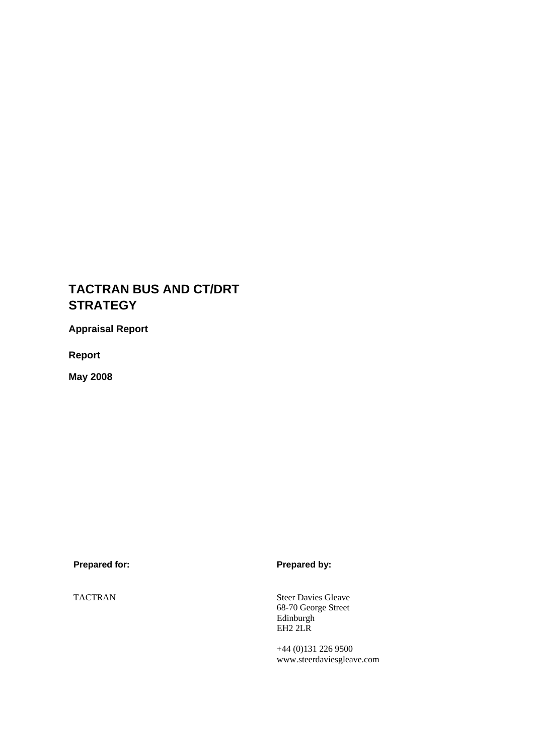# TACTRAN BUS AND CT/DRT STRATEGY

**Appraisal Report**

**Report**

**May 2008**

| **Prepared for:** | **Prepared by:** |
| --- | --- |
| TACTRAN | Steer Davies Gleave<br>68-70 George Street<br>Edinburgh<br>EH2 2LR<br><br>+44 (0)131 226 9500<br>www.steerdaviesgleave.com |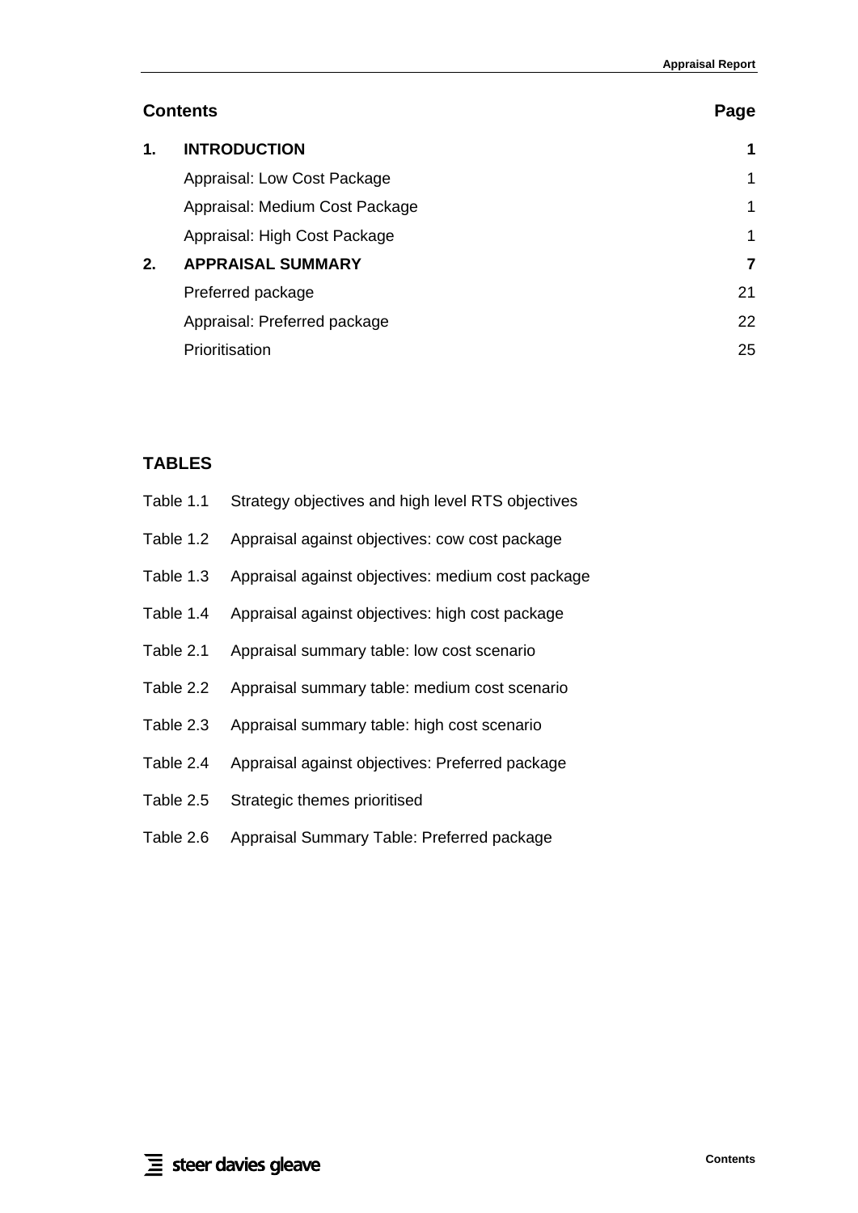## Contents

| | Contents | Page |
|---|---|---|
| **1.** | **INTRODUCTION** | **1** |
| | Appraisal: Low Cost Package | 1 |
| | Appraisal: Medium Cost Package | 1 |
| | Appraisal: High Cost Package | 1 |
| **2.** | **APPRAISAL SUMMARY** | **7** |
| | Preferred package | 21 |
| | Appraisal: Preferred package | 22 |
| | Prioritisation | 25 |

## TABLES

Table 1.1 Strategy objectives and high level RTS objectives

Table 1.2 Appraisal against objectives: cow cost package

Table 1.3 Appraisal against objectives: medium cost package

Table 1.4 Appraisal against objectives: high cost package

Table 2.1 Appraisal summary table: low cost scenario

Table 2.2 Appraisal summary table: medium cost scenario

Table 2.3 Appraisal summary table: high cost scenario

Table 2.4 Appraisal against objectives: Preferred package

Table 2.5 Strategic themes prioritised

Table 2.6 Appraisal Summary Table: Preferred package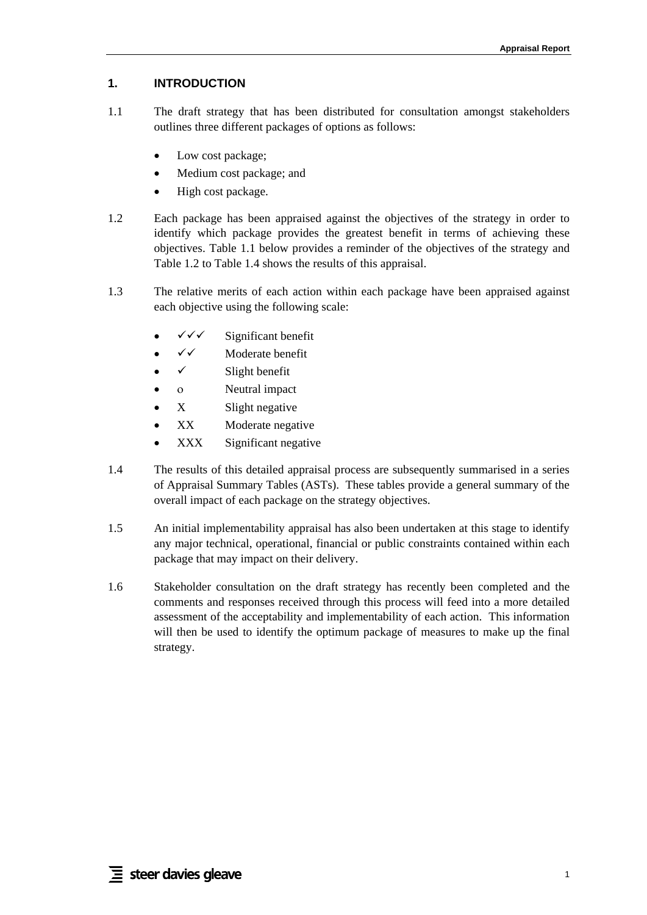# 1. INTRODUCTION

1.1 The draft strategy that has been distributed for consultation amongst stakeholders outlines three different packages of options as follows:

- Low cost package;
- Medium cost package; and
- High cost package.

1.2 Each package has been appraised against the objectives of the strategy in order to identify which package provides the greatest benefit in terms of achieving these objectives. Table 1.1 below provides a reminder of the objectives of the strategy and Table 1.2 to Table 1.4 shows the results of this appraisal.

1.3 The relative merits of each action within each package have been appraised against each objective using the following scale:

- ✓✓✓ Significant benefit
- ✓✓ Moderate benefit
- ✓ Slight benefit
- o Neutral impact
- X Slight negative
- XX Moderate negative
- XXX Significant negative

1.4 The results of this detailed appraisal process are subsequently summarised in a series of Appraisal Summary Tables (ASTs). These tables provide a general summary of the overall impact of each package on the strategy objectives.

1.5 An initial implementability appraisal has also been undertaken at this stage to identify any major technical, operational, financial or public constraints contained within each package that may impact on their delivery.

1.6 Stakeholder consultation on the draft strategy has recently been completed and the comments and responses received through this process will feed into a more detailed assessment of the acceptability and implementability of each action. This information will then be used to identify the optimum package of measures to make up the final strategy.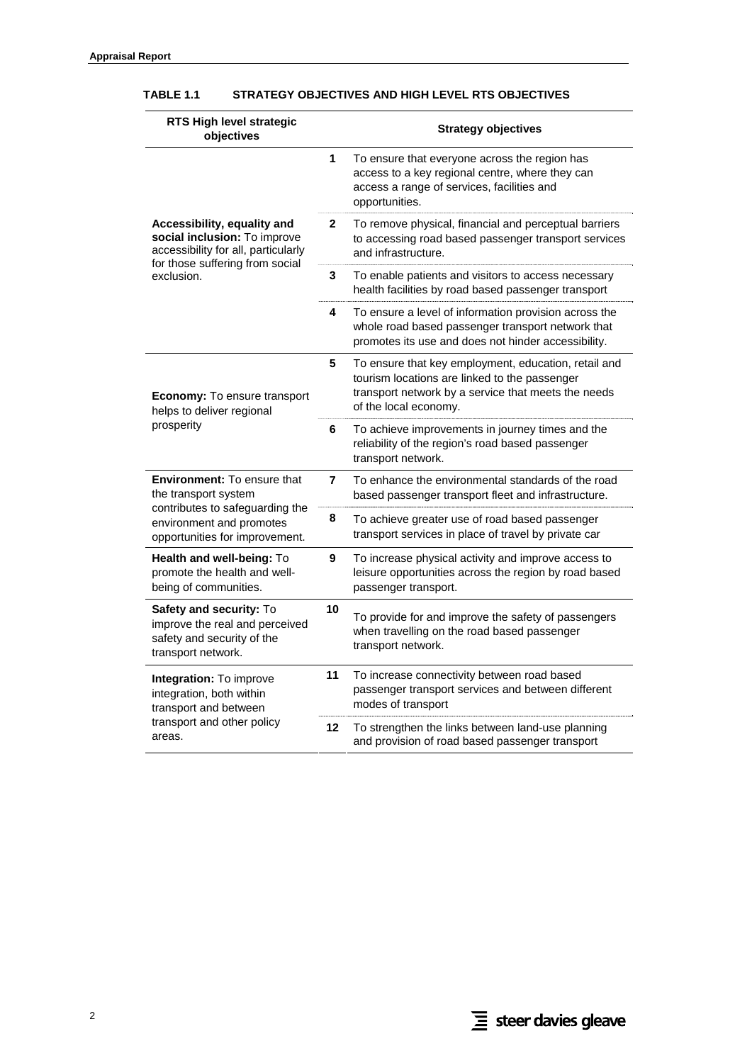**TABLE 1.1 STRATEGY OBJECTIVES AND HIGH LEVEL RTS OBJECTIVES**

| RTS High level strategic objectives | | Strategy objectives |
|---|---|---|
| **Accessibility, equality and social inclusion:** To improve accessibility for all, particularly for those suffering from social exclusion. | **1** | To ensure that everyone across the region has access to a key regional centre, where they can access a range of services, facilities and opportunities. |
| | **2** | To remove physical, financial and perceptual barriers to accessing road based passenger transport services and infrastructure. |
| | **3** | To enable patients and visitors to access necessary health facilities by road based passenger transport |
| | **4** | To ensure a level of information provision across the whole road based passenger transport network that promotes its use and does not hinder accessibility. |
| **Economy:** To ensure transport helps to deliver regional prosperity | **5** | To ensure that key employment, education, retail and tourism locations are linked to the passenger transport network by a service that meets the needs of the local economy. |
| | **6** | To achieve improvements in journey times and the reliability of the region's road based passenger transport network. |
| **Environment:** To ensure that the transport system contributes to safeguarding the environment and promotes opportunities for improvement. | **7** | To enhance the environmental standards of the road based passenger transport fleet and infrastructure. |
| | **8** | To achieve greater use of road based passenger transport services in place of travel by private car |
| **Health and well-being:** To promote the health and well-being of communities. | **9** | To increase physical activity and improve access to leisure opportunities across the region by road based passenger transport. |
| **Safety and security:** To improve the real and perceived safety and security of the transport network. | **10** | To provide for and improve the safety of passengers when travelling on the road based passenger transport network. |
| **Integration:** To improve integration, both within transport and between transport and other policy areas. | **11** | To increase connectivity between road based passenger transport services and between different modes of transport |
| | **12** | To strengthen the links between land-use planning and provision of road based passenger transport |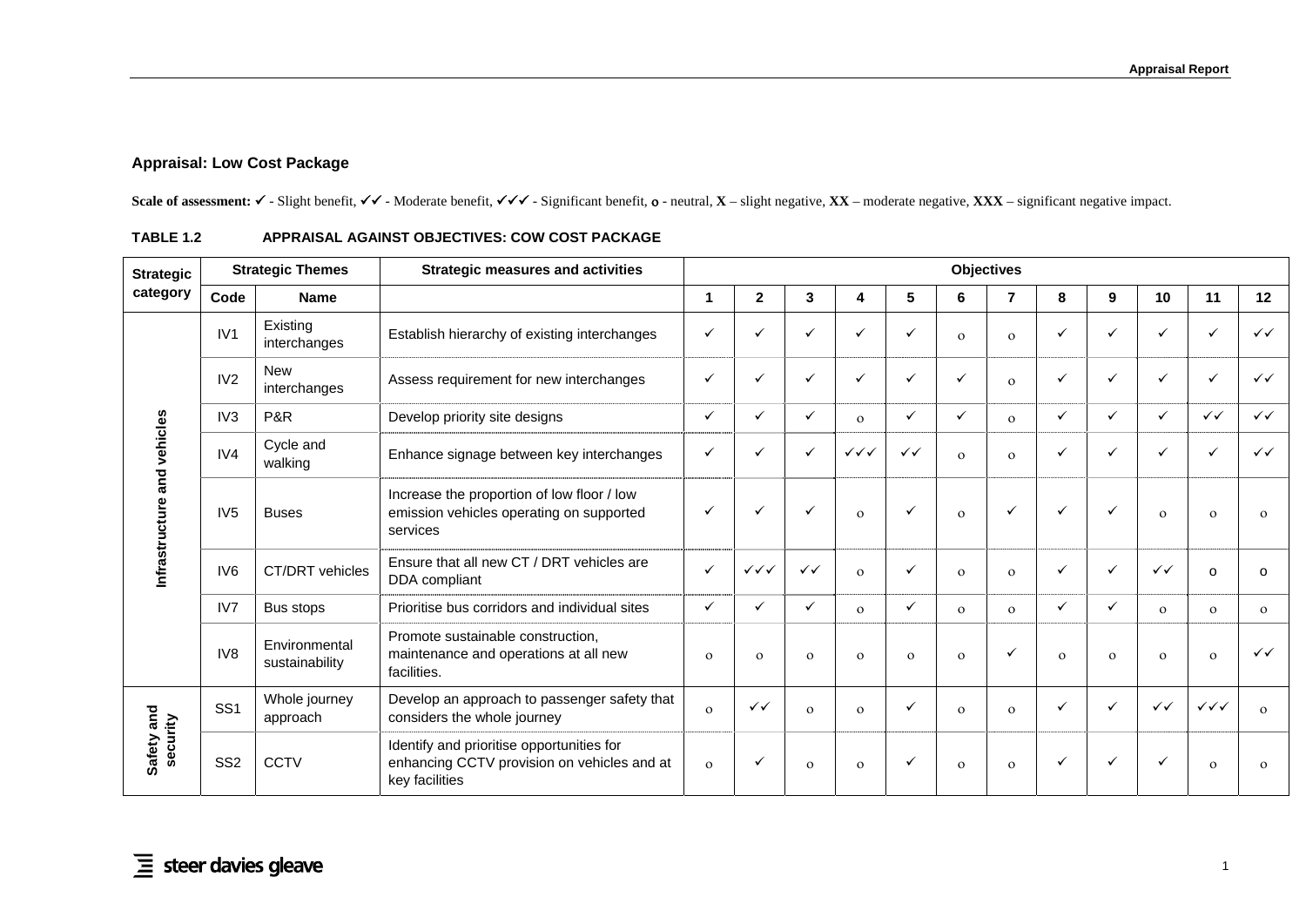### Appraisal: Low Cost Package

**Scale of assessment:** ✓ - Slight benefit, ✓✓ - Moderate benefit, ✓✓✓ - Significant benefit, **o** - neutral, **X** – slight negative, **XX** – moderate negative, **XXX** – significant negative impact.

**TABLE 1.2 APPRAISAL AGAINST OBJECTIVES: COW COST PACKAGE**

| Strategic category | Strategic Themes | | Strategic measures and activities | Objectives | | | | | | | | | | | |
|---|---|---|---|---|---|---|---|---|---|---|---|---|---|---|---|
| | Code | Name | | 1 | 2 | 3 | 4 | 5 | 6 | 7 | 8 | 9 | 10 | 11 | 12 |
| Infrastructure and vehicles | IV1 | Existing interchanges | Establish hierarchy of existing interchanges | ✓ | ✓ | ✓ | ✓ | ✓ | o | o | ✓ | ✓ | ✓ | ✓ | ✓✓ |
| | IV2 | New interchanges | Assess requirement for new interchanges | ✓ | ✓ | ✓ | ✓ | ✓ | ✓ | o | ✓ | ✓ | ✓ | ✓ | ✓✓ |
| | IV3 | P&R | Develop priority site designs | ✓ | ✓ | ✓ | o | ✓ | ✓ | o | ✓ | ✓ | ✓ | ✓✓ | ✓✓ |
| | IV4 | Cycle and walking | Enhance signage between key interchanges | ✓ | ✓ | ✓ | ✓✓✓ | ✓✓ | o | o | ✓ | ✓ | ✓ | ✓ | ✓✓ |
| | IV5 | Buses | Increase the proportion of low floor / low emission vehicles operating on supported services | ✓ | ✓ | ✓ | o | ✓ | o | ✓ | ✓ | ✓ | o | o | o |
| | IV6 | CT/DRT vehicles | Ensure that all new CT / DRT vehicles are DDA compliant | ✓ | ✓✓✓ | ✓✓ | o | ✓ | o | o | ✓ | ✓ | ✓✓ | o | o |
| | IV7 | Bus stops | Prioritise bus corridors and individual sites | ✓ | ✓ | ✓ | o | ✓ | o | o | ✓ | ✓ | o | o | o |
| | IV8 | Environmental sustainability | Promote sustainable construction, maintenance and operations at all new facilities. | o | o | o | o | o | o | ✓ | o | o | o | o | ✓✓ |
| Safety and security | SS1 | Whole journey approach | Develop an approach to passenger safety that considers the whole journey | o | ✓✓ | o | o | ✓ | o | o | ✓ | ✓ | ✓✓ | ✓✓✓ | o |
| | SS2 | CCTV | Identify and prioritise opportunities for enhancing CCTV provision on vehicles and at key facilities | o | ✓ | o | o | ✓ | o | o | ✓ | ✓ | ✓ | o | o |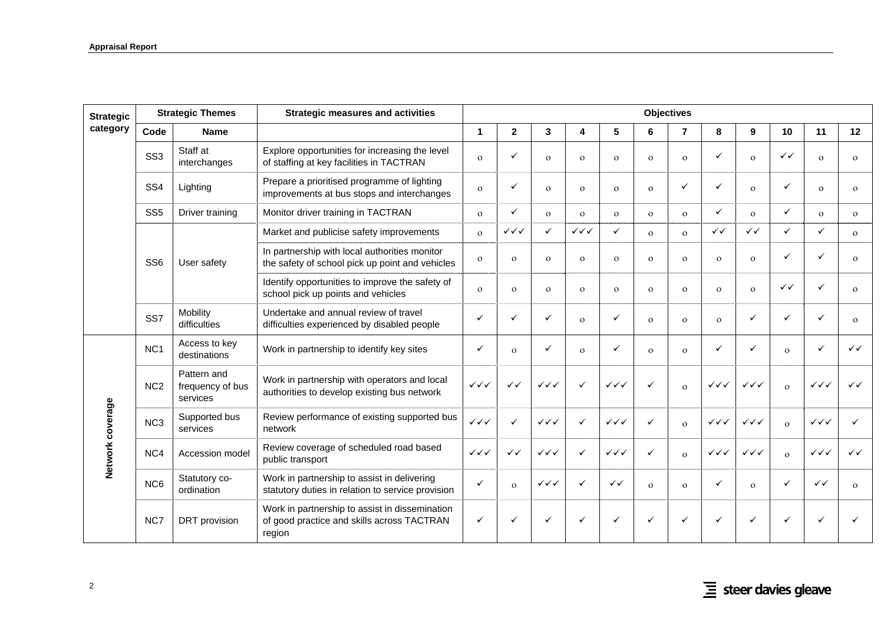| Strategic category | Strategic Themes | | Strategic measures and activities | Objectives | | | | | | | | | | | |
|---|---|---|---|---|---|---|---|---|---|---|---|---|---|---|---|
| | Code | Name | | 1 | 2 | 3 | 4 | 5 | 6 | 7 | 8 | 9 | 10 | 11 | 12 |
| | SS3 | Staff at interchanges | Explore opportunities for increasing the level of staffing at key facilities in TACTRAN | o | ✓ | o | o | o | o | o | ✓ | o | ✓✓ | o | o |
| | SS4 | Lighting | Prepare a prioritised programme of lighting improvements at bus stops and interchanges | o | ✓ | o | o | o | o | ✓ | ✓ | o | ✓ | o | o |
| | SS5 | Driver training | Monitor driver training in TACTRAN | o | ✓ | o | o | o | o | o | ✓ | o | ✓ | o | o |
| | SS6 | User safety | Market and publicise safety improvements | o | ✓✓✓ | ✓ | ✓✓✓ | ✓ | o | o | ✓✓ | ✓✓ | ✓ | ✓ | o |
| | | | In partnership with local authorities monitor the safety of school pick up point and vehicles | o | o | o | o | o | o | o | o | o | ✓ | ✓ | o |
| | | | Identify opportunities to improve the safety of school pick up points and vehicles | o | o | o | o | o | o | o | o | o | ✓✓ | ✓ | o |
| | SS7 | Mobility difficulties | Undertake and annual review of travel difficulties experienced by disabled people | ✓ | ✓ | ✓ | o | ✓ | o | o | o | ✓ | ✓ | ✓ | o |
| Network coverage | NC1 | Access to key destinations | Work in partnership to identify key sites | ✓ | o | ✓ | o | ✓ | o | o | ✓ | ✓ | o | ✓ | ✓✓ |
| | NC2 | Pattern and frequency of bus services | Work in partnership with operators and local authorities to develop existing bus network | ✓✓✓ | ✓✓ | ✓✓✓ | ✓ | ✓✓✓ | ✓ | o | ✓✓✓ | ✓✓✓ | o | ✓✓✓ | ✓✓ |
| | NC3 | Supported bus services | Review performance of existing supported bus network | ✓✓✓ | ✓ | ✓✓✓ | ✓ | ✓✓✓ | ✓ | o | ✓✓✓ | ✓✓✓ | o | ✓✓✓ | ✓ |
| | NC4 | Accession model | Review coverage of scheduled road based public transport | ✓✓✓ | ✓✓ | ✓✓✓ | ✓ | ✓✓✓ | ✓ | o | ✓✓✓ | ✓✓✓ | o | ✓✓✓ | ✓✓ |
| | NC6 | Statutory co-ordination | Work in partnership to assist in delivering statutory duties in relation to service provision | ✓ | o | ✓✓✓ | ✓ | ✓✓ | o | o | ✓ | o | ✓ | ✓✓ | o |
| | NC7 | DRT provision | Work in partnership to assist in dissemination of good practice and skills across TACTRAN region | ✓ | ✓ | ✓ | ✓ | ✓ | ✓ | ✓ | ✓ | ✓ | ✓ | ✓ | ✓ |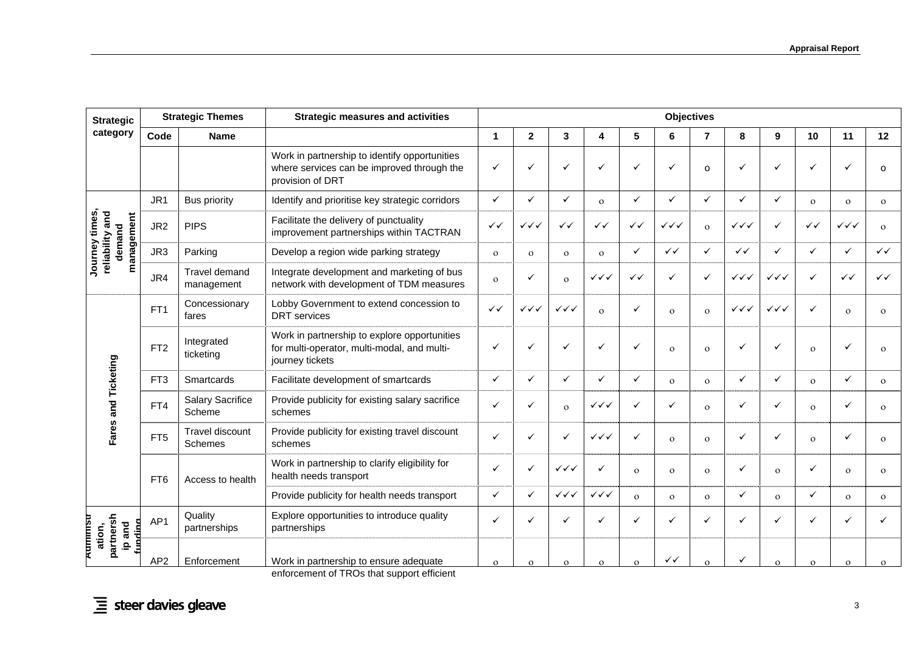| Strategic category | Strategic Themes | | Strategic measures and activities | Objectives | | | | | | | | | | | |
|---|---|---|---|---|---|---|---|---|---|---|---|---|---|---|---|
| | Code | Name | | 1 | 2 | 3 | 4 | 5 | 6 | 7 | 8 | 9 | 10 | 11 | 12 |
| | | | Work in partnership to identify opportunities where services can be improved through the provision of DRT | ✓ | ✓ | ✓ | ✓ | ✓ | ✓ | o | ✓ | ✓ | ✓ | ✓ | o |
| Journey times, reliability and demand management | JR1 | Bus priority | Identify and prioritise key strategic corridors | ✓ | ✓ | ✓ | o | ✓ | ✓ | ✓ | ✓ | ✓ | o | o | o |
| | JR2 | PIPS | Facilitate the delivery of punctuality improvement partnerships within TACTRAN | ✓✓ | ✓✓✓ | ✓✓ | ✓✓ | ✓✓ | ✓✓✓ | o | ✓✓✓ | ✓ | ✓✓ | ✓✓✓ | o |
| | JR3 | Parking | Develop a region wide parking strategy | o | o | o | o | ✓ | ✓✓ | ✓ | ✓✓ | ✓ | ✓ | ✓ | ✓✓ |
| | JR4 | Travel demand management | Integrate development and marketing of bus network with development of TDM measures | o | ✓ | o | ✓✓✓ | ✓✓ | ✓ | ✓ | ✓✓✓ | ✓✓✓ | ✓ | ✓✓ | ✓✓ |
| Fares and Ticketing | FT1 | Concessionary fares | Lobby Government to extend concession to DRT services | ✓✓ | ✓✓✓ | ✓✓✓ | o | ✓ | o | o | ✓✓✓ | ✓✓✓ | ✓ | o | o |
| | FT2 | Integrated ticketing | Work in partnership to explore opportunities for multi-operator, multi-modal, and multi-journey tickets | ✓ | ✓ | ✓ | ✓ | ✓ | o | o | ✓ | ✓ | o | ✓ | o |
| | FT3 | Smartcards | Facilitate development of smartcards | ✓ | ✓ | ✓ | ✓ | ✓ | o | o | ✓ | ✓ | o | ✓ | o |
| | FT4 | Salary Sacrifice Scheme | Provide publicity for existing salary sacrifice schemes | ✓ | ✓ | o | ✓✓✓ | ✓ | ✓ | o | ✓ | ✓ | o | ✓ | o |
| | FT5 | Travel discount Schemes | Provide publicity for existing travel discount schemes | ✓ | ✓ | ✓ | ✓✓✓ | ✓ | o | o | ✓ | ✓ | o | ✓ | o |
| | FT6 | Access to health | Work in partnership to clarify eligibility for health needs transport | ✓ | ✓ | ✓✓✓ | ✓ | o | o | o | ✓ | o | ✓ | o | o |
| | | | Provide publicity for health needs transport | ✓ | ✓ | ✓✓✓ | ✓✓✓ | o | o | o | ✓ | o | ✓ | o | o |
| Administration, partnership and funding | AP1 | Quality partnerships | Explore opportunities to introduce quality partnerships | ✓ | ✓ | ✓ | ✓ | ✓ | ✓ | ✓ | ✓ | ✓ | ✓ | ✓ | ✓ |
| | AP2 | Enforcement | Work in partnership to ensure adequate enforcement of TROs that support efficient | o | o | o | o | o | ✓✓ | o | ✓ | o | o | o | o |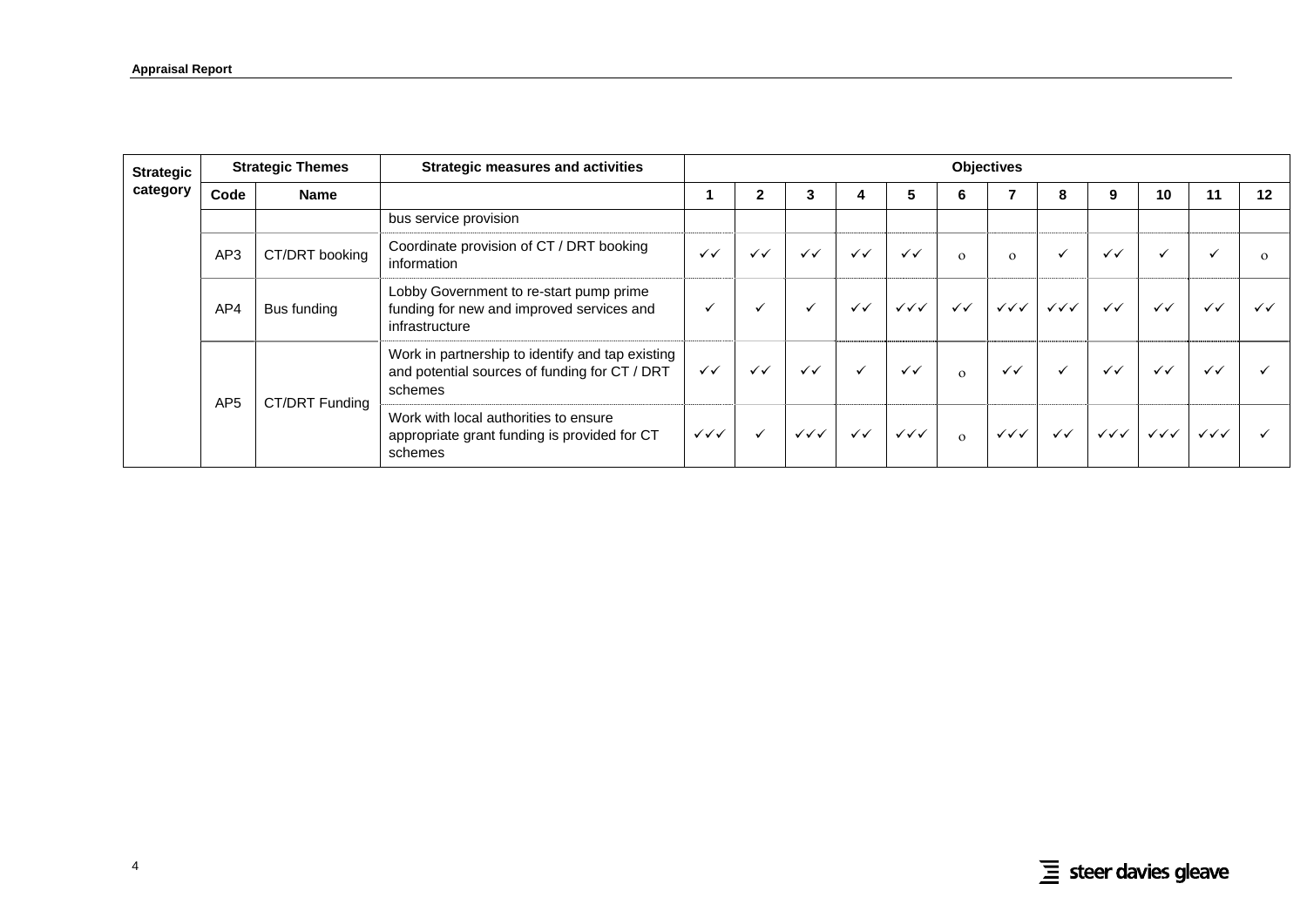| Strategic category | Strategic Themes | | Strategic measures and activities | Objectives | | | | | | | | | | | |
|---|---|---|---|---|---|---|---|---|---|---|---|---|---|---|---|
| | Code | Name | | 1 | 2 | 3 | 4 | 5 | 6 | 7 | 8 | 9 | 10 | 11 | 12 |
| | | | bus service provision | | | | | | | | | | | | |
| | AP3 | CT/DRT booking | Coordinate provision of CT / DRT booking information | ✓✓ | ✓✓ | ✓✓ | ✓✓ | ✓✓ | o | o | ✓ | ✓✓ | ✓ | ✓ | o |
| | AP4 | Bus funding | Lobby Government to re-start pump prime funding for new and improved services and infrastructure | ✓ | ✓ | ✓ | ✓✓ | ✓✓✓ | ✓✓ | ✓✓✓ | ✓✓✓ | ✓✓ | ✓✓ | ✓✓ | ✓✓ |
| | AP5 | CT/DRT Funding | Work in partnership to identify and tap existing and potential sources of funding for CT / DRT schemes | ✓✓ | ✓✓ | ✓✓ | ✓ | ✓✓ | o | ✓✓ | ✓ | ✓✓ | ✓✓ | ✓✓ | ✓ |
| | | | Work with local authorities to ensure appropriate grant funding is provided for CT schemes | ✓✓✓ | ✓ | ✓✓✓ | ✓✓ | ✓✓✓ | o | ✓✓✓ | ✓✓ | ✓✓✓ | ✓✓✓ | ✓✓✓ | ✓ |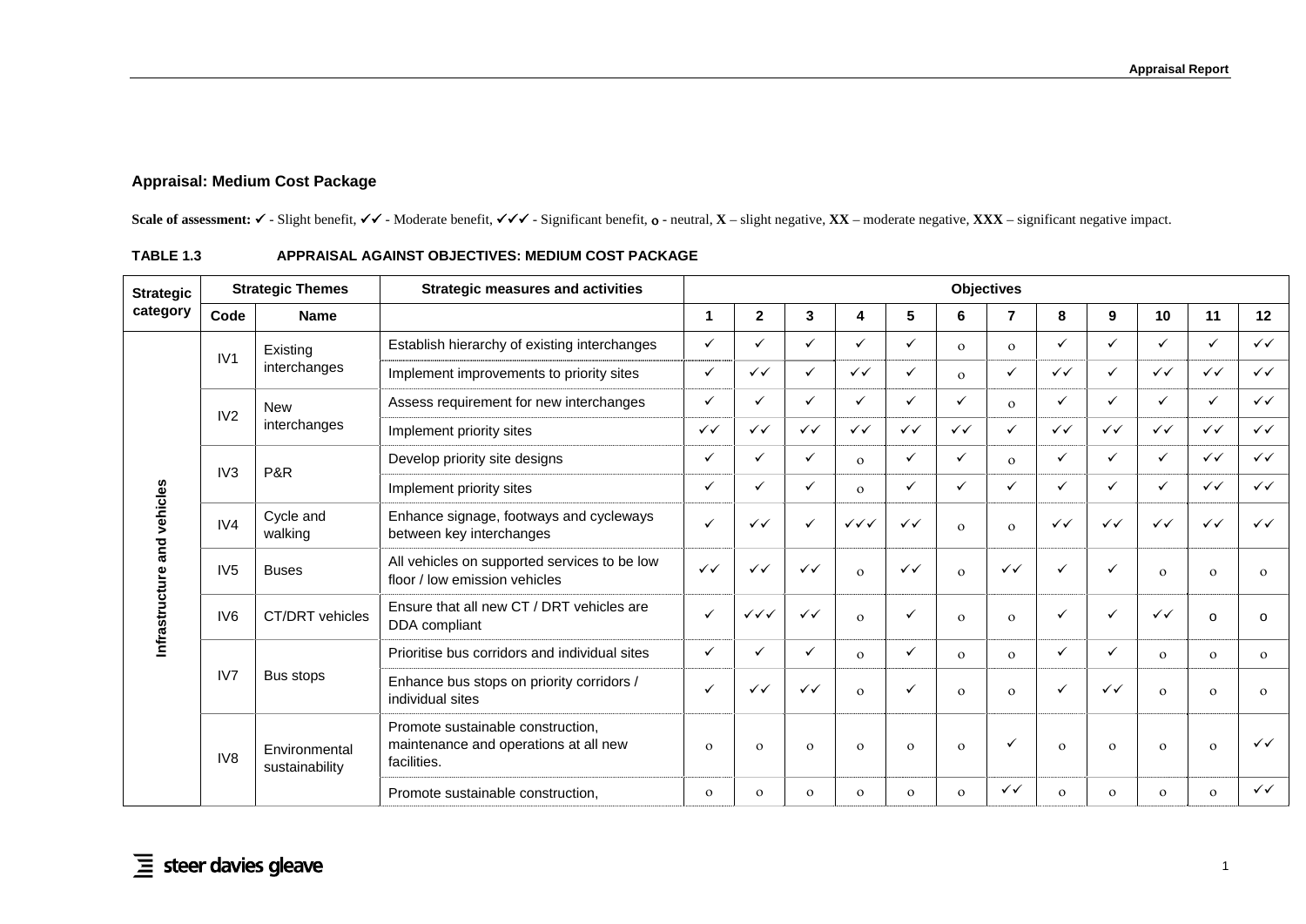### Appraisal: Medium Cost Package

**Scale of assessment:** ✓ - Slight benefit, ✓✓ - Moderate benefit, ✓✓✓ - Significant benefit, **o** - neutral, **X** – slight negative, **XX** – moderate negative, **XXX** – significant negative impact.

**TABLE 1.3 APPRAISAL AGAINST OBJECTIVES: MEDIUM COST PACKAGE**

| Strategic category | Strategic Themes | | Strategic measures and activities | Objectives | | | | | | | | | | | |
|---|---|---|---|---|---|---|---|---|---|---|---|---|---|---|---|
| | Code | Name | | 1 | 2 | 3 | 4 | 5 | 6 | 7 | 8 | 9 | 10 | 11 | 12 |
| Infrastructure and vehicles | IV1 | Existing interchanges | Establish hierarchy of existing interchanges | ✓ | ✓ | ✓ | ✓ | ✓ | o | o | ✓ | ✓ | ✓ | ✓ | ✓✓ |
| | | | Implement improvements to priority sites | ✓ | ✓✓ | ✓ | ✓✓ | ✓ | o | ✓ | ✓✓ | ✓ | ✓✓ | ✓✓ | ✓✓ |
| | IV2 | New interchanges | Assess requirement for new interchanges | ✓ | ✓ | ✓ | ✓ | ✓ | ✓ | o | ✓ | ✓ | ✓ | ✓ | ✓✓ |
| | | | Implement priority sites | ✓✓ | ✓✓ | ✓✓ | ✓✓ | ✓✓ | ✓✓ | ✓ | ✓✓ | ✓✓ | ✓✓ | ✓✓ | ✓✓ |
| | IV3 | P&R | Develop priority site designs | ✓ | ✓ | ✓ | o | ✓ | ✓ | o | ✓ | ✓ | ✓ | ✓✓ | ✓✓ |
| | | | Implement priority sites | ✓ | ✓ | ✓ | o | ✓ | ✓ | ✓ | ✓ | ✓ | ✓ | ✓✓ | ✓✓ |
| | IV4 | Cycle and walking | Enhance signage, footways and cycleways between key interchanges | ✓ | ✓✓ | ✓ | ✓✓✓ | ✓✓ | o | o | ✓✓ | ✓✓ | ✓✓ | ✓✓ | ✓✓ |
| | IV5 | Buses | All vehicles on supported services to be low floor / low emission vehicles | ✓✓ | ✓✓ | ✓✓ | o | ✓✓ | o | ✓✓ | ✓ | ✓ | o | o | o |
| | IV6 | CT/DRT vehicles | Ensure that all new CT / DRT vehicles are DDA compliant | ✓ | ✓✓✓ | ✓✓ | o | ✓ | o | o | ✓ | ✓ | ✓✓ | o | o |
| | IV7 | Bus stops | Prioritise bus corridors and individual sites | ✓ | ✓ | ✓ | o | ✓ | o | o | ✓ | ✓ | o | o | o |
| | | | Enhance bus stops on priority corridors / individual sites | ✓ | ✓✓ | ✓✓ | o | ✓ | o | o | ✓ | ✓✓ | o | o | o |
| | IV8 | Environmental sustainability | Promote sustainable construction, maintenance and operations at all new facilities. | o | o | o | o | o | o | ✓ | o | o | o | o | ✓✓ |
| | | | Promote sustainable construction, | o | o | o | o | o | o | ✓✓ | o | o | o | o | ✓✓ |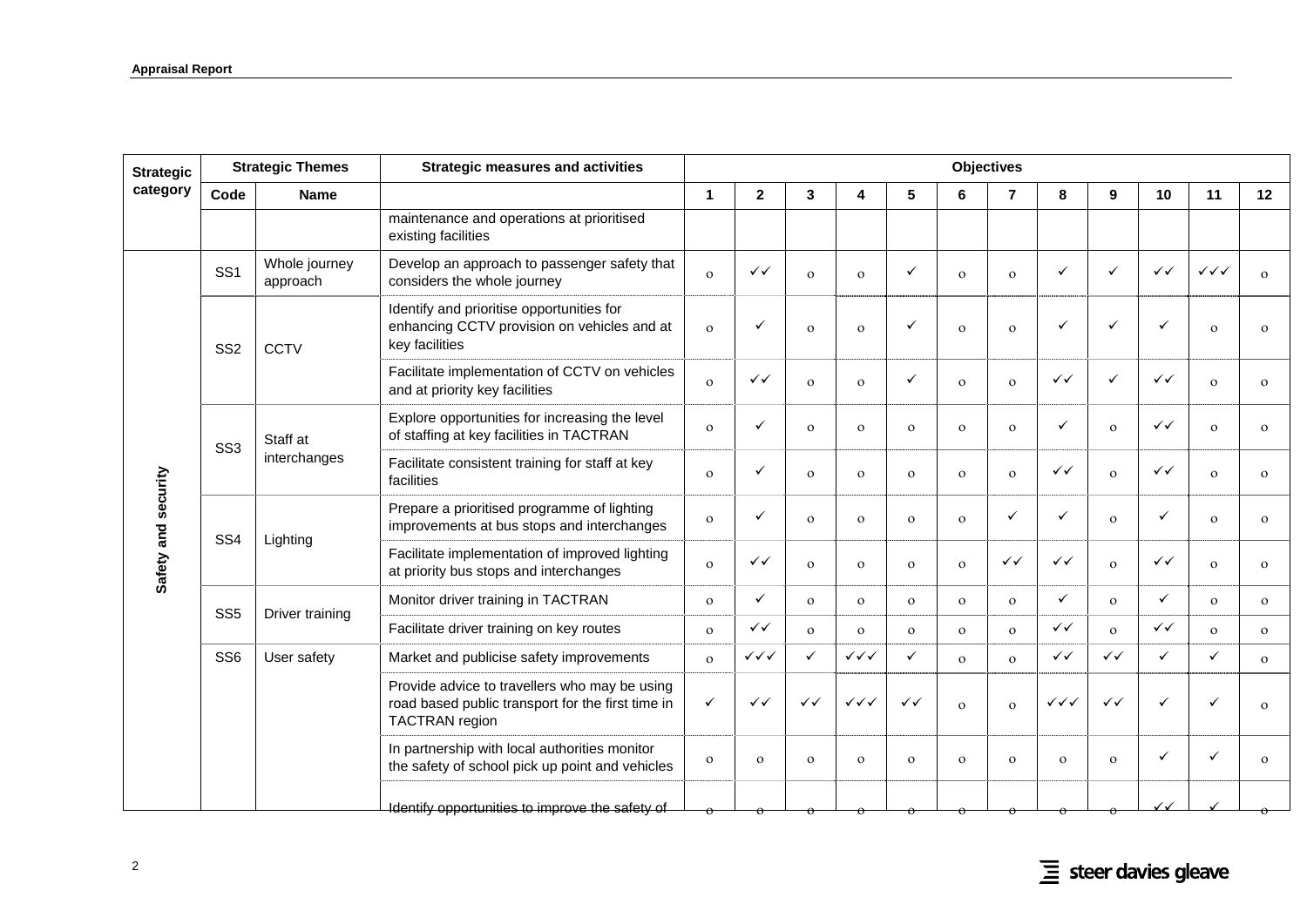| Strategic category | Strategic Themes | | Strategic measures and activities | Objectives | | | | | | | | | | | |
|---|---|---|---|---|---|---|---|---|---|---|---|---|---|---|---|
| | Code | Name | | 1 | 2 | 3 | 4 | 5 | 6 | 7 | 8 | 9 | 10 | 11 | 12 |
| | | | maintenance and operations at prioritised existing facilities | | | | | | | | | | | | |
| Safety and security | SS1 | Whole journey approach | Develop an approach to passenger safety that considers the whole journey | o | ✓✓ | o | o | ✓ | o | o | ✓ | ✓ | ✓✓ | ✓✓✓ | o |
| | SS2 | CCTV | Identify and prioritise opportunities for enhancing CCTV provision on vehicles and at key facilities | o | ✓ | o | o | ✓ | o | o | ✓ | ✓ | ✓ | o | o |
| | | | Facilitate implementation of CCTV on vehicles and at priority key facilities | o | ✓✓ | o | o | ✓ | o | o | ✓✓ | ✓ | ✓✓ | o | o |
| | SS3 | Staff at interchanges | Explore opportunities for increasing the level of staffing at key facilities in TACTRAN | o | ✓ | o | o | o | o | o | ✓ | o | ✓✓ | o | o |
| | | | Facilitate consistent training for staff at key facilities | o | ✓ | o | o | o | o | o | ✓✓ | o | ✓✓ | o | o |
| | SS4 | Lighting | Prepare a prioritised programme of lighting improvements at bus stops and interchanges | o | ✓ | o | o | o | o | ✓ | ✓ | o | ✓ | o | o |
| | | | Facilitate implementation of improved lighting at priority bus stops and interchanges | o | ✓✓ | o | o | o | o | ✓✓ | ✓✓ | o | ✓✓ | o | o |
| | SS5 | Driver training | Monitor driver training in TACTRAN | o | ✓ | o | o | o | o | o | ✓ | o | ✓ | o | o |
| | | | Facilitate driver training on key routes | o | ✓✓ | o | o | o | o | o | ✓✓ | o | ✓✓ | o | o |
| | SS6 | User safety | Market and publicise safety improvements | o | ✓✓✓ | ✓ | ✓✓✓ | ✓ | o | o | ✓✓ | ✓✓ | ✓ | ✓ | o |
| | | | Provide advice to travellers who may be using road based public transport for the first time in TACTRAN region | ✓ | ✓✓ | ✓✓ | ✓✓✓ | ✓✓ | o | o | ✓✓✓ | ✓✓ | ✓ | ✓ | o |
| | | | In partnership with local authorities monitor the safety of school pick up point and vehicles | o | o | o | o | o | o | o | o | o | ✓ | ✓ | o |
| | | | Identify opportunities to improve the safety of | o | o | o | o | o | o | o | o | o | ✓✓ | ✓ | o |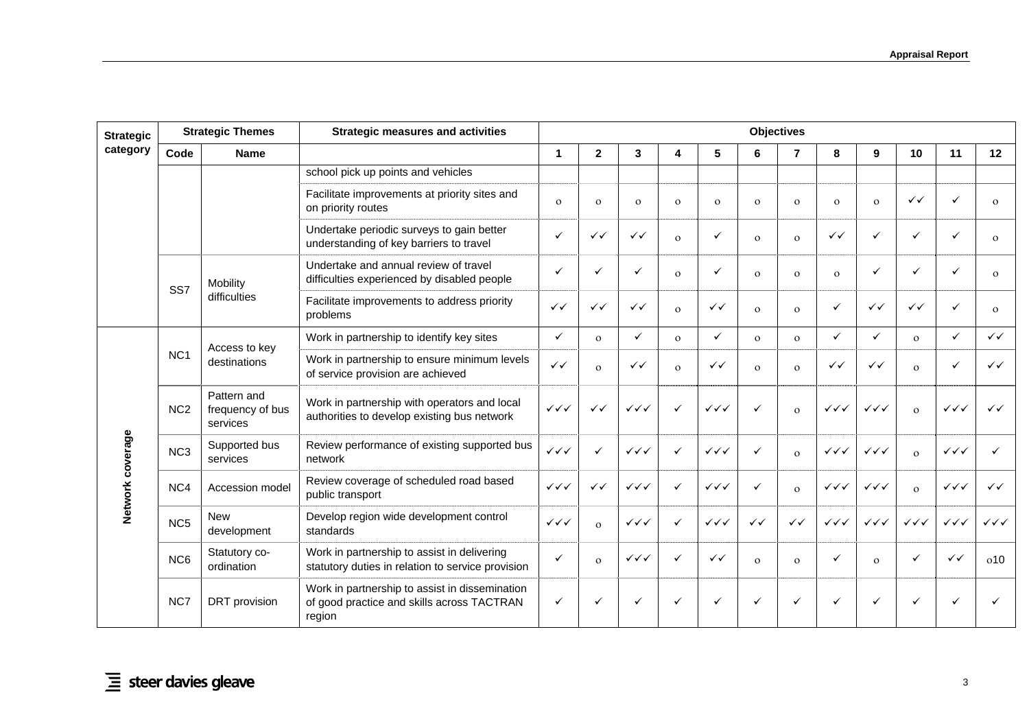| Strategic category | Strategic Themes | | Strategic measures and activities | Objectives | | | | | | | | | | | |
|---|---|---|---|---|---|---|---|---|---|---|---|---|---|---|---|
| | Code | Name | | 1 | 2 | 3 | 4 | 5 | 6 | 7 | 8 | 9 | 10 | 11 | 12 |
| | | | school pick up points and vehicles | | | | | | | | | | | | |
| | | | Facilitate improvements at priority sites and on priority routes | o | o | o | o | o | o | o | o | o | ✓✓ | ✓ | o |
| | | | Undertake periodic surveys to gain better understanding of key barriers to travel | ✓ | ✓✓ | ✓✓ | o | ✓ | o | o | ✓✓ | ✓ | ✓ | ✓ | o |
| | SS7 | Mobility difficulties | Undertake and annual review of travel difficulties experienced by disabled people | ✓ | ✓ | ✓ | o | ✓ | o | o | o | ✓ | ✓ | ✓ | o |
| | | | Facilitate improvements to address priority problems | ✓✓ | ✓✓ | ✓✓ | o | ✓✓ | o | o | ✓ | ✓✓ | ✓✓ | ✓ | o |
| Network coverage | NC1 | Access to key destinations | Work in partnership to identify key sites | ✓ | o | ✓ | o | ✓ | o | o | ✓ | ✓ | o | ✓ | ✓✓ |
| | | | Work in partnership to ensure minimum levels of service provision are achieved | ✓✓ | o | ✓✓ | o | ✓✓ | o | o | ✓✓ | ✓✓ | o | ✓ | ✓✓ |
| | NC2 | Pattern and frequency of bus services | Work in partnership with operators and local authorities to develop existing bus network | ✓✓✓ | ✓✓ | ✓✓✓ | ✓ | ✓✓✓ | ✓ | o | ✓✓✓ | ✓✓✓ | o | ✓✓✓ | ✓✓ |
| | NC3 | Supported bus services | Review performance of existing supported bus network | ✓✓✓ | ✓ | ✓✓✓ | ✓ | ✓✓✓ | ✓ | o | ✓✓✓ | ✓✓✓ | o | ✓✓✓ | ✓ |
| | NC4 | Accession model | Review coverage of scheduled road based public transport | ✓✓✓ | ✓✓ | ✓✓✓ | ✓ | ✓✓✓ | ✓ | o | ✓✓✓ | ✓✓✓ | o | ✓✓✓ | ✓✓ |
| | NC5 | New development | Develop region wide development control standards | ✓✓✓ | o | ✓✓✓ | ✓ | ✓✓✓ | ✓✓ | ✓✓ | ✓✓✓ | ✓✓✓ | ✓✓✓ | ✓✓✓ | ✓✓✓ |
| | NC6 | Statutory co-ordination | Work in partnership to assist in delivering statutory duties in relation to service provision | ✓ | o | ✓✓✓ | ✓ | ✓✓ | o | o | ✓ | o | ✓ | ✓✓ | o10 |
| | NC7 | DRT provision | Work in partnership to assist in dissemination of good practice and skills across TACTRAN region | ✓ | ✓ | ✓ | ✓ | ✓ | ✓ | ✓ | ✓ | ✓ | ✓ | ✓ | ✓ |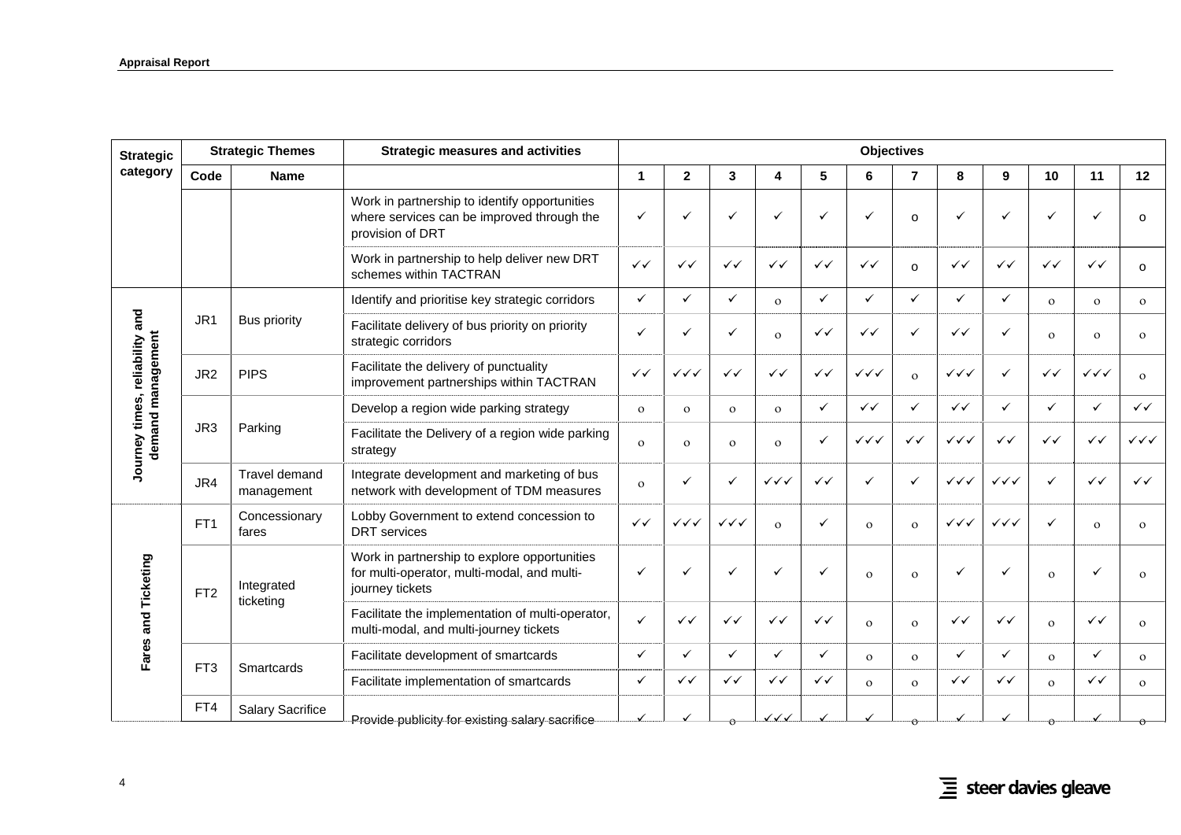| Strategic category | Strategic Themes | | Strategic measures and activities | Objectives | | | | | | | | | | | |
|---|---|---|---|---|---|---|---|---|---|---|---|---|---|---|---|
| | Code | Name | | 1 | 2 | 3 | 4 | 5 | 6 | 7 | 8 | 9 | 10 | 11 | 12 |
| | | | Work in partnership to identify opportunities where services can be improved through the provision of DRT | ✓ | ✓ | ✓ | ✓ | ✓ | ✓ | o | ✓ | ✓ | ✓ | ✓ | o |
| | | | Work in partnership to help deliver new DRT schemes within TACTRAN | ✓✓ | ✓✓ | ✓✓ | ✓✓ | ✓✓ | ✓✓ | o | ✓✓ | ✓✓ | ✓✓ | ✓✓ | o |
| Journey times, reliability and demand management | JR1 | Bus priority | Identify and prioritise key strategic corridors | ✓ | ✓ | ✓ | o | ✓ | ✓ | ✓ | ✓ | ✓ | o | o | o |
| | | | Facilitate delivery of bus priority on priority strategic corridors | ✓ | ✓ | ✓ | o | ✓✓ | ✓✓ | ✓ | ✓✓ | ✓ | o | o | o |
| | JR2 | PIPS | Facilitate the delivery of punctuality improvement partnerships within TACTRAN | ✓✓ | ✓✓✓ | ✓✓ | ✓✓ | ✓✓ | ✓✓✓ | o | ✓✓✓ | ✓ | ✓✓ | ✓✓✓ | o |
| | JR3 | Parking | Develop a region wide parking strategy | o | o | o | o | ✓ | ✓✓ | ✓ | ✓✓ | ✓ | ✓ | ✓ | ✓✓ |
| | | | Facilitate the Delivery of a region wide parking strategy | o | o | o | o | ✓ | ✓✓✓ | ✓✓ | ✓✓✓ | ✓✓ | ✓✓ | ✓✓ | ✓✓✓ |
| | JR4 | Travel demand management | Integrate development and marketing of bus network with development of TDM measures | o | ✓ | ✓ | ✓✓✓ | ✓✓ | ✓ | ✓ | ✓✓✓ | ✓✓✓ | ✓ | ✓✓ | ✓✓ |
| Fares and Ticketing | FT1 | Concessionary fares | Lobby Government to extend concession to DRT services | ✓✓ | ✓✓✓ | ✓✓✓ | o | ✓ | o | o | ✓✓✓ | ✓✓✓ | ✓ | o | o |
| | FT2 | Integrated ticketing | Work in partnership to explore opportunities for multi-operator, multi-modal, and multi-journey tickets | ✓ | ✓ | ✓ | ✓ | ✓ | o | o | ✓ | ✓ | o | ✓ | o |
| | | | Facilitate the implementation of multi-operator, multi-modal, and multi-journey tickets | ✓ | ✓✓ | ✓✓ | ✓✓ | ✓✓ | o | o | ✓✓ | ✓✓ | o | ✓✓ | o |
| | FT3 | Smartcards | Facilitate development of smartcards | ✓ | ✓ | ✓ | ✓ | ✓ | o | o | ✓ | ✓ | o | ✓ | o |
| | | | Facilitate implementation of smartcards | ✓ | ✓✓ | ✓✓ | ✓✓ | ✓✓ | o | o | ✓✓ | ✓✓ | o | ✓✓ | o |
| | FT4 | Salary Sacrifice | Provide publicity for existing salary sacrifice | ✓ | ✓ | o | ✓✓✓ | ✓ | ✓ | o | ✓ | ✓ | o | ✓ | o |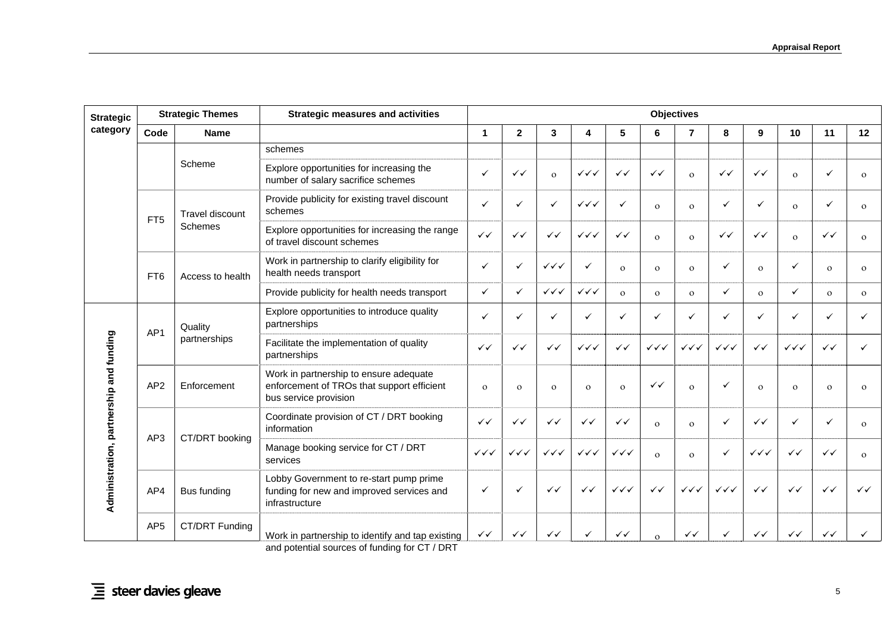| Strategic category | Strategic Themes | | Strategic measures and activities | Objectives | | | | | | | | | | | |
|---|---|---|---|---|---|---|---|---|---|---|---|---|---|---|---|
| | Code | Name | | 1 | 2 | 3 | 4 | 5 | 6 | 7 | 8 | 9 | 10 | 11 | 12 |
| | | Scheme | schemes | | | | | | | | | | | | |
| | | | Explore opportunities for increasing the number of salary sacrifice schemes | ✓ | ✓✓ | o | ✓✓✓ | ✓✓ | ✓✓ | o | ✓✓ | ✓✓ | o | ✓ | o |
| | FT5 | Travel discount Schemes | Provide publicity for existing travel discount schemes | ✓ | ✓ | ✓ | ✓✓✓ | ✓ | o | o | ✓ | ✓ | o | ✓ | o |
| | | | Explore opportunities for increasing the range of travel discount schemes | ✓✓ | ✓✓ | ✓✓ | ✓✓✓ | ✓✓ | o | o | ✓✓ | ✓✓ | o | ✓✓ | o |
| | FT6 | Access to health | Work in partnership to clarify eligibility for health needs transport | ✓ | ✓ | ✓✓✓ | ✓ | o | o | o | ✓ | o | ✓ | o | o |
| | | | Provide publicity for health needs transport | ✓ | ✓ | ✓✓✓ | ✓✓✓ | o | o | o | ✓ | o | ✓ | o | o |
| Administration, partnership and funding | AP1 | Quality partnerships | Explore opportunities to introduce quality partnerships | ✓ | ✓ | ✓ | ✓ | ✓ | ✓ | ✓ | ✓ | ✓ | ✓ | ✓ | ✓ |
| | | | Facilitate the implementation of quality partnerships | ✓✓ | ✓✓ | ✓✓ | ✓✓✓ | ✓✓ | ✓✓✓ | ✓✓✓ | ✓✓✓ | ✓✓ | ✓✓✓ | ✓✓ | ✓ |
| | AP2 | Enforcement | Work in partnership to ensure adequate enforcement of TROs that support efficient bus service provision | o | o | o | o | o | ✓✓ | o | ✓ | o | o | o | o |
| | AP3 | CT/DRT booking | Coordinate provision of CT / DRT booking information | ✓✓ | ✓✓ | ✓✓ | ✓✓ | ✓✓ | o | o | ✓ | ✓✓ | ✓ | ✓ | o |
| | | | Manage booking service for CT / DRT services | ✓✓✓ | ✓✓✓ | ✓✓✓ | ✓✓✓ | ✓✓✓ | o | o | ✓ | ✓✓✓ | ✓✓ | ✓✓ | o |
| | AP4 | Bus funding | Lobby Government to re-start pump prime funding for new and improved services and infrastructure | ✓ | ✓ | ✓✓ | ✓✓ | ✓✓✓ | ✓✓ | ✓✓✓ | ✓✓✓ | ✓✓ | ✓✓ | ✓✓ | ✓✓ |
| | AP5 | CT/DRT Funding | Work in partnership to identify and tap existing and potential sources of funding for CT / DRT | ✓✓ | ✓✓ | ✓✓ | ✓ | ✓✓ | o | ✓✓ | ✓ | ✓✓ | ✓✓ | ✓✓ | ✓ |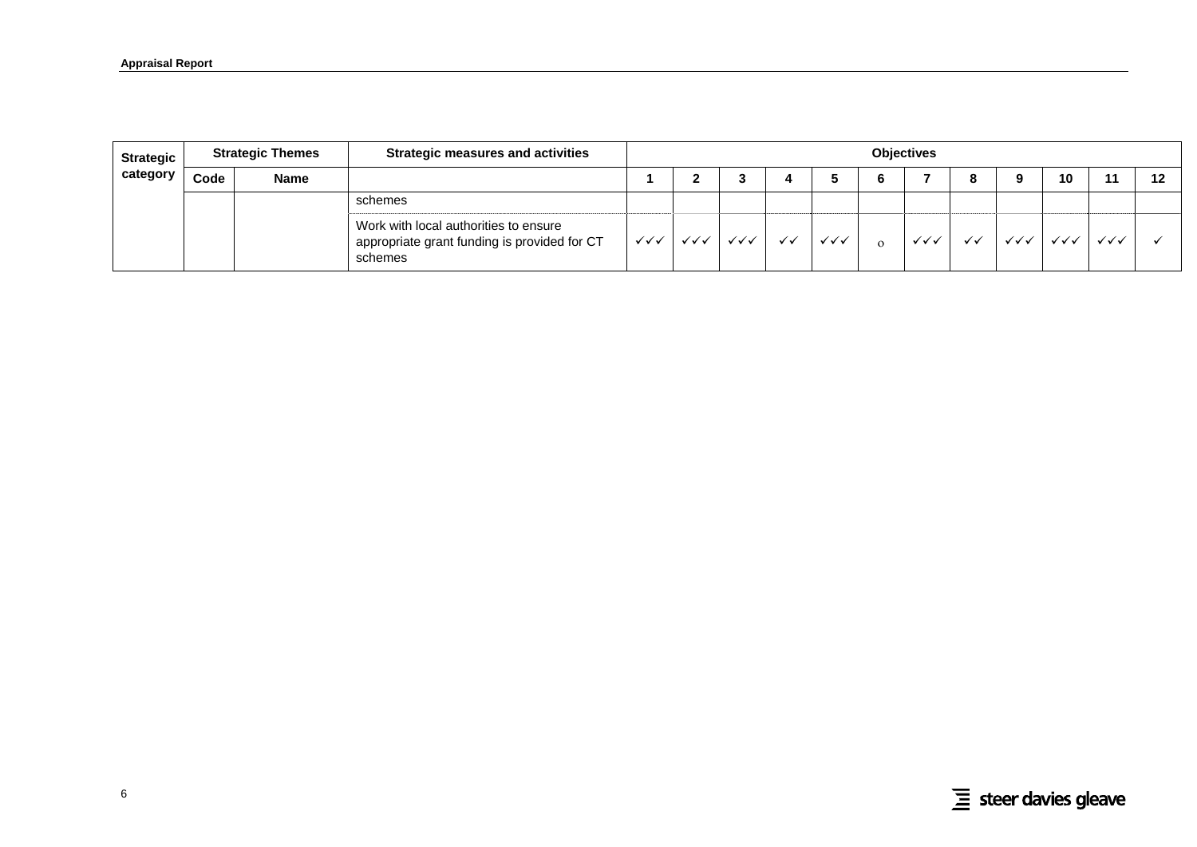| Strategic category | Strategic Themes | | Strategic measures and activities | Objectives | | | | | | | | | | | |
|---|---|---|---|---|---|---|---|---|---|---|---|---|---|---|---|
| | Code | Name | | 1 | 2 | 3 | 4 | 5 | 6 | 7 | 8 | 9 | 10 | 11 | 12 |
| | | | schemes | | | | | | | | | | | | |
| | | | Work with local authorities to ensure appropriate grant funding is provided for CT schemes | ✓✓✓ | ✓✓✓ | ✓✓✓ | ✓✓ | ✓✓✓ | o | ✓✓✓ | ✓✓ | ✓✓✓ | ✓✓✓ | ✓✓✓ | ✓ |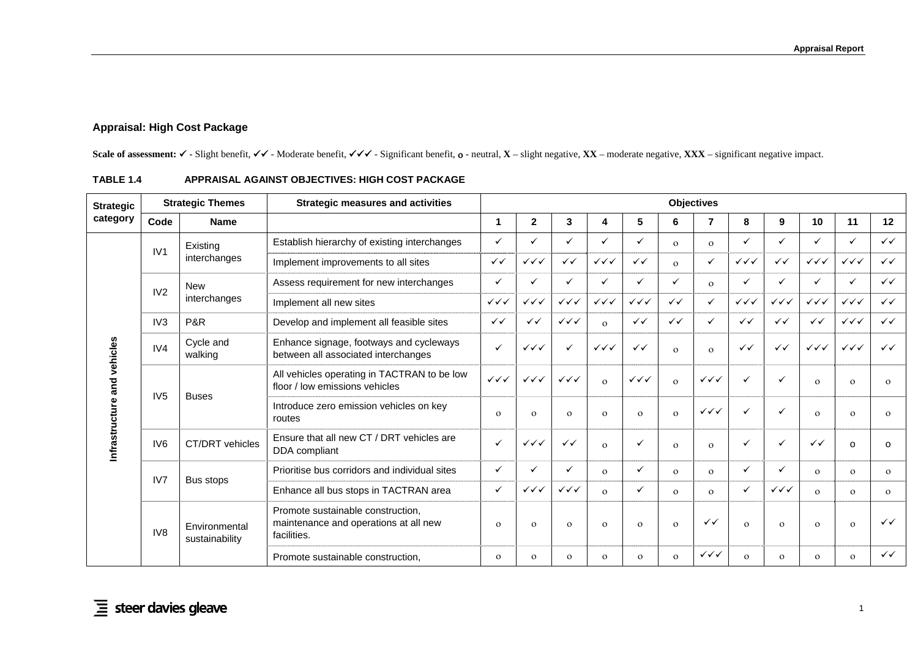### Appraisal: High Cost Package

**Scale of assessment:** ✓ - Slight benefit, ✓✓ - Moderate benefit, ✓✓✓ - Significant benefit, **o** - neutral, **X** – slight negative, **XX** – moderate negative, **XXX** – significant negative impact.

**TABLE 1.4 APPRAISAL AGAINST OBJECTIVES: HIGH COST PACKAGE**

| Strategic category | Strategic Themes | | Strategic measures and activities | Objectives | | | | | | | | | | | |
|---|---|---|---|---|---|---|---|---|---|---|---|---|---|---|---|
| | Code | Name | | 1 | 2 | 3 | 4 | 5 | 6 | 7 | 8 | 9 | 10 | 11 | 12 |
| Infrastructure and vehicles | IV1 | Existing interchanges | Establish hierarchy of existing interchanges | ✓ | ✓ | ✓ | ✓ | ✓ | o | o | ✓ | ✓ | ✓ | ✓ | ✓✓ |
| | | | Implement improvements to all sites | ✓✓ | ✓✓✓ | ✓✓ | ✓✓✓ | ✓✓ | o | ✓ | ✓✓✓ | ✓✓ | ✓✓✓ | ✓✓✓ | ✓✓ |
| | IV2 | New interchanges | Assess requirement for new interchanges | ✓ | ✓ | ✓ | ✓ | ✓ | ✓ | o | ✓ | ✓ | ✓ | ✓ | ✓✓ |
| | | | Implement all new sites | ✓✓✓ | ✓✓✓ | ✓✓✓ | ✓✓✓ | ✓✓✓ | ✓✓ | ✓ | ✓✓✓ | ✓✓✓ | ✓✓✓ | ✓✓✓ | ✓✓ |
| | IV3 | P&R | Develop and implement all feasible sites | ✓✓ | ✓✓ | ✓✓✓ | o | ✓✓ | ✓✓ | ✓ | ✓✓ | ✓✓ | ✓✓ | ✓✓✓ | ✓✓ |
| | IV4 | Cycle and walking | Enhance signage, footways and cycleways between all associated interchanges | ✓ | ✓✓✓ | ✓ | ✓✓✓ | ✓✓ | o | o | ✓✓ | ✓✓ | ✓✓✓ | ✓✓✓ | ✓✓ |
| | IV5 | Buses | All vehicles operating in TACTRAN to be low floor / low emissions vehicles | ✓✓✓ | ✓✓✓ | ✓✓✓ | o | ✓✓✓ | o | ✓✓✓ | ✓ | ✓ | o | o | o |
| | | | Introduce zero emission vehicles on key routes | o | o | o | o | o | o | ✓✓✓ | ✓ | ✓ | o | o | o |
| | IV6 | CT/DRT vehicles | Ensure that all new CT / DRT vehicles are DDA compliant | ✓ | ✓✓✓ | ✓✓ | o | ✓ | o | o | ✓ | ✓ | ✓✓ | o | o |
| | IV7 | Bus stops | Prioritise bus corridors and individual sites | ✓ | ✓ | ✓ | o | ✓ | o | o | ✓ | ✓ | o | o | o |
| | | | Enhance all bus stops in TACTRAN area | ✓ | ✓✓✓ | ✓✓✓ | o | ✓ | o | o | ✓ | ✓✓✓ | o | o | o |
| | IV8 | Environmental sustainability | Promote sustainable construction, maintenance and operations at all new facilities. | o | o | o | o | o | o | ✓✓ | o | o | o | o | ✓✓ |
| | | | Promote sustainable construction, | o | o | o | o | o | o | ✓✓✓ | o | o | o | o | ✓✓ |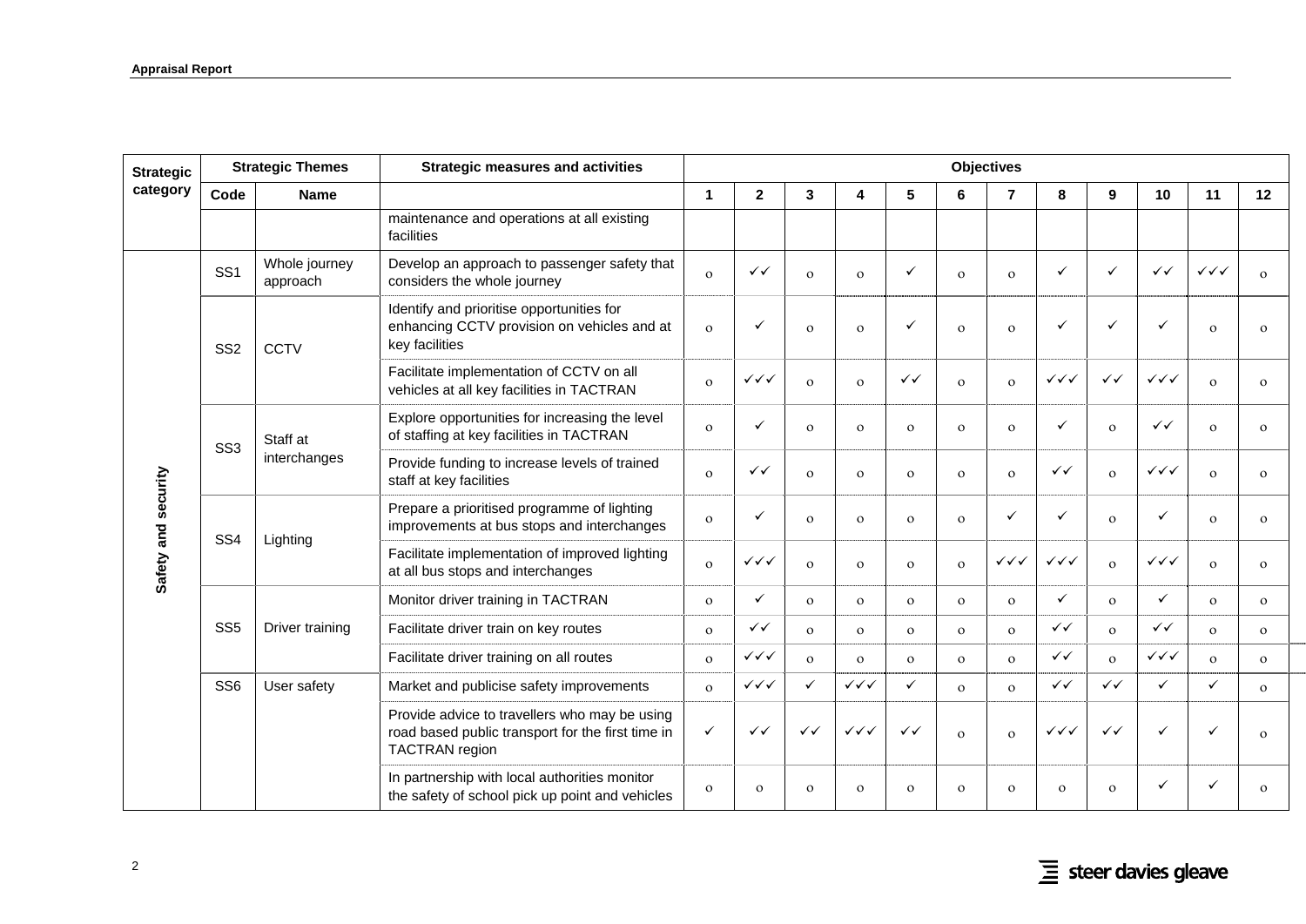| Strategic category | Strategic Themes | | Strategic measures and activities | Objectives | | | | | | | | | | | |
|---|---|---|---|---|---|---|---|---|---|---|---|---|---|---|---|
| | Code | Name | | 1 | 2 | 3 | 4 | 5 | 6 | 7 | 8 | 9 | 10 | 11 | 12 |
| | | | maintenance and operations at all existing facilities | | | | | | | | | | | | |
| Safety and security | SS1 | Whole journey approach | Develop an approach to passenger safety that considers the whole journey | o | ✓✓ | o | o | ✓ | o | o | ✓ | ✓ | ✓✓ | ✓✓✓ | o |
| | SS2 | CCTV | Identify and prioritise opportunities for enhancing CCTV provision on vehicles and at key facilities | o | ✓ | o | o | ✓ | o | o | ✓ | ✓ | ✓ | o | o |
| | | | Facilitate implementation of CCTV on all vehicles at all key facilities in TACTRAN | o | ✓✓✓ | o | o | ✓✓ | o | o | ✓✓✓ | ✓✓ | ✓✓✓ | o | o |
| | SS3 | Staff at interchanges | Explore opportunities for increasing the level of staffing at key facilities in TACTRAN | o | ✓ | o | o | o | o | o | ✓ | o | ✓✓ | o | o |
| | | | Provide funding to increase levels of trained staff at key facilities | o | ✓✓ | o | o | o | o | o | ✓✓ | o | ✓✓✓ | o | o |
| | SS4 | Lighting | Prepare a prioritised programme of lighting improvements at bus stops and interchanges | o | ✓ | o | o | o | o | ✓ | ✓ | o | ✓ | o | o |
| | | | Facilitate implementation of improved lighting at all bus stops and interchanges | o | ✓✓✓ | o | o | o | o | ✓✓✓ | ✓✓✓ | o | ✓✓✓ | o | o |
| | SS5 | Driver training | Monitor driver training in TACTRAN | o | ✓ | o | o | o | o | o | ✓ | o | ✓ | o | o |
| | | | Facilitate driver train on key routes | o | ✓✓ | o | o | o | o | o | ✓✓ | o | ✓✓ | o | o |
| | | | Facilitate driver training on all routes | o | ✓✓✓ | o | o | o | o | o | ✓✓ | o | ✓✓✓ | o | o |
| | SS6 | User safety | Market and publicise safety improvements | o | ✓✓✓ | ✓ | ✓✓✓ | ✓ | o | o | ✓✓ | ✓✓ | ✓ | ✓ | o |
| | | | Provide advice to travellers who may be using road based public transport for the first time in TACTRAN region | ✓ | ✓✓ | ✓✓ | ✓✓✓ | ✓✓ | o | o | ✓✓✓ | ✓✓ | ✓ | ✓ | o |
| | | | In partnership with local authorities monitor the safety of school pick up point and vehicles | o | o | o | o | o | o | o | o | o | ✓ | ✓ | o |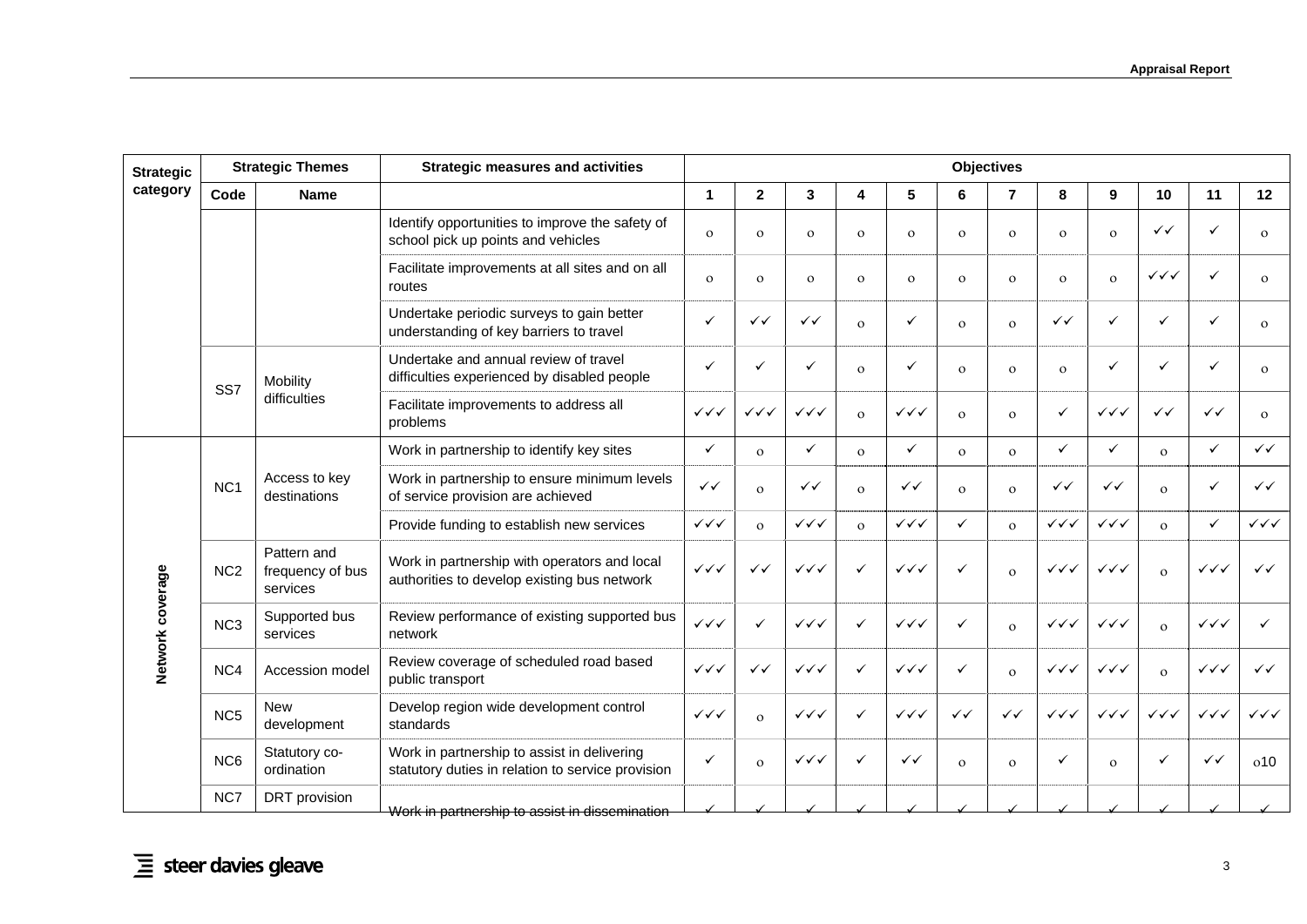| Strategic category | Strategic Themes | | Strategic measures and activities | Objectives | | | | | | | | | | | |
|---|---|---|---|---|---|---|---|---|---|---|---|---|---|---|---|
| | Code | Name | | 1 | 2 | 3 | 4 | 5 | 6 | 7 | 8 | 9 | 10 | 11 | 12 |
| | | | Identify opportunities to improve the safety of school pick up points and vehicles | o | o | o | o | o | o | o | o | o | ✓✓ | ✓ | o |
| | | | Facilitate improvements at all sites and on all routes | o | o | o | o | o | o | o | o | o | ✓✓✓ | ✓ | o |
| | | | Undertake periodic surveys to gain better understanding of key barriers to travel | ✓ | ✓✓ | ✓✓ | o | ✓ | o | o | ✓✓ | ✓ | ✓ | ✓ | o |
| | SS7 | Mobility difficulties | Undertake and annual review of travel difficulties experienced by disabled people | ✓ | ✓ | ✓ | o | ✓ | o | o | o | ✓ | ✓ | ✓ | o |
| | | | Facilitate improvements to address all problems | ✓✓✓ | ✓✓✓ | ✓✓✓ | o | ✓✓✓ | o | o | ✓ | ✓✓✓ | ✓✓ | ✓✓ | o |
| Network coverage | NC1 | Access to key destinations | Work in partnership to identify key sites | ✓ | o | ✓ | o | ✓ | o | o | ✓ | ✓ | o | ✓ | ✓✓ |
| | | | Work in partnership to ensure minimum levels of service provision are achieved | ✓✓ | o | ✓✓ | o | ✓✓ | o | o | ✓✓ | ✓✓ | o | ✓ | ✓✓ |
| | | | Provide funding to establish new services | ✓✓✓ | o | ✓✓✓ | o | ✓✓✓ | ✓ | o | ✓✓✓ | ✓✓✓ | o | ✓ | ✓✓✓ |
| | NC2 | Pattern and frequency of bus services | Work in partnership with operators and local authorities to develop existing bus network | ✓✓✓ | ✓✓ | ✓✓✓ | ✓ | ✓✓✓ | ✓ | o | ✓✓✓ | ✓✓✓ | o | ✓✓✓ | ✓✓ |
| | NC3 | Supported bus services | Review performance of existing supported bus network | ✓✓✓ | ✓ | ✓✓✓ | ✓ | ✓✓✓ | ✓ | o | ✓✓✓ | ✓✓✓ | o | ✓✓✓ | ✓ |
| | NC4 | Accession model | Review coverage of scheduled road based public transport | ✓✓✓ | ✓✓ | ✓✓✓ | ✓ | ✓✓✓ | ✓ | o | ✓✓✓ | ✓✓✓ | o | ✓✓✓ | ✓✓ |
| | NC5 | New development | Develop region wide development control standards | ✓✓✓ | o | ✓✓✓ | ✓ | ✓✓✓ | ✓✓ | ✓✓ | ✓✓✓ | ✓✓✓ | ✓✓✓ | ✓✓✓ | ✓✓✓ |
| | NC6 | Statutory co-ordination | Work in partnership to assist in delivering statutory duties in relation to service provision | ✓ | o | ✓✓✓ | ✓ | ✓✓ | o | o | ✓ | o | ✓ | ✓✓ | o10 |
| | NC7 | DRT provision | Work in partnership to assist in dissemination | ✓ | ✓ | ✓ | ✓ | ✓ | ✓ | ✓ | ✓ | ✓ | ✓ | ✓ | ✓ |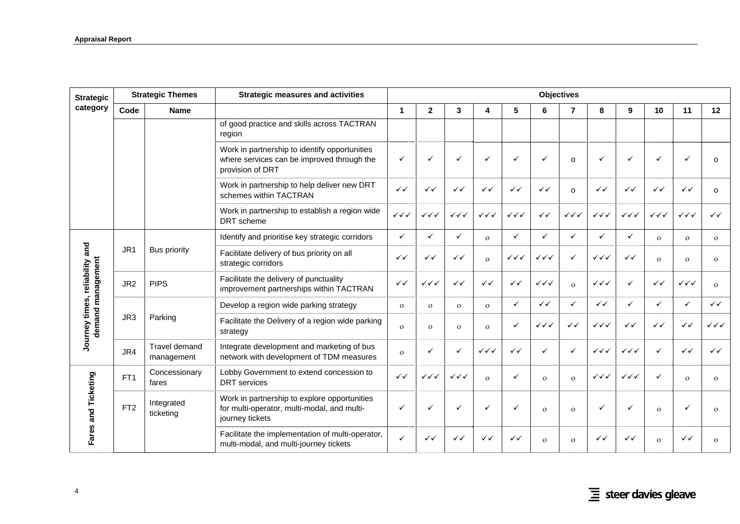| Strategic category | Strategic Themes | | Strategic measures and activities | Objectives | | | | | | | | | | | |
|---|---|---|---|---|---|---|---|---|---|---|---|---|---|---|---|
| | Code | Name | | 1 | 2 | 3 | 4 | 5 | 6 | 7 | 8 | 9 | 10 | 11 | 12 |
| | | | of good practice and skills across TACTRAN region | | | | | | | | | | | | |
| | | | Work in partnership to identify opportunities where services can be improved through the provision of DRT | ✓ | ✓ | ✓ | ✓ | ✓ | ✓ | o | ✓ | ✓ | ✓ | ✓ | o |
| | | | Work in partnership to help deliver new DRT schemes within TACTRAN | ✓✓ | ✓✓ | ✓✓ | ✓✓ | ✓✓ | ✓✓ | o | ✓✓ | ✓✓ | ✓✓ | ✓✓ | o |
| | | | Work in partnership to establish a region wide DRT scheme | ✓✓✓ | ✓✓✓ | ✓✓✓ | ✓✓✓ | ✓✓✓ | ✓✓ | ✓✓✓ | ✓✓✓ | ✓✓✓ | ✓✓✓ | ✓✓✓ | ✓✓ |
| Journey times, reliability and demand management | JR1 | Bus priority | Identify and prioritise key strategic corridors | ✓ | ✓ | ✓ | o | ✓ | ✓ | ✓ | ✓ | ✓ | o | o | o |
| | | | Facilitate delivery of bus priority on all strategic corridors | ✓✓ | ✓✓ | ✓✓ | o | ✓✓✓ | ✓✓✓ | ✓ | ✓✓✓ | ✓✓ | o | o | o |
| | JR2 | PIPS | Facilitate the delivery of punctuality improvement partnerships within TACTRAN | ✓✓ | ✓✓✓ | ✓✓ | ✓✓ | ✓✓ | ✓✓✓ | o | ✓✓✓ | ✓ | ✓✓ | ✓✓✓ | o |
| | JR3 | Parking | Develop a region wide parking strategy | o | o | o | o | ✓ | ✓✓ | ✓ | ✓✓ | ✓ | ✓ | ✓ | ✓✓ |
| | | | Facilitate the Delivery of a region wide parking strategy | o | o | o | o | ✓ | ✓✓✓ | ✓✓ | ✓✓✓ | ✓✓ | ✓✓ | ✓✓ | ✓✓✓ |
| | JR4 | Travel demand management | Integrate development and marketing of bus network with development of TDM measures | o | ✓ | ✓ | ✓✓✓ | ✓✓ | ✓ | ✓ | ✓✓✓ | ✓✓✓ | ✓ | ✓✓ | ✓✓ |
| Fares and Ticketing | FT1 | Concessionary fares | Lobby Government to extend concession to DRT services | ✓✓ | ✓✓✓ | ✓✓✓ | o | ✓ | o | o | ✓✓✓ | ✓✓✓ | ✓ | o | o |
| | FT2 | Integrated ticketing | Work in partnership to explore opportunities for multi-operator, multi-modal, and multi-journey tickets | ✓ | ✓ | ✓ | ✓ | ✓ | o | o | ✓ | ✓ | o | ✓ | o |
| | | | Facilitate the implementation of multi-operator, multi-modal, and multi-journey tickets | ✓ | ✓✓ | ✓✓ | ✓✓ | ✓✓ | o | o | ✓✓ | ✓✓ | o | ✓✓ | o |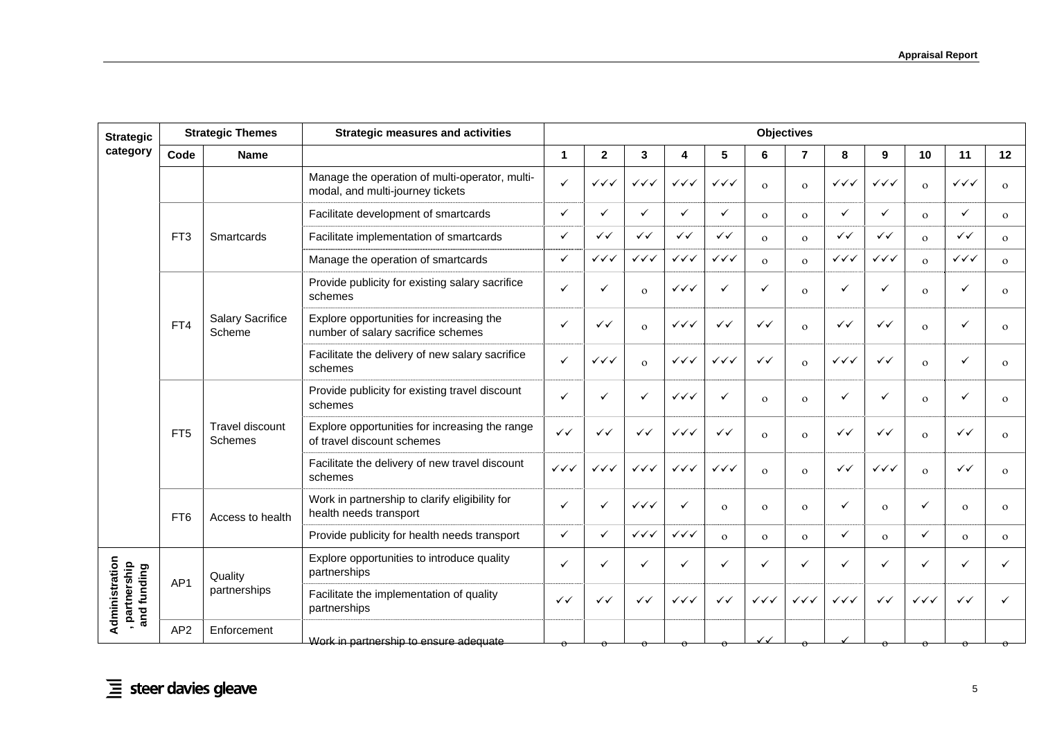| Strategic category | Strategic Themes | | Strategic measures and activities | Objectives | | | | | | | | | | | |
|---|---|---|---|---|---|---|---|---|---|---|---|---|---|---|---|
| | Code | Name | | 1 | 2 | 3 | 4 | 5 | 6 | 7 | 8 | 9 | 10 | 11 | 12 |
| | | | Manage the operation of multi-operator, multi-modal, and multi-journey tickets | ✓ | ✓✓✓ | ✓✓✓ | ✓✓✓ | ✓✓✓ | o | o | ✓✓✓ | ✓✓✓ | o | ✓✓✓ | o |
| | FT3 | Smartcards | Facilitate development of smartcards | ✓ | ✓ | ✓ | ✓ | ✓ | o | o | ✓ | ✓ | o | ✓ | o |
| | | | Facilitate implementation of smartcards | ✓ | ✓✓ | ✓✓ | ✓✓ | ✓✓ | o | o | ✓✓ | ✓✓ | o | ✓✓ | o |
| | | | Manage the operation of smartcards | ✓ | ✓✓✓ | ✓✓✓ | ✓✓✓ | ✓✓✓ | o | o | ✓✓✓ | ✓✓✓ | o | ✓✓✓ | o |
| | FT4 | Salary Sacrifice Scheme | Provide publicity for existing salary sacrifice schemes | ✓ | ✓ | o | ✓✓✓ | ✓ | ✓ | o | ✓ | ✓ | o | ✓ | o |
| | | | Explore opportunities for increasing the number of salary sacrifice schemes | ✓ | ✓✓ | o | ✓✓✓ | ✓✓ | ✓✓ | o | ✓✓ | ✓✓ | o | ✓ | o |
| | | | Facilitate the delivery of new salary sacrifice schemes | ✓ | ✓✓✓ | o | ✓✓✓ | ✓✓✓ | ✓✓ | o | ✓✓✓ | ✓✓ | o | ✓ | o |
| | FT5 | Travel discount Schemes | Provide publicity for existing travel discount schemes | ✓ | ✓ | ✓ | ✓✓✓ | ✓ | o | o | ✓ | ✓ | o | ✓ | o |
| | | | Explore opportunities for increasing the range of travel discount schemes | ✓✓ | ✓✓ | ✓✓ | ✓✓✓ | ✓✓ | o | o | ✓✓ | ✓✓ | o | ✓✓ | o |
| | | | Facilitate the delivery of new travel discount schemes | ✓✓✓ | ✓✓✓ | ✓✓✓ | ✓✓✓ | ✓✓✓ | o | o | ✓✓ | ✓✓✓ | o | ✓✓ | o |
| | FT6 | Access to health | Work in partnership to clarify eligibility for health needs transport | ✓ | ✓ | ✓✓✓ | ✓ | o | o | o | ✓ | o | ✓ | o | o |
| | | | Provide publicity for health needs transport | ✓ | ✓ | ✓✓✓ | ✓✓✓ | o | o | o | ✓ | o | ✓ | o | o |
| Administration, partnership and funding | AP1 | Quality partnerships | Explore opportunities to introduce quality partnerships | ✓ | ✓ | ✓ | ✓ | ✓ | ✓ | ✓ | ✓ | ✓ | ✓ | ✓ | ✓ |
| | | | Facilitate the implementation of quality partnerships | ✓✓ | ✓✓ | ✓✓ | ✓✓✓ | ✓✓ | ✓✓✓ | ✓✓✓ | ✓✓✓ | ✓✓ | ✓✓✓ | ✓✓ | ✓ |
| | AP2 | Enforcement | Work in partnership to ensure adequate | o | o | o | o | o | ✓✓ | o | ✓ | o | o | o | o |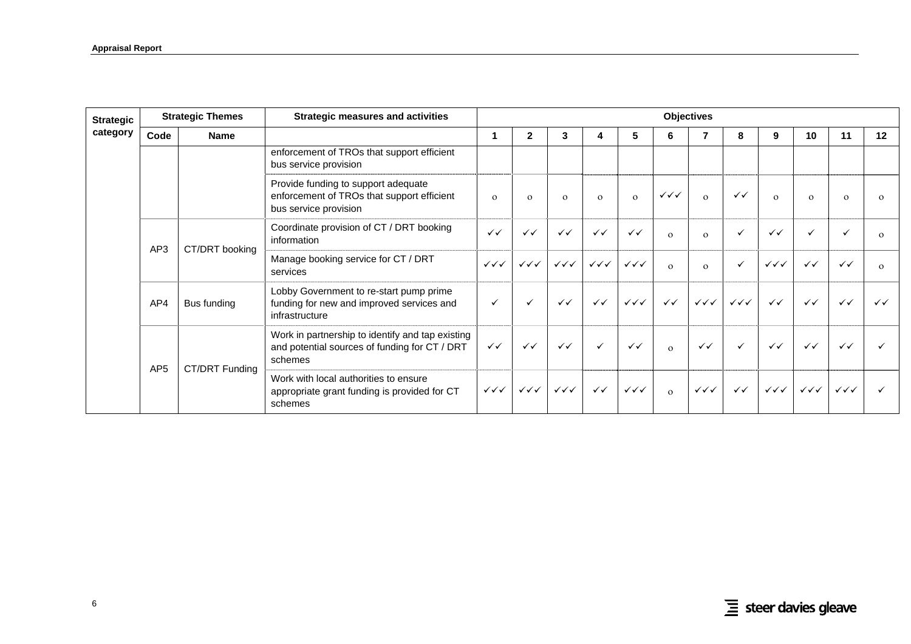| Strategic category | Strategic Themes | | Strategic measures and activities | Objectives | | | | | | | | | | | |
|---|---|---|---|---|---|---|---|---|---|---|---|---|---|---|---|
| | Code | Name | | 1 | 2 | 3 | 4 | 5 | 6 | 7 | 8 | 9 | 10 | 11 | 12 |
| | | | enforcement of TROs that support efficient bus service provision | | | | | | | | | | | | |
| | | | Provide funding to support adequate enforcement of TROs that support efficient bus service provision | o | o | o | o | o | ✓✓✓ | o | ✓✓ | o | o | o | o |
| | AP3 | CT/DRT booking | Coordinate provision of CT / DRT booking information | ✓✓ | ✓✓ | ✓✓ | ✓✓ | ✓✓ | o | o | ✓ | ✓✓ | ✓ | ✓ | o |
| | | | Manage booking service for CT / DRT services | ✓✓✓ | ✓✓✓ | ✓✓✓ | ✓✓✓ | ✓✓✓ | o | o | ✓ | ✓✓✓ | ✓✓ | ✓✓ | o |
| | AP4 | Bus funding | Lobby Government to re-start pump prime funding for new and improved services and infrastructure | ✓ | ✓ | ✓✓ | ✓✓ | ✓✓✓ | ✓✓ | ✓✓✓ | ✓✓✓ | ✓✓ | ✓✓ | ✓✓ | ✓✓ |
| | AP5 | CT/DRT Funding | Work in partnership to identify and tap existing and potential sources of funding for CT / DRT schemes | ✓✓ | ✓✓ | ✓✓ | ✓ | ✓✓ | o | ✓✓ | ✓ | ✓✓ | ✓✓ | ✓✓ | ✓ |
| | | | Work with local authorities to ensure appropriate grant funding is provided for CT schemes | ✓✓✓ | ✓✓✓ | ✓✓✓ | ✓✓ | ✓✓✓ | o | ✓✓✓ | ✓✓ | ✓✓✓ | ✓✓✓ | ✓✓✓ | ✓ |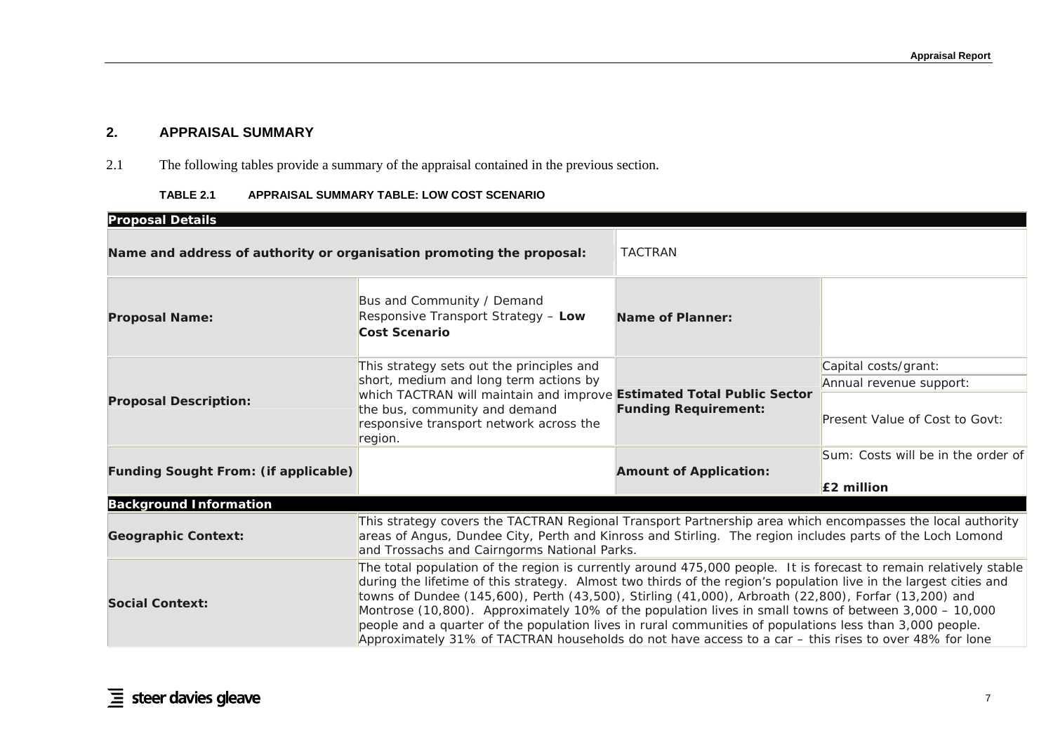## 2. APPRAISAL SUMMARY

2.1 The following tables provide a summary of the appraisal contained in the previous section.

**TABLE 2.1 APPRAISAL SUMMARY TABLE: LOW COST SCENARIO**

| **Proposal Details** | | | |
|---|---|---|---|
| **Name and address of authority or organisation promoting the proposal:** | | TACTRAN | |
| **Proposal Name:** | Bus and Community / Demand Responsive Transport Strategy – **Low Cost Scenario** | **Name of Planner:** | |
| **Proposal Description:** | This strategy sets out the principles and short, medium and long term actions by which TACTRAN will maintain and improve the bus, community and demand responsive transport network across the region. | **Estimated Total Public Sector Funding Requirement:** | Capital costs/grant:<br>Annual revenue support:<br>Present Value of Cost to Govt: |
| **Funding Sought From: (if applicable)** | | **Amount of Application:** | Sum: Costs will be in the order of **£2 million** |
| **Background Information** | | | |
| **Geographic Context:** | This strategy covers the TACTRAN Regional Transport Partnership area which encompasses the local authority areas of Angus, Dundee City, Perth and Kinross and Stirling. The region includes parts of the Loch Lomond and Trossachs and Cairngorms National Parks. | | |
| **Social Context:** | The total population of the region is currently around 475,000 people. It is forecast to remain relatively stable during the lifetime of this strategy. Almost two thirds of the region's population live in the largest cities and towns of Dundee (145,600), Perth (43,500), Stirling (41,000), Arbroath (22,800), Forfar (13,200) and Montrose (10,800). Approximately 10% of the population lives in small towns of between 3,000 – 10,000 people and a quarter of the population lives in rural communities of populations less than 3,000 people. Approximately 31% of TACTRAN households do not have access to a car – this rises to over 48% for lone | | |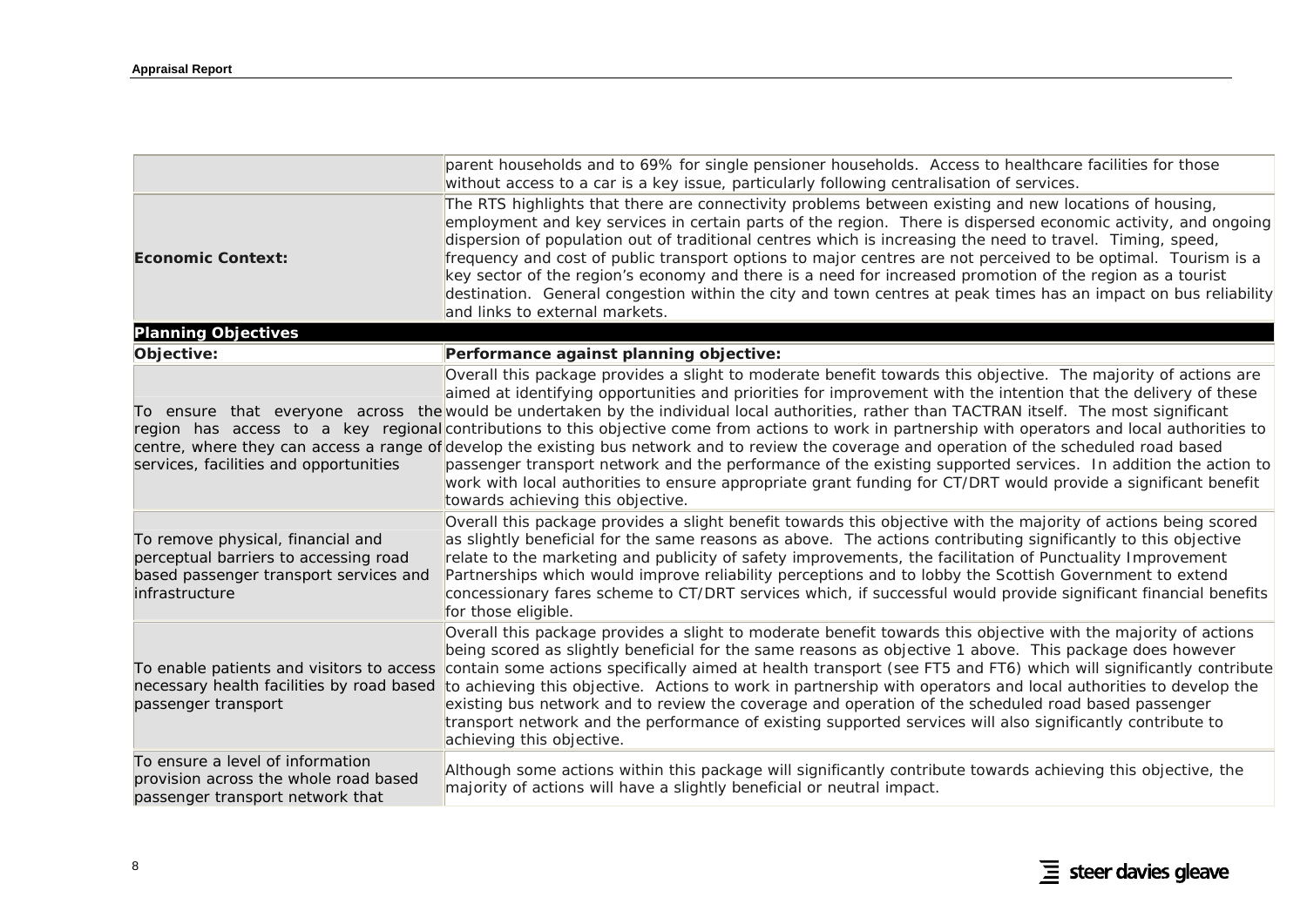| | |
|---|---|
| | parent households and to 69% for single pensioner households. Access to healthcare facilities for those without access to a car is a key issue, particularly following centralisation of services. |
| **Economic Context:** | The RTS highlights that there are connectivity problems between existing and new locations of housing, employment and key services in certain parts of the region. There is dispersed economic activity, and ongoing dispersion of population out of traditional centres which is increasing the need to travel. Timing, speed, frequency and cost of public transport options to major centres are not perceived to be optimal. Tourism is a key sector of the region's economy and there is a need for increased promotion of the region as a tourist destination. General congestion within the city and town centres at peak times has an impact on bus reliability and links to external markets. |
| **Planning Objectives** | |
| **Objective:** | **Performance against planning objective:** |
| To ensure that everyone across the region has access to a key regional centre, where they can access a range of services, facilities and opportunities | Overall this package provides a slight to moderate benefit towards this objective. The majority of actions are aimed at identifying opportunities and priorities for improvement with the intention that the delivery of these would be undertaken by the individual local authorities, rather than TACTRAN itself. The most significant contributions to this objective come from actions to work in partnership with operators and local authorities to develop the existing bus network and to review the coverage and operation of the scheduled road based passenger transport network and the performance of the existing supported services. In addition the action to work with local authorities to ensure appropriate grant funding for CT/DRT would provide a significant benefit towards achieving this objective. |
| To remove physical, financial and perceptual barriers to accessing road based passenger transport services and infrastructure | Overall this package provides a slight benefit towards this objective with the majority of actions being scored as slightly beneficial for the same reasons as above. The actions contributing significantly to this objective relate to the marketing and publicity of safety improvements, the facilitation of Punctuality Improvement Partnerships which would improve reliability perceptions and to lobby the Scottish Government to extend concessionary fares scheme to CT/DRT services which, if successful would provide significant financial benefits for those eligible. |
| To enable patients and visitors to access necessary health facilities by road based passenger transport | Overall this package provides a slight to moderate benefit towards this objective with the majority of actions being scored as slightly beneficial for the same reasons as objective 1 above. This package does however contain some actions specifically aimed at health transport (see FT5 and FT6) which will significantly contribute to achieving this objective. Actions to work in partnership with operators and local authorities to develop the existing bus network and to review the coverage and operation of the scheduled road based passenger transport network and the performance of existing supported services will also significantly contribute to achieving this objective. |
| To ensure a level of information provision across the whole road based passenger transport network that | Although some actions within this package will significantly contribute towards achieving this objective, the majority of actions will have a slightly beneficial or neutral impact. |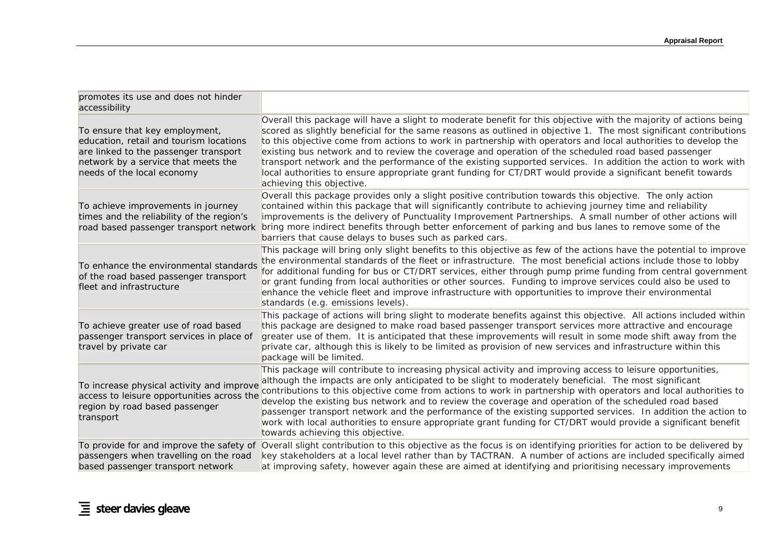| | |
|---|---|
| promotes its use and does not hinder accessibility | |
| To ensure that key employment, education, retail and tourism locations are linked to the passenger transport network by a service that meets the needs of the local economy | Overall this package will have a slight to moderate benefit for this objective with the majority of actions being scored as slightly beneficial for the same reasons as outlined in objective 1. The most significant contributions to this objective come from actions to work in partnership with operators and local authorities to develop the existing bus network and to review the coverage and operation of the scheduled road based passenger transport network and the performance of the existing supported services. In addition the action to work with local authorities to ensure appropriate grant funding for CT/DRT would provide a significant benefit towards achieving this objective. |
| To achieve improvements in journey times and the reliability of the region's road based passenger transport network | Overall this package provides only a slight positive contribution towards this objective. The only action contained within this package that will significantly contribute to achieving journey time and reliability improvements is the delivery of Punctuality Improvement Partnerships. A small number of other actions will bring more indirect benefits through better enforcement of parking and bus lanes to remove some of the barriers that cause delays to buses such as parked cars. |
| To enhance the environmental standards of the road based passenger transport fleet and infrastructure | This package will bring only slight benefits to this objective as few of the actions have the potential to improve the environmental standards of the fleet or infrastructure. The most beneficial actions include those to lobby for additional funding for bus or CT/DRT services, either through pump prime funding from central government or grant funding from local authorities or other sources. Funding to improve services could also be used to enhance the vehicle fleet and improve infrastructure with opportunities to improve their environmental standards (e.g. emissions levels). |
| To achieve greater use of road based passenger transport services in place of travel by private car | This package of actions will bring slight to moderate benefits against this objective. All actions included within this package are designed to make road based passenger transport services more attractive and encourage greater use of them. It is anticipated that these improvements will result in some mode shift away from the private car, although this is likely to be limited as provision of new services and infrastructure within this package will be limited. |
| To increase physical activity and improve access to leisure opportunities across the region by road based passenger transport | This package will contribute to increasing physical activity and improving access to leisure opportunities, although the impacts are only anticipated to be slight to moderately beneficial. The most significant contributions to this objective come from actions to work in partnership with operators and local authorities to develop the existing bus network and to review the coverage and operation of the scheduled road based passenger transport network and the performance of the existing supported services. In addition the action to work with local authorities to ensure appropriate grant funding for CT/DRT would provide a significant benefit towards achieving this objective. |
| To provide for and improve the safety of passengers when travelling on the road based passenger transport network | Overall slight contribution to this objective as the focus is on identifying priorities for action to be delivered by key stakeholders at a local level rather than by TACTRAN. A number of actions are included specifically aimed at improving safety, however again these are aimed at identifying and prioritising necessary improvements |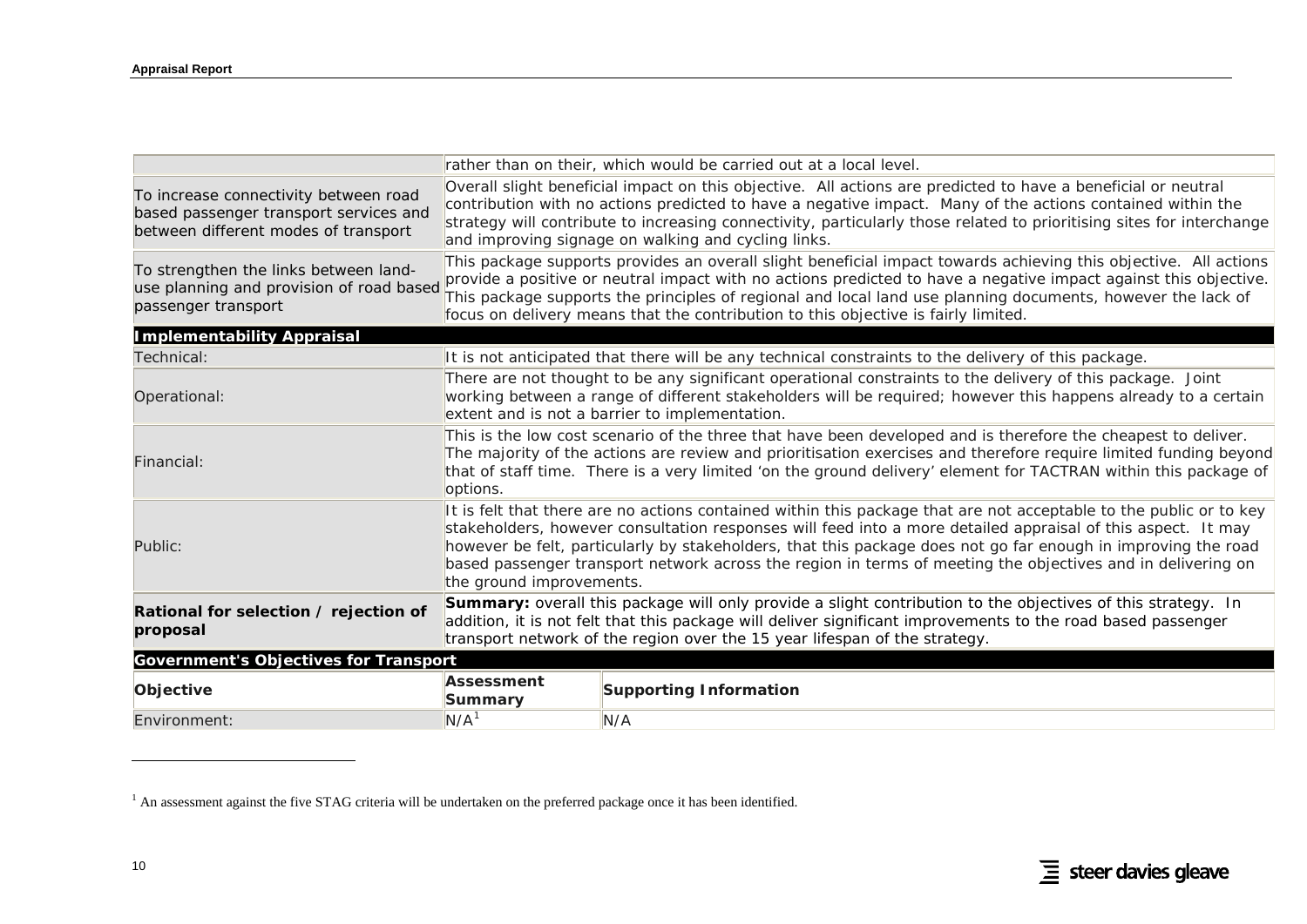| | |
|---|---|
| | rather than on their, which would be carried out at a local level. |
| To increase connectivity between road based passenger transport services and between different modes of transport | Overall slight beneficial impact on this objective. All actions are predicted to have a beneficial or neutral contribution with no actions predicted to have a negative impact. Many of the actions contained within the strategy will contribute to increasing connectivity, particularly those related to prioritising sites for interchange and improving signage on walking and cycling links. |
| To strengthen the links between land-use planning and provision of road based passenger transport | This package supports provides an overall slight beneficial impact towards achieving this objective. All actions provide a positive or neutral impact with no actions predicted to have a negative impact against this objective. This package supports the principles of regional and local land use planning documents, however the lack of focus on delivery means that the contribution to this objective is fairly limited. |
| **Implementability Appraisal** | |
| Technical: | It is not anticipated that there will be any technical constraints to the delivery of this package. |
| Operational: | There are not thought to be any significant operational constraints to the delivery of this package. Joint working between a range of different stakeholders will be required; however this happens already to a certain extent and is not a barrier to implementation. |
| Financial: | This is the low cost scenario of the three that have been developed and is therefore the cheapest to deliver. The majority of the actions are review and prioritisation exercises and therefore require limited funding beyond that of staff time. There is a very limited 'on the ground delivery' element for TACTRAN within this package of options. |
| Public: | It is felt that there are no actions contained within this package that are not acceptable to the public or to key stakeholders, however consultation responses will feed into a more detailed appraisal of this aspect. It may however be felt, particularly by stakeholders, that this package does not go far enough in improving the road based passenger transport network across the region in terms of meeting the objectives and in delivering on the ground improvements. |
| **Rational for selection / rejection of proposal** | **Summary:** overall this package will only provide a slight contribution to the objectives of this strategy. In addition, it is not felt that this package will deliver significant improvements to the road based passenger transport network of the region over the 15 year lifespan of the strategy. |

| **Government's Objectives for Transport** | | |
|---|---|---|
| **Objective** | **Assessment Summary** | **Supporting Information** |
| Environment: | N/A[1] | N/A |

[1] An assessment against the five STAG criteria will be undertaken on the preferred package once it has been identified.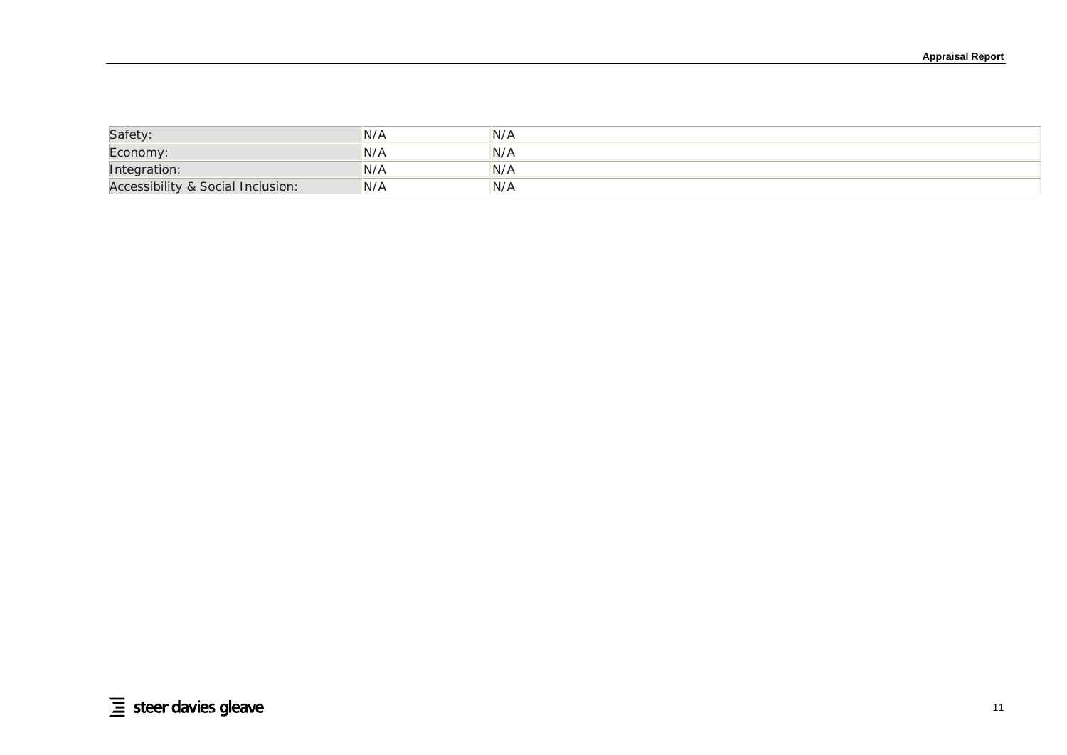| Safety: | N/A | N/A |
| --- | --- | --- |
| Economy: | N/A | N/A |
| Integration: | N/A | N/A |
| Accessibility & Social Inclusion: | N/A | N/A |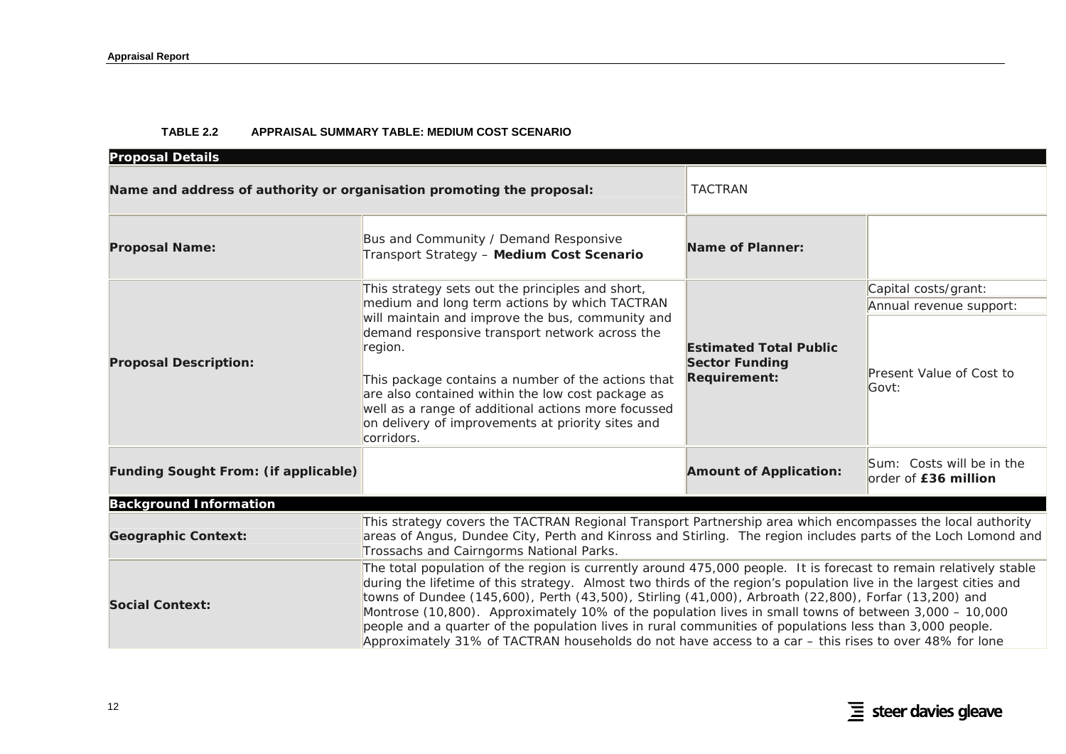**TABLE 2.2 APPRAISAL SUMMARY TABLE: MEDIUM COST SCENARIO**

| **Proposal Details** | | | |
|---|---|---|---|
| **Name and address of authority or organisation promoting the proposal:** | | TACTRAN | |
| **Proposal Name:** | Bus and Community / Demand Responsive Transport Strategy – **Medium Cost Scenario** | **Name of Planner:** | |
| **Proposal Description:** | This strategy sets out the principles and short, medium and long term actions by which TACTRAN will maintain and improve the bus, community and demand responsive transport network across the region.<br><br>This package contains a number of the actions that are also contained within the low cost package as well as a range of additional actions more focussed on delivery of improvements at priority sites and corridors. | **Estimated Total Public Sector Funding Requirement:** | Capital costs/grant:<br>Annual revenue support:<br>Present Value of Cost to Govt: |
| **Funding Sought From: (if applicable)** | | **Amount of Application:** | Sum: Costs will be in the order of **£36 million** |
| **Background Information** | | | |
| **Geographic Context:** | This strategy covers the TACTRAN Regional Transport Partnership area which encompasses the local authority areas of Angus, Dundee City, Perth and Kinross and Stirling. The region includes parts of the Loch Lomond and Trossachs and Cairngorms National Parks. | | |
| **Social Context:** | The total population of the region is currently around 475,000 people. It is forecast to remain relatively stable during the lifetime of this strategy. Almost two thirds of the region's population live in the largest cities and towns of Dundee (145,600), Perth (43,500), Stirling (41,000), Arbroath (22,800), Forfar (13,200) and Montrose (10,800). Approximately 10% of the population lives in small towns of between 3,000 – 10,000 people and a quarter of the population lives in rural communities of populations less than 3,000 people. Approximately 31% of TACTRAN households do not have access to a car – this rises to over 48% for lone | | |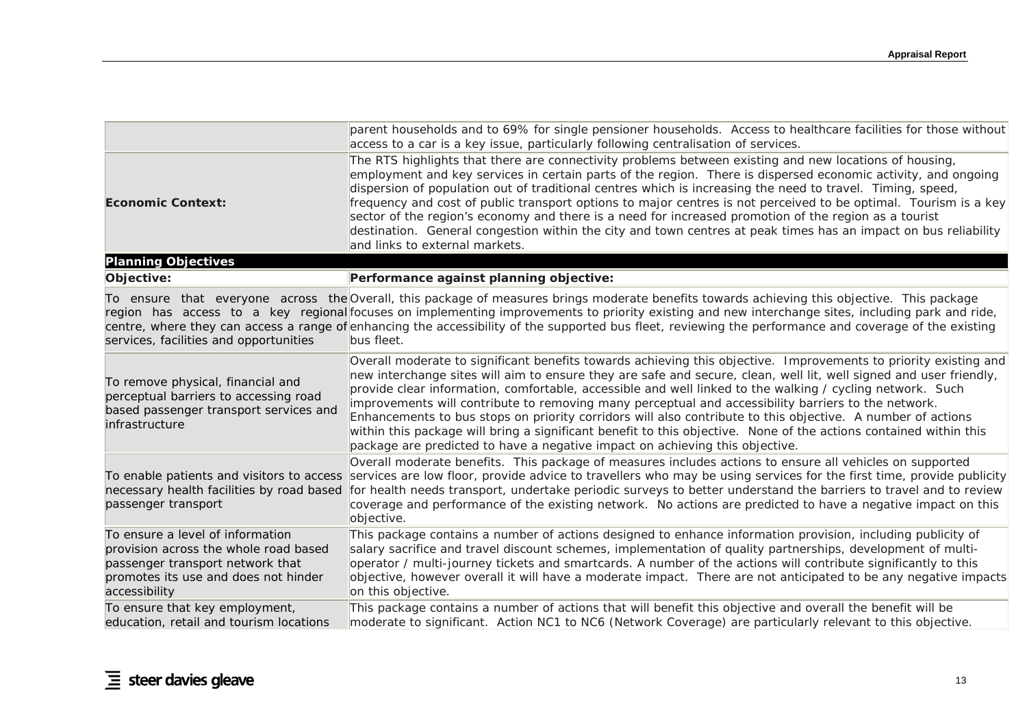| | |
|---|---|
| | parent households and to 69% for single pensioner households. Access to healthcare facilities for those without access to a car is a key issue, particularly following centralisation of services. |
| **Economic Context:** | The RTS highlights that there are connectivity problems between existing and new locations of housing, employment and key services in certain parts of the region. There is dispersed economic activity, and ongoing dispersion of population out of traditional centres which is increasing the need to travel. Timing, speed, frequency and cost of public transport options to major centres is not perceived to be optimal. Tourism is a key sector of the region's economy and there is a need for increased promotion of the region as a tourist destination. General congestion within the city and town centres at peak times has an impact on bus reliability and links to external markets. |
| **Planning Objectives** | |
| **Objective:** | **Performance against planning objective:** |
| To ensure that everyone across the region has access to a key regional centre, where they can access a range of services, facilities and opportunities | Overall, this package of measures brings moderate benefits towards achieving this objective. This package focuses on implementing improvements to priority existing and new interchange sites, including park and ride, enhancing the accessibility of the supported bus fleet, reviewing the performance and coverage of the existing bus fleet. |
| To remove physical, financial and perceptual barriers to accessing road based passenger transport services and infrastructure | Overall moderate to significant benefits towards achieving this objective. Improvements to priority existing and new interchange sites will aim to ensure they are safe and secure, clean, well lit, well signed and user friendly, provide clear information, comfortable, accessible and well linked to the walking / cycling network. Such improvements will contribute to removing many perceptual and accessibility barriers to the network. Enhancements to bus stops on priority corridors will also contribute to this objective. A number of actions within this package will bring a significant benefit to this objective. None of the actions contained within this package are predicted to have a negative impact on achieving this objective. |
| To enable patients and visitors to access necessary health facilities by road based passenger transport | Overall moderate benefits. This package of measures includes actions to ensure all vehicles on supported services are low floor, provide advice to travellers who may be using services for the first time, provide publicity for health needs transport, undertake periodic surveys to better understand the barriers to travel and to review coverage and performance of the existing network. No actions are predicted to have a negative impact on this objective. |
| To ensure a level of information provision across the whole road based passenger transport network that promotes its use and does not hinder accessibility | This package contains a number of actions designed to enhance information provision, including publicity of salary sacrifice and travel discount schemes, implementation of quality partnerships, development of multi-operator / multi-journey tickets and smartcards. A number of the actions will contribute significantly to this objective, however overall it will have a moderate impact. There are not anticipated to be any negative impacts on this objective. |
| To ensure that key employment, education, retail and tourism locations | This package contains a number of actions that will benefit this objective and overall the benefit will be moderate to significant. Action NC1 to NC6 (Network Coverage) are particularly relevant to this objective. |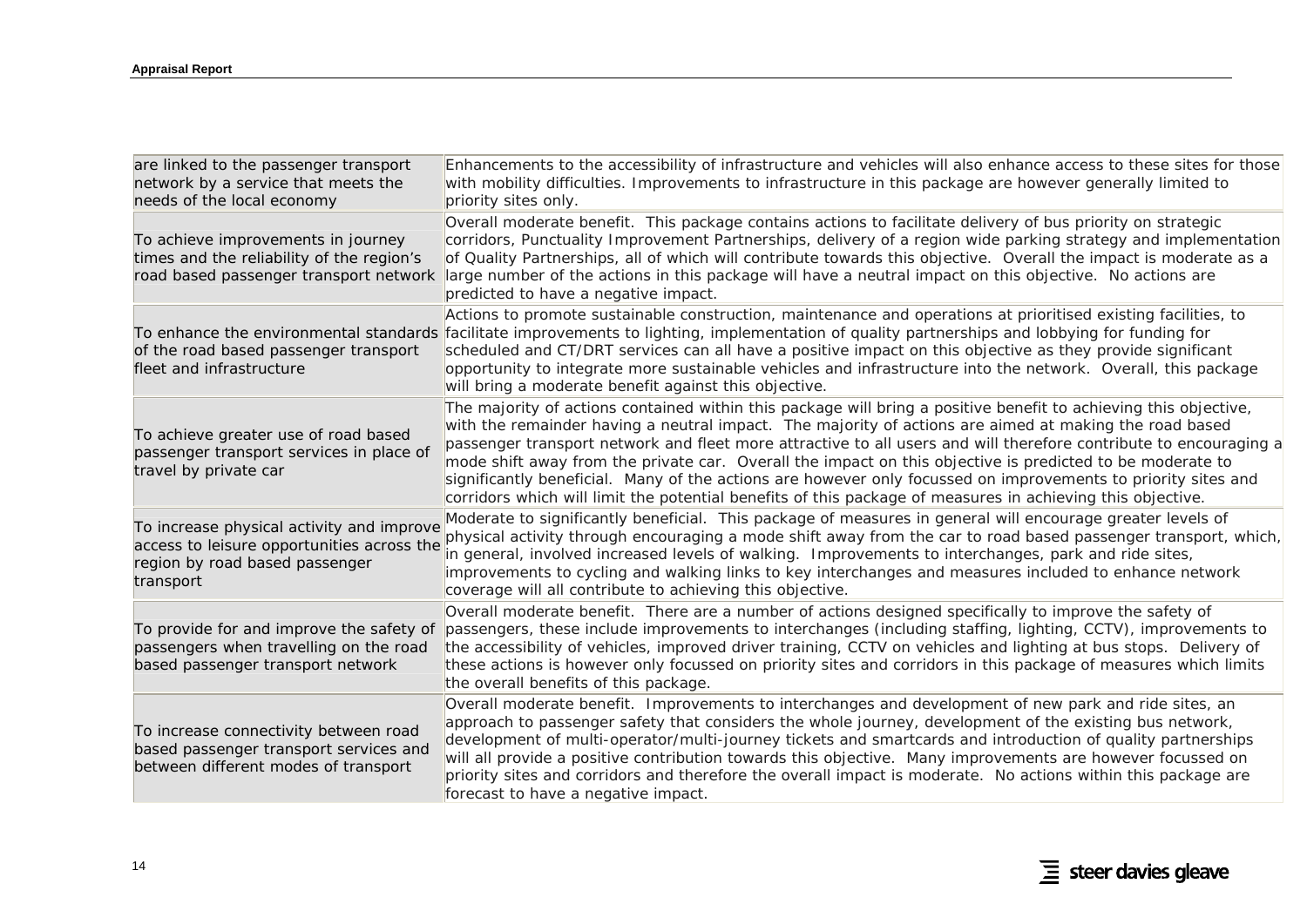| | |
|---|---|
| are linked to the passenger transport network by a service that meets the needs of the local economy | Enhancements to the accessibility of infrastructure and vehicles will also enhance access to these sites for those with mobility difficulties. Improvements to infrastructure in this package are however generally limited to priority sites only. |
| To achieve improvements in journey times and the reliability of the region's road based passenger transport network | Overall moderate benefit. This package contains actions to facilitate delivery of bus priority on strategic corridors, Punctuality Improvement Partnerships, delivery of a region wide parking strategy and implementation of Quality Partnerships, all of which will contribute towards this objective. Overall the impact is moderate as a large number of the actions in this package will have a neutral impact on this objective. No actions are predicted to have a negative impact. |
| To enhance the environmental standards of the road based passenger transport fleet and infrastructure | Actions to promote sustainable construction, maintenance and operations at prioritised existing facilities, to facilitate improvements to lighting, implementation of quality partnerships and lobbying for funding for scheduled and CT/DRT services can all have a positive impact on this objective as they provide significant opportunity to integrate more sustainable vehicles and infrastructure into the network. Overall, this package will bring a moderate benefit against this objective. |
| To achieve greater use of road based passenger transport services in place of travel by private car | The majority of actions contained within this package will bring a positive benefit to achieving this objective, with the remainder having a neutral impact. The majority of actions are aimed at making the road based passenger transport network and fleet more attractive to all users and will therefore contribute to encouraging a mode shift away from the private car. Overall the impact on this objective is predicted to be moderate to significantly beneficial. Many of the actions are however only focussed on improvements to priority sites and corridors which will limit the potential benefits of this package of measures in achieving this objective. |
| To increase physical activity and improve access to leisure opportunities across the region by road based passenger transport | Moderate to significantly beneficial. This package of measures in general will encourage greater levels of physical activity through encouraging a mode shift away from the car to road based passenger transport, which, in general, involved increased levels of walking. Improvements to interchanges, park and ride sites, improvements to cycling and walking links to key interchanges and measures included to enhance network coverage will all contribute to achieving this objective. |
| To provide for and improve the safety of passengers when travelling on the road based passenger transport network | Overall moderate benefit. There are a number of actions designed specifically to improve the safety of passengers, these include improvements to interchanges (including staffing, lighting, CCTV), improvements to the accessibility of vehicles, improved driver training, CCTV on vehicles and lighting at bus stops. Delivery of these actions is however only focussed on priority sites and corridors in this package of measures which limits the overall benefits of this package. |
| To increase connectivity between road based passenger transport services and between different modes of transport | Overall moderate benefit. Improvements to interchanges and development of new park and ride sites, an approach to passenger safety that considers the whole journey, development of the existing bus network, development of multi-operator/multi-journey tickets and smartcards and introduction of quality partnerships will all provide a positive contribution towards this objective. Many improvements are however focussed on priority sites and corridors and therefore the overall impact is moderate. No actions within this package are forecast to have a negative impact. |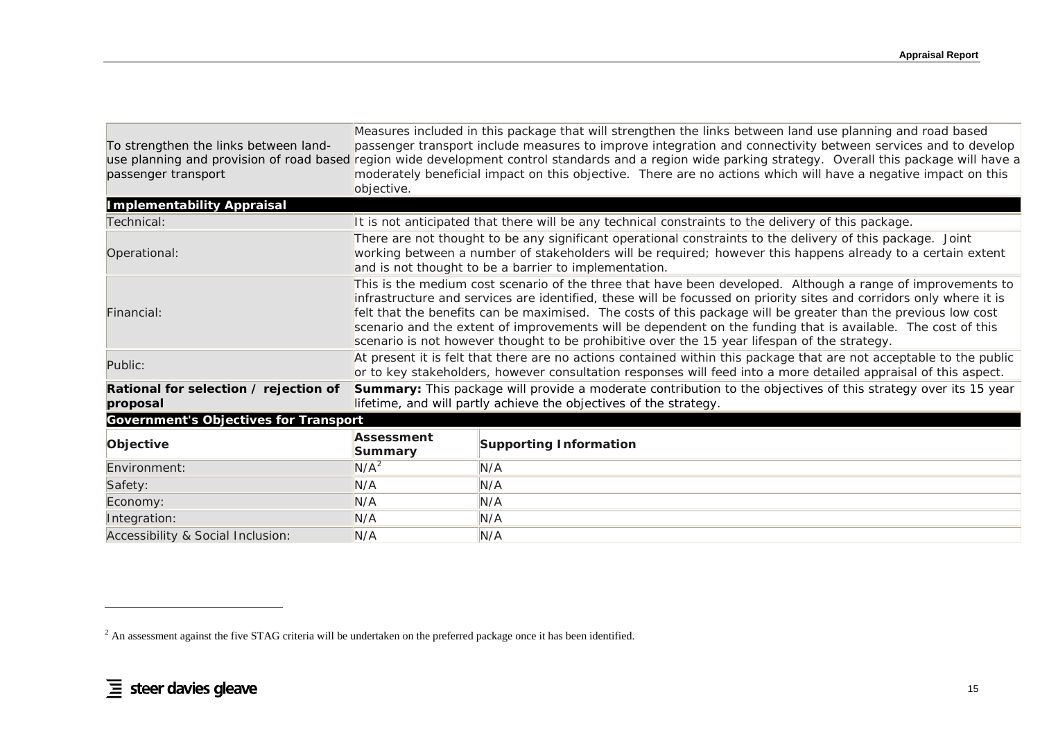| | |
|---|---|
| To strengthen the links between land-use planning and provision of road based passenger transport | Measures included in this package that will strengthen the links between land use planning and road based passenger transport include measures to improve integration and connectivity between services and to develop region wide development control standards and a region wide parking strategy. Overall this package will have a moderately beneficial impact on this objective. There are no actions which will have a negative impact on this objective. |
| **Implementability Appraisal** | |
| Technical: | It is not anticipated that there will be any technical constraints to the delivery of this package. |
| Operational: | There are not thought to be any significant operational constraints to the delivery of this package. Joint working between a number of stakeholders will be required; however this happens already to a certain extent and is not thought to be a barrier to implementation. |
| Financial: | This is the medium cost scenario of the three that have been developed. Although a range of improvements to infrastructure and services are identified, these will be focussed on priority sites and corridors only where it is felt that the benefits can be maximised. The costs of this package will be greater than the previous low cost scenario and the extent of improvements will be dependent on the funding that is available. The cost of this scenario is not however thought to be prohibitive over the 15 year lifespan of the strategy. |
| Public: | At present it is felt that there are no actions contained within this package that are not acceptable to the public or to key stakeholders, however consultation responses will feed into a more detailed appraisal of this aspect. |
| **Rational for selection / rejection of proposal** | **Summary:** This package will provide a moderate contribution to the objectives of this strategy over its 15 year lifetime, and will partly achieve the objectives of the strategy. |

**Government's Objectives for Transport**

| Objective | Assessment Summary | Supporting Information |
|---|---|---|
| Environment: | N/A[2] | N/A |
| Safety: | N/A | N/A |
| Economy: | N/A | N/A |
| Integration: | N/A | N/A |
| Accessibility & Social Inclusion: | N/A | N/A |

[2] An assessment against the five STAG criteria will be undertaken on the preferred package once it has been identified.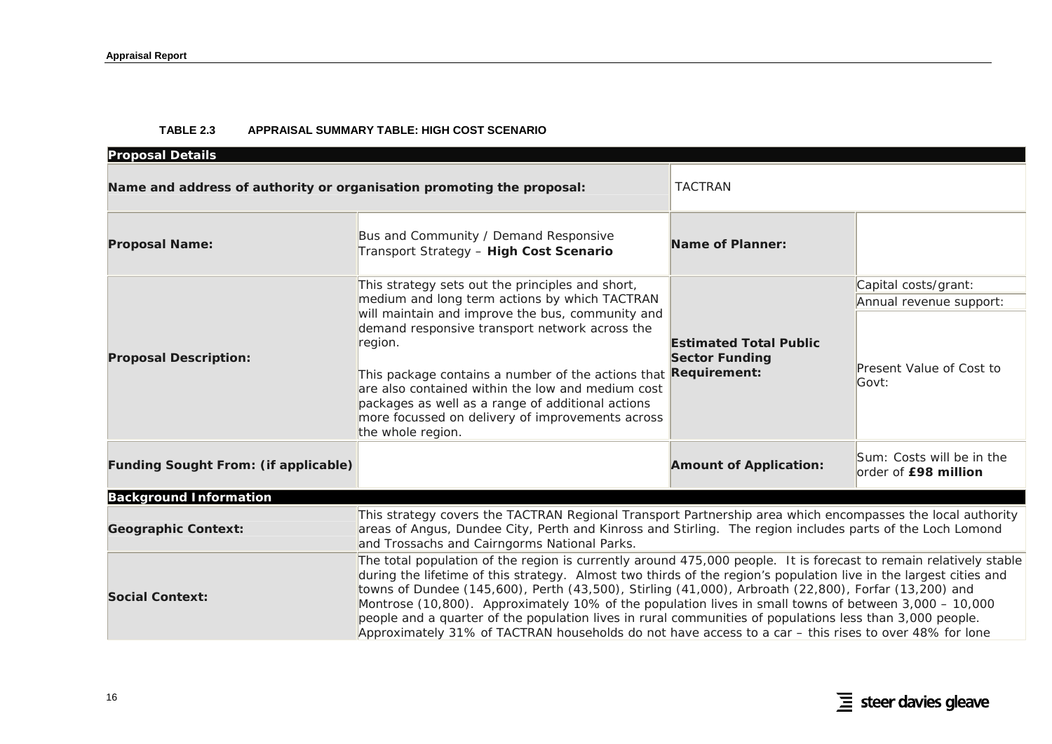**TABLE 2.3 APPRAISAL SUMMARY TABLE: HIGH COST SCENARIO**

| **Proposal Details** | | | |
|---|---|---|---|
| **Name and address of authority or organisation promoting the proposal:** | | TACTRAN | |
| **Proposal Name:** | Bus and Community / Demand Responsive Transport Strategy – **High Cost Scenario** | **Name of Planner:** | |
| **Proposal Description:** | This strategy sets out the principles and short, medium and long term actions by which TACTRAN will maintain and improve the bus, community and demand responsive transport network across the region.<br><br>This package contains a number of the actions that are also contained within the low and medium cost packages as well as a range of additional actions more focussed on delivery of improvements across the whole region. | **Estimated Total Public Sector Funding Requirement:** | Capital costs/grant:<br>Annual revenue support:<br>Present Value of Cost to Govt: |
| **Funding Sought From: (if applicable)** | | **Amount of Application:** | Sum: Costs will be in the order of **£98 million** |
| **Background Information** | | | |
| **Geographic Context:** | This strategy covers the TACTRAN Regional Transport Partnership area which encompasses the local authority areas of Angus, Dundee City, Perth and Kinross and Stirling. The region includes parts of the Loch Lomond and Trossachs and Cairngorms National Parks. | | |
| **Social Context:** | The total population of the region is currently around 475,000 people. It is forecast to remain relatively stable during the lifetime of this strategy. Almost two thirds of the region's population live in the largest cities and towns of Dundee (145,600), Perth (43,500), Stirling (41,000), Arbroath (22,800), Forfar (13,200) and Montrose (10,800). Approximately 10% of the population lives in small towns of between 3,000 – 10,000 people and a quarter of the population lives in rural communities of populations less than 3,000 people. Approximately 31% of TACTRAN households do not have access to a car – this rises to over 48% for lone | | |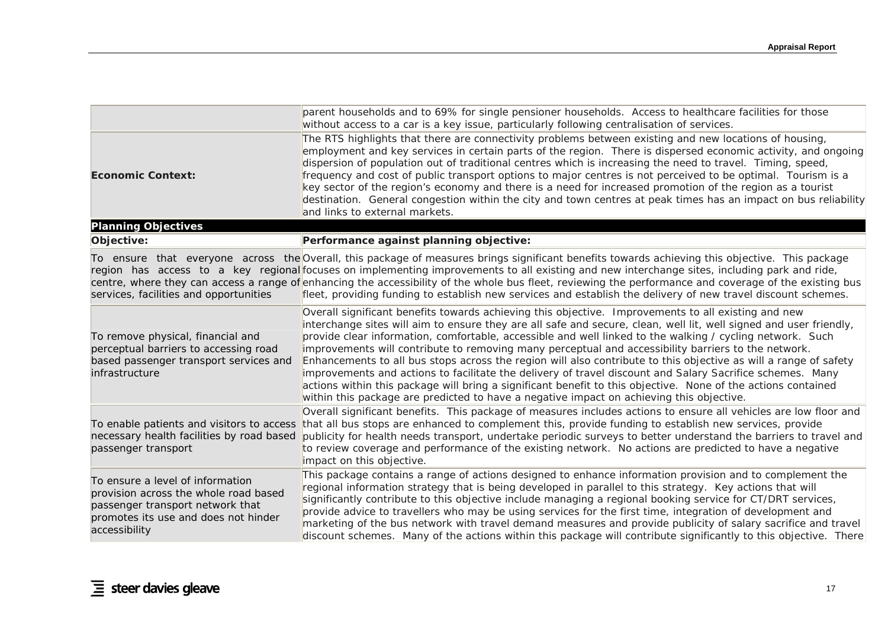| | |
|---|---|
| | parent households and to 69% for single pensioner households. Access to healthcare facilities for those without access to a car is a key issue, particularly following centralisation of services. |
| **Economic Context:** | The RTS highlights that there are connectivity problems between existing and new locations of housing, employment and key services in certain parts of the region. There is dispersed economic activity, and ongoing dispersion of population out of traditional centres which is increasing the need to travel. Timing, speed, frequency and cost of public transport options to major centres is not perceived to be optimal. Tourism is a key sector of the region's economy and there is a need for increased promotion of the region as a tourist destination. General congestion within the city and town centres at peak times has an impact on bus reliability and links to external markets. |

**Planning Objectives**

| Objective: | Performance against planning objective: |
|---|---|
| To ensure that everyone across the region has access to a key regional centre, where they can access a range of services, facilities and opportunities | Overall, this package of measures brings significant benefits towards achieving this objective. This package focuses on implementing improvements to all existing and new interchange sites, including park and ride, enhancing the accessibility of the whole bus fleet, reviewing the performance and coverage of the existing bus fleet, providing funding to establish new services and establish the delivery of new travel discount schemes. |
| To remove physical, financial and perceptual barriers to accessing road based passenger transport services and infrastructure | Overall significant benefits towards achieving this objective. Improvements to all existing and new interchange sites will aim to ensure they are all safe and secure, clean, well lit, well signed and user friendly, provide clear information, comfortable, accessible and well linked to the walking / cycling network. Such improvements will contribute to removing many perceptual and accessibility barriers to the network. Enhancements to all bus stops across the region will also contribute to this objective as will a range of safety improvements and actions to facilitate the delivery of travel discount and Salary Sacrifice schemes. Many actions within this package will bring a significant benefit to this objective. None of the actions contained within this package are predicted to have a negative impact on achieving this objective. |
| To enable patients and visitors to access necessary health facilities by road based passenger transport | Overall significant benefits. This package of measures includes actions to ensure all vehicles are low floor and that all bus stops are enhanced to complement this, provide funding to establish new services, provide publicity for health needs transport, undertake periodic surveys to better understand the barriers to travel and to review coverage and performance of the existing network. No actions are predicted to have a negative impact on this objective. |
| To ensure a level of information provision across the whole road based passenger transport network that promotes its use and does not hinder accessibility | This package contains a range of actions designed to enhance information provision and to complement the regional information strategy that is being developed in parallel to this strategy. Key actions that will significantly contribute to this objective include managing a regional booking service for CT/DRT services, provide advice to travellers who may be using services for the first time, integration of development and marketing of the bus network with travel demand measures and provide publicity of salary sacrifice and travel discount schemes. Many of the actions within this package will contribute significantly to this objective. There |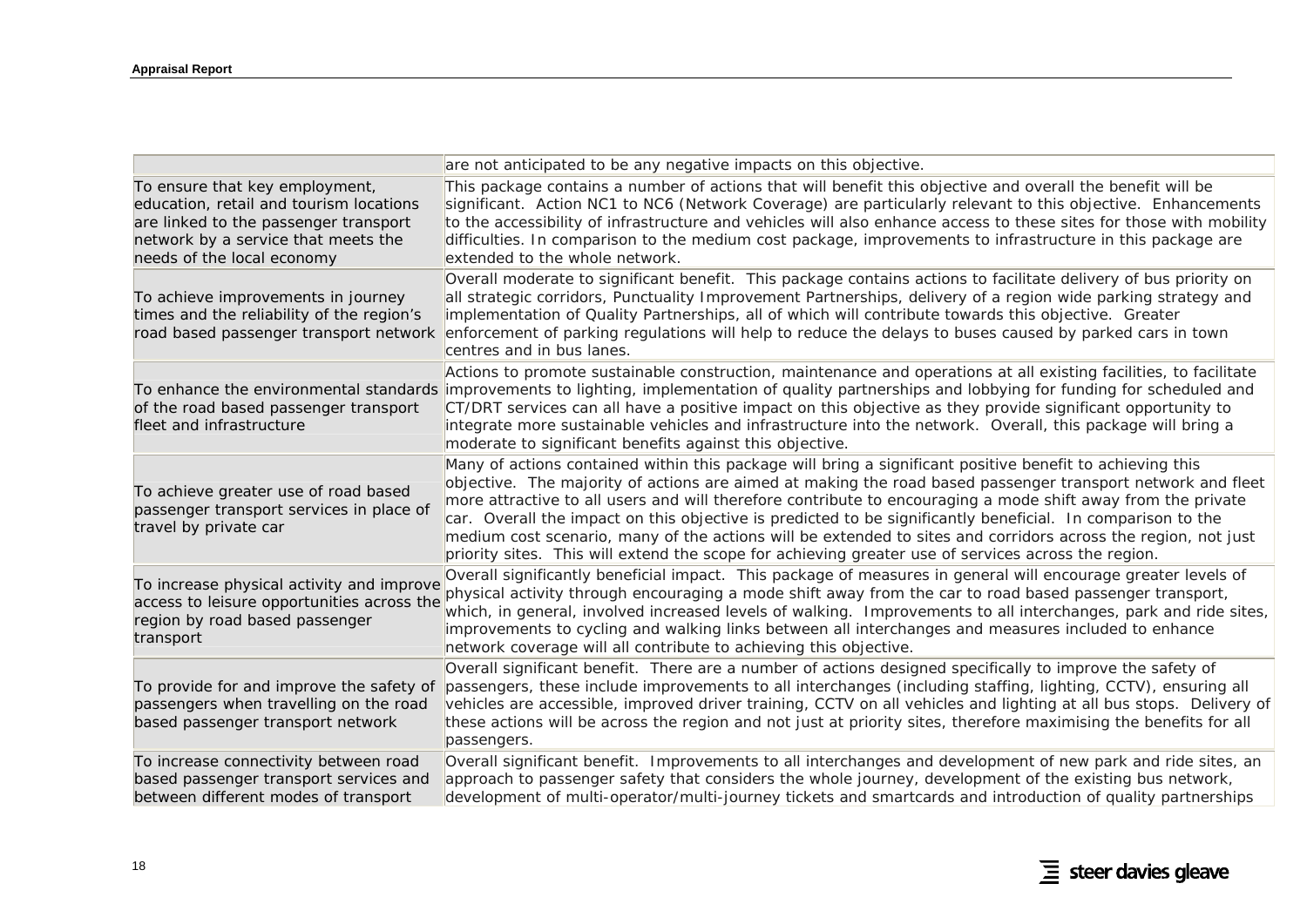| | |
|---|---|
| | are not anticipated to be any negative impacts on this objective. |
| To ensure that key employment, education, retail and tourism locations are linked to the passenger transport network by a service that meets the needs of the local economy | This package contains a number of actions that will benefit this objective and overall the benefit will be significant. Action NC1 to NC6 (Network Coverage) are particularly relevant to this objective. Enhancements to the accessibility of infrastructure and vehicles will also enhance access to these sites for those with mobility difficulties. In comparison to the medium cost package, improvements to infrastructure in this package are extended to the whole network. |
| To achieve improvements in journey times and the reliability of the region's road based passenger transport network | Overall moderate to significant benefit. This package contains actions to facilitate delivery of bus priority on all strategic corridors, Punctuality Improvement Partnerships, delivery of a region wide parking strategy and implementation of Quality Partnerships, all of which will contribute towards this objective. Greater enforcement of parking regulations will help to reduce the delays to buses caused by parked cars in town centres and in bus lanes. |
| To enhance the environmental standards of the road based passenger transport fleet and infrastructure | Actions to promote sustainable construction, maintenance and operations at all existing facilities, to facilitate improvements to lighting, implementation of quality partnerships and lobbying for funding for scheduled and CT/DRT services can all have a positive impact on this objective as they provide significant opportunity to integrate more sustainable vehicles and infrastructure into the network. Overall, this package will bring a moderate to significant benefits against this objective. |
| To achieve greater use of road based passenger transport services in place of travel by private car | Many of actions contained within this package will bring a significant positive benefit to achieving this objective. The majority of actions are aimed at making the road based passenger transport network and fleet more attractive to all users and will therefore contribute to encouraging a mode shift away from the private car. Overall the impact on this objective is predicted to be significantly beneficial. In comparison to the medium cost scenario, many of the actions will be extended to sites and corridors across the region, not just priority sites. This will extend the scope for achieving greater use of services across the region. |
| To increase physical activity and improve access to leisure opportunities across the region by road based passenger transport | Overall significantly beneficial impact. This package of measures in general will encourage greater levels of physical activity through encouraging a mode shift away from the car to road based passenger transport, which, in general, involved increased levels of walking. Improvements to all interchanges, park and ride sites, improvements to cycling and walking links between all interchanges and measures included to enhance network coverage will all contribute to achieving this objective. |
| To provide for and improve the safety of passengers when travelling on the road based passenger transport network | Overall significant benefit. There are a number of actions designed specifically to improve the safety of passengers, these include improvements to all interchanges (including staffing, lighting, CCTV), ensuring all vehicles are accessible, improved driver training, CCTV on all vehicles and lighting at all bus stops. Delivery of these actions will be across the region and not just at priority sites, therefore maximising the benefits for all passengers. |
| To increase connectivity between road based passenger transport services and between different modes of transport | Overall significant benefit. Improvements to all interchanges and development of new park and ride sites, an approach to passenger safety that considers the whole journey, development of the existing bus network, development of multi-operator/multi-journey tickets and smartcards and introduction of quality partnerships |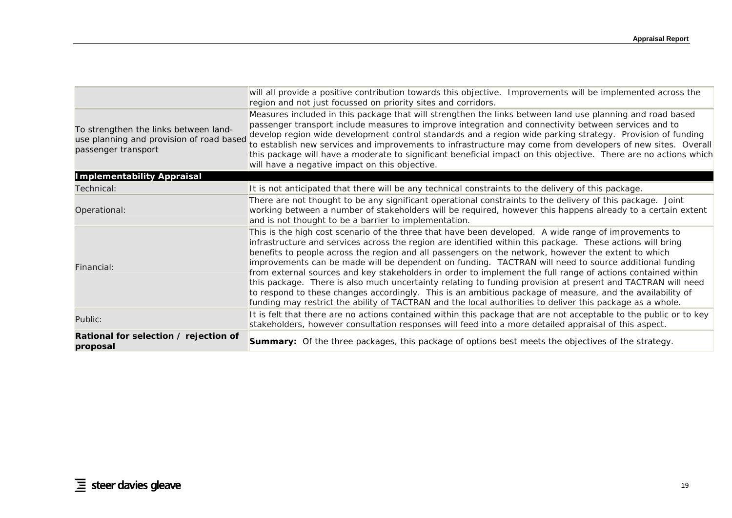| | |
|---|---|
| | will all provide a positive contribution towards this objective. Improvements will be implemented across the region and not just focussed on priority sites and corridors. |
| To strengthen the links between land-use planning and provision of road based passenger transport | Measures included in this package that will strengthen the links between land use planning and road based passenger transport include measures to improve integration and connectivity between services and to develop region wide development control standards and a region wide parking strategy. Provision of funding to establish new services and improvements to infrastructure may come from developers of new sites. Overall this package will have a moderate to significant beneficial impact on this objective. There are no actions which will have a negative impact on this objective. |
| **Implementability Appraisal** | |
| Technical: | It is not anticipated that there will be any technical constraints to the delivery of this package. |
| Operational: | There are not thought to be any significant operational constraints to the delivery of this package. Joint working between a number of stakeholders will be required, however this happens already to a certain extent and is not thought to be a barrier to implementation. |
| Financial: | This is the high cost scenario of the three that have been developed. A wide range of improvements to infrastructure and services across the region are identified within this package. These actions will bring benefits to people across the region and all passengers on the network, however the extent to which improvements can be made will be dependent on funding. TACTRAN will need to source additional funding from external sources and key stakeholders in order to implement the full range of actions contained within this package. There is also much uncertainty relating to funding provision at present and TACTRAN will need to respond to these changes accordingly. This is an ambitious package of measure, and the availability of funding may restrict the ability of TACTRAN and the local authorities to deliver this package as a whole. |
| Public: | It is felt that there are no actions contained within this package that are not acceptable to the public or to key stakeholders, however consultation responses will feed into a more detailed appraisal of this aspect. |
| **Rational for selection / rejection of proposal** | **Summary:** Of the three packages, this package of options best meets the objectives of the strategy. |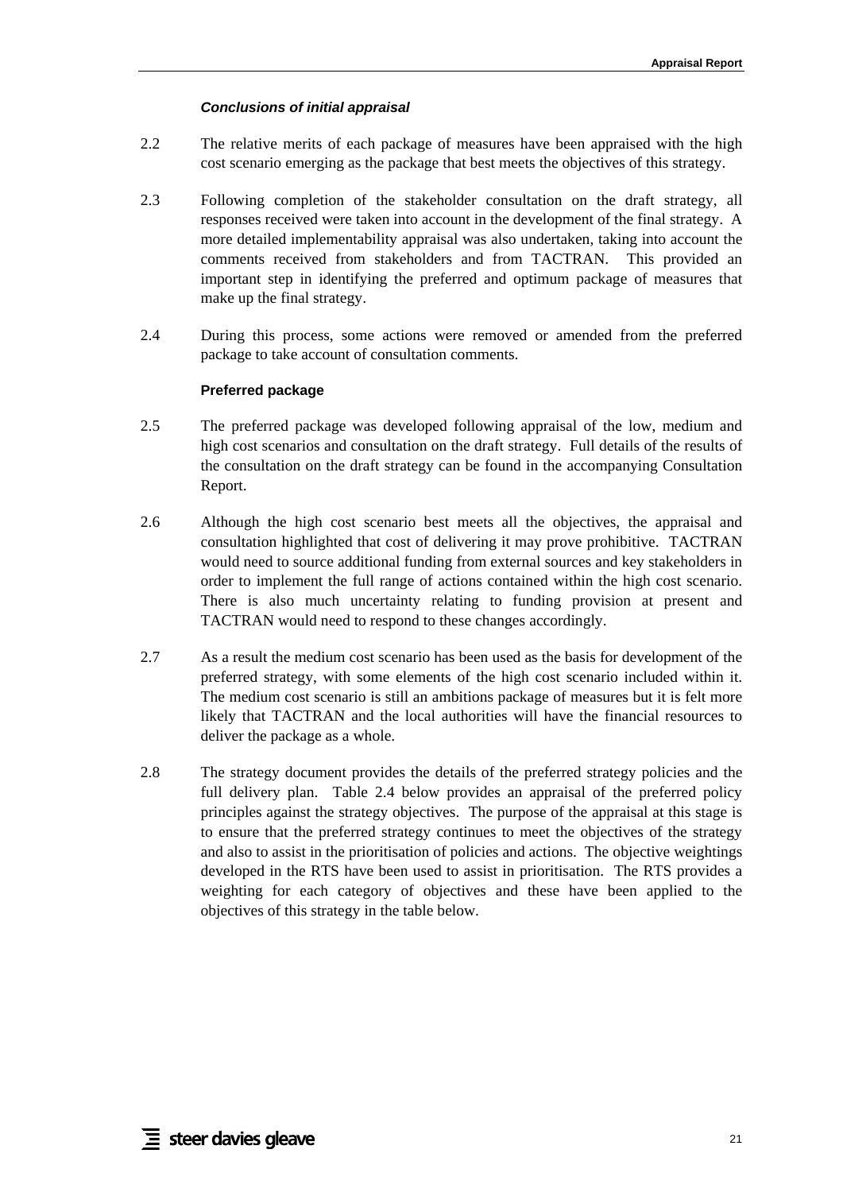### *Conclusions of initial appraisal*

2.2 The relative merits of each package of measures have been appraised with the high cost scenario emerging as the package that best meets the objectives of this strategy.

2.3 Following completion of the stakeholder consultation on the draft strategy, all responses received were taken into account in the development of the final strategy. A more detailed implementability appraisal was also undertaken, taking into account the comments received from stakeholders and from TACTRAN. This provided an important step in identifying the preferred and optimum package of measures that make up the final strategy.

2.4 During this process, some actions were removed or amended from the preferred package to take account of consultation comments.

### Preferred package

2.5 The preferred package was developed following appraisal of the low, medium and high cost scenarios and consultation on the draft strategy. Full details of the results of the consultation on the draft strategy can be found in the accompanying Consultation Report.

2.6 Although the high cost scenario best meets all the objectives, the appraisal and consultation highlighted that cost of delivering it may prove prohibitive. TACTRAN would need to source additional funding from external sources and key stakeholders in order to implement the full range of actions contained within the high cost scenario. There is also much uncertainty relating to funding provision at present and TACTRAN would need to respond to these changes accordingly.

2.7 As a result the medium cost scenario has been used as the basis for development of the preferred strategy, with some elements of the high cost scenario included within it. The medium cost scenario is still an ambitions package of measures but it is felt more likely that TACTRAN and the local authorities will have the financial resources to deliver the package as a whole.

2.8 The strategy document provides the details of the preferred strategy policies and the full delivery plan. Table 2.4 below provides an appraisal of the preferred policy principles against the strategy objectives. The purpose of the appraisal at this stage is to ensure that the preferred strategy continues to meet the objectives of the strategy and also to assist in the prioritisation of policies and actions. The objective weightings developed in the RTS have been used to assist in prioritisation. The RTS provides a weighting for each category of objectives and these have been applied to the objectives of this strategy in the table below.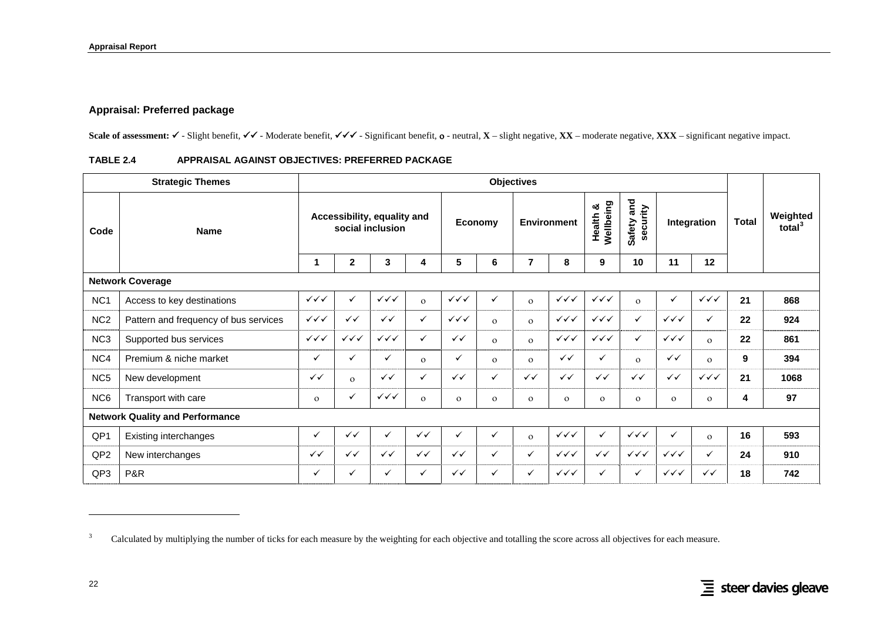### Appraisal: Preferred package

**Scale of assessment:** ✓ - Slight benefit, ✓✓ - Moderate benefit, ✓✓✓ - Significant benefit, **o** - neutral, **X** – slight negative, **XX** – moderate negative, **XXX** – significant negative impact.

**TABLE 2.4 APPRAISAL AGAINST OBJECTIVES: PREFERRED PACKAGE**

| Strategic Themes | | Objectives | | | | | | | | | | | | Total | Weighted total[3] |
|---|---|---|---|---|---|---|---|---|---|---|---|---|---|---|---|
| Code | Name | Accessibility, equality and social inclusion | | | | Economy | | Environment | | Health & Wellbeing | Safety and security | Integration | | | |
| | | 1 | 2 | 3 | 4 | 5 | 6 | 7 | 8 | 9 | 10 | 11 | 12 | | |
| **Network Coverage** | | | | | | | | | | | | | | | |
| NC1 | Access to key destinations | ✓✓✓ | ✓ | ✓✓✓ | o | ✓✓✓ | ✓ | o | ✓✓✓ | ✓✓✓ | o | ✓ | ✓✓✓ | 21 | 868 |
| NC2 | Pattern and frequency of bus services | ✓✓✓ | ✓✓ | ✓✓ | ✓ | ✓✓✓ | o | o | ✓✓✓ | ✓✓✓ | ✓ | ✓✓✓ | ✓ | 22 | 924 |
| NC3 | Supported bus services | ✓✓✓ | ✓✓✓ | ✓✓✓ | ✓ | ✓✓ | o | o | ✓✓✓ | ✓✓✓ | ✓ | ✓✓✓ | o | 22 | 861 |
| NC4 | Premium & niche market | ✓ | ✓ | ✓ | o | ✓ | o | o | ✓✓ | ✓ | o | ✓✓ | o | 9 | 394 |
| NC5 | New development | ✓✓ | o | ✓✓ | ✓ | ✓✓ | ✓ | ✓✓ | ✓✓ | ✓✓ | ✓✓ | ✓✓ | ✓✓✓ | 21 | 1068 |
| NC6 | Transport with care | o | ✓ | ✓✓✓ | o | o | o | o | o | o | o | o | o | 4 | 97 |
| **Network Quality and Performance** | | | | | | | | | | | | | | | |
| QP1 | Existing interchanges | ✓ | ✓✓ | ✓ | ✓✓ | ✓ | ✓ | o | ✓✓✓ | ✓ | ✓✓✓ | ✓ | o | 16 | 593 |
| QP2 | New interchanges | ✓✓ | ✓✓ | ✓✓ | ✓✓ | ✓✓ | ✓ | ✓ | ✓✓✓ | ✓✓ | ✓✓✓ | ✓✓✓ | ✓ | 24 | 910 |
| QP3 | P&R | ✓ | ✓ | ✓ | ✓ | ✓✓ | ✓ | ✓ | ✓✓✓ | ✓ | ✓ | ✓✓✓ | ✓✓ | 18 | 742 |

[3] Calculated by multiplying the number of ticks for each measure by the weighting for each objective and totalling the score across all objectives for each measure.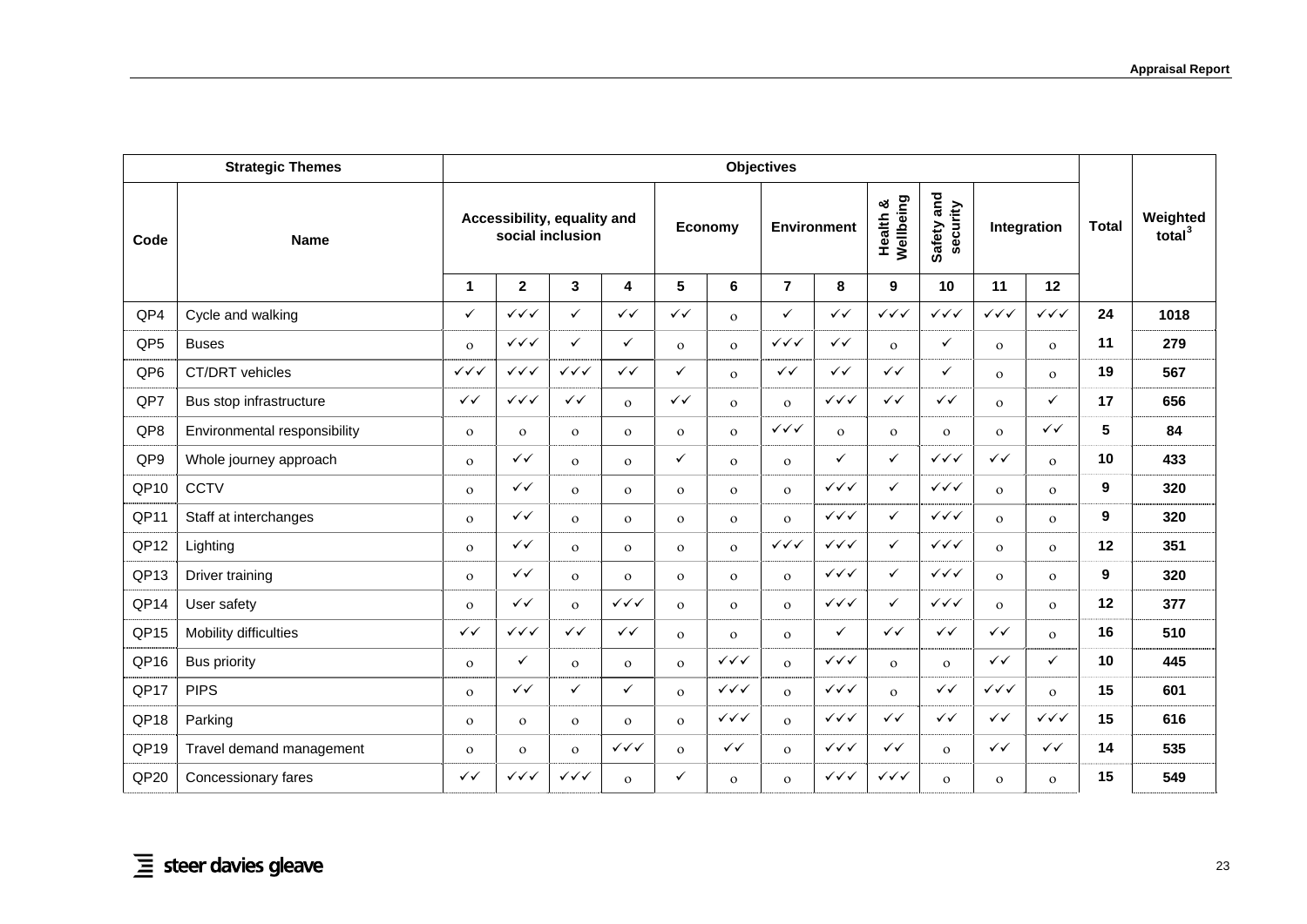| Strategic Themes | | Objectives | | | | | | | | | | | | Total | Weighted total[3] |
|---|---|---|---|---|---|---|---|---|---|---|---|---|---|---|---|
| Code | Name | Accessibility, equality and social inclusion | | | | Economy | | Environment | | Health & Wellbeing | Safety and security | Integration | | | |
| | | 1 | 2 | 3 | 4 | 5 | 6 | 7 | 8 | 9 | 10 | 11 | 12 | | |
| QP4 | Cycle and walking | ✓ | ✓✓✓ | ✓ | ✓✓ | ✓✓ | o | ✓ | ✓✓ | ✓✓✓ | ✓✓✓ | ✓✓✓ | ✓✓✓ | 24 | 1018 |
| QP5 | Buses | o | ✓✓✓ | ✓ | ✓ | o | o | ✓✓✓ | ✓✓ | o | ✓ | o | o | 11 | 279 |
| QP6 | CT/DRT vehicles | ✓✓✓ | ✓✓✓ | ✓✓✓ | ✓✓ | ✓ | o | ✓✓ | ✓✓ | ✓✓ | ✓ | o | o | 19 | 567 |
| QP7 | Bus stop infrastructure | ✓✓ | ✓✓✓ | ✓✓ | o | ✓✓ | o | o | ✓✓✓ | ✓✓ | ✓✓ | o | ✓ | 17 | 656 |
| QP8 | Environmental responsibility | o | o | o | o | o | o | ✓✓✓ | o | o | o | o | ✓✓ | 5 | 84 |
| QP9 | Whole journey approach | o | ✓✓ | o | o | ✓ | o | o | ✓ | ✓ | ✓✓✓ | ✓✓ | o | 10 | 433 |
| QP10 | CCTV | o | ✓✓ | o | o | o | o | o | ✓✓✓ | ✓ | ✓✓✓ | o | o | 9 | 320 |
| QP11 | Staff at interchanges | o | ✓✓ | o | o | o | o | o | ✓✓✓ | ✓ | ✓✓✓ | o | o | 9 | 320 |
| QP12 | Lighting | o | ✓✓ | o | o | o | o | ✓✓✓ | ✓✓✓ | ✓ | ✓✓✓ | o | o | 12 | 351 |
| QP13 | Driver training | o | ✓✓ | o | o | o | o | o | ✓✓✓ | ✓ | ✓✓✓ | o | o | 9 | 320 |
| QP14 | User safety | o | ✓✓ | o | ✓✓✓ | o | o | o | ✓✓✓ | ✓ | ✓✓✓ | o | o | 12 | 377 |
| QP15 | Mobility difficulties | ✓✓ | ✓✓✓ | ✓✓ | ✓✓ | o | o | o | ✓ | ✓✓ | ✓✓ | ✓✓ | o | 16 | 510 |
| QP16 | Bus priority | o | ✓ | o | o | o | ✓✓✓ | o | ✓✓✓ | o | o | ✓✓ | ✓ | 10 | 445 |
| QP17 | PIPS | o | ✓✓ | ✓ | ✓ | o | ✓✓✓ | o | ✓✓✓ | o | ✓✓ | ✓✓✓ | o | 15 | 601 |
| QP18 | Parking | o | o | o | o | o | ✓✓✓ | o | ✓✓✓ | ✓✓ | ✓✓ | ✓✓ | ✓✓✓ | 15 | 616 |
| QP19 | Travel demand management | o | o | o | ✓✓✓ | o | ✓✓ | o | ✓✓✓ | ✓✓ | o | ✓✓ | ✓✓ | 14 | 535 |
| QP20 | Concessionary fares | ✓✓ | ✓✓✓ | ✓✓✓ | o | ✓ | o | o | ✓✓✓ | ✓✓✓ | o | o | o | 15 | 549 |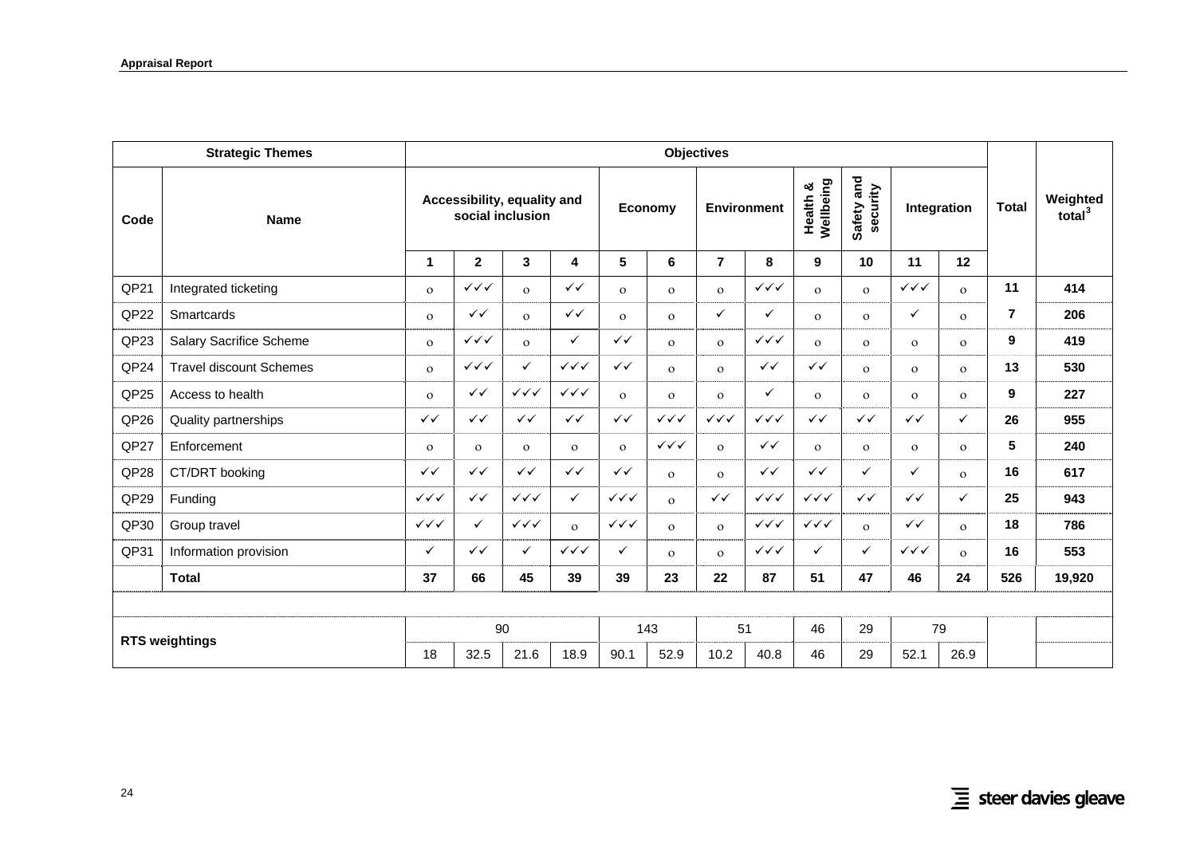| Strategic Themes | | Objectives | | | | | | | | | | | | Total | Weighted total[3] |
|---|---|---|---|---|---|---|---|---|---|---|---|---|---|---|---|
| Code | Name | Accessibility, equality and social inclusion | | | | Economy | | Environment | | Health & Wellbeing | Safety and security | Integration | | | |
| | | 1 | 2 | 3 | 4 | 5 | 6 | 7 | 8 | 9 | 10 | 11 | 12 | | |
| QP21 | Integrated ticketing | o | ✓✓✓ | o | ✓✓ | o | o | o | ✓✓✓ | o | o | ✓✓✓ | o | **11** | **414** |
| QP22 | Smartcards | o | ✓✓ | o | ✓✓ | o | o | ✓ | ✓ | o | o | ✓ | o | **7** | **206** |
| QP23 | Salary Sacrifice Scheme | o | ✓✓✓ | o | ✓ | ✓✓ | o | o | ✓✓✓ | o | o | o | o | **9** | **419** |
| QP24 | Travel discount Schemes | o | ✓✓✓ | ✓ | ✓✓✓ | ✓✓ | o | o | ✓✓ | ✓✓ | o | o | o | **13** | **530** |
| QP25 | Access to health | o | ✓✓ | ✓✓✓ | ✓✓✓ | o | o | o | ✓ | o | o | o | o | **9** | **227** |
| QP26 | Quality partnerships | ✓✓ | ✓✓ | ✓✓ | ✓✓ | ✓✓ | ✓✓✓ | ✓✓✓ | ✓✓✓ | ✓✓ | ✓✓ | ✓✓ | ✓ | **26** | **955** |
| QP27 | Enforcement | o | o | o | o | o | ✓✓✓ | o | ✓✓ | o | o | o | o | **5** | **240** |
| QP28 | CT/DRT booking | ✓✓ | ✓✓ | ✓✓ | ✓✓ | ✓✓ | o | o | ✓✓ | ✓✓ | ✓ | ✓ | o | **16** | **617** |
| QP29 | Funding | ✓✓✓ | ✓✓ | ✓✓✓ | ✓ | ✓✓✓ | o | ✓✓ | ✓✓✓ | ✓✓✓ | ✓✓ | ✓✓ | ✓ | **25** | **943** |
| QP30 | Group travel | ✓✓✓ | ✓ | ✓✓✓ | o | ✓✓✓ | o | o | ✓✓✓ | ✓✓✓ | o | ✓✓ | o | **18** | **786** |
| QP31 | Information provision | ✓ | ✓✓ | ✓ | ✓✓✓ | ✓ | o | o | ✓✓✓ | ✓ | ✓ | ✓✓✓ | o | **16** | **553** |
| | **Total** | **37** | **66** | **45** | **39** | **39** | **23** | **22** | **87** | **51** | **47** | **46** | **24** | **526** | **19,920** |
| | | | | | | | | | | | | | | | |
| **RTS weightings** | | 90 | | | | 143 | | 51 | | 46 | 29 | 79 | | | |
| | | 18 | 32.5 | 21.6 | 18.9 | 90.1 | 52.9 | 10.2 | 40.8 | 46 | 29 | 52.1 | 26.9 | | |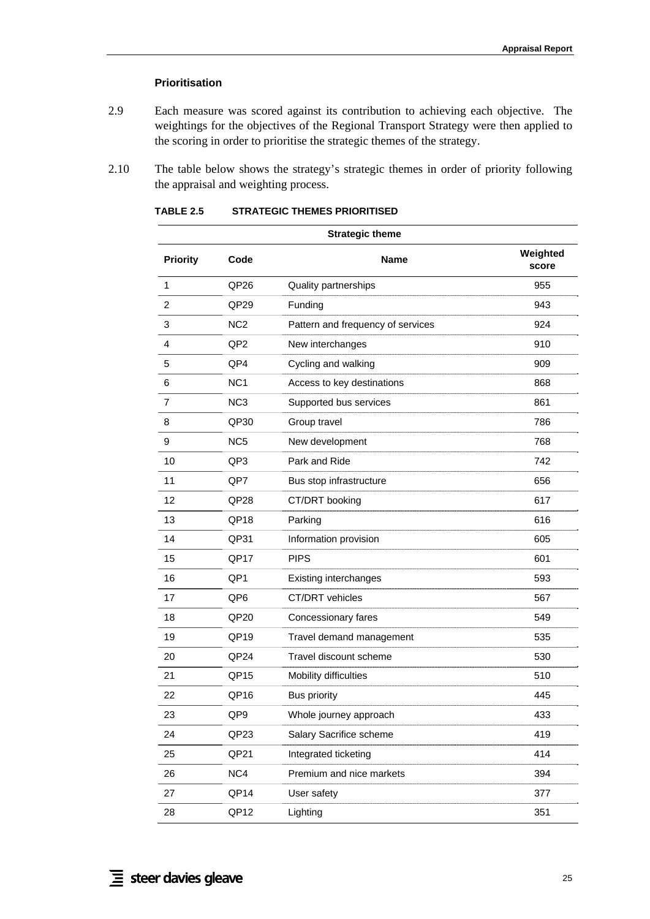### Prioritisation

2.9 Each measure was scored against its contribution to achieving each objective. The weightings for the objectives of the Regional Transport Strategy were then applied to the scoring in order to prioritise the strategic themes of the strategy.

2.10 The table below shows the strategy's strategic themes in order of priority following the appraisal and weighting process.

**TABLE 2.5 STRATEGIC THEMES PRIORITISED**

| Strategic theme | | | |
|---|---|---|---|
| **Priority** | **Code** | **Name** | **Weighted score** |
| 1 | QP26 | Quality partnerships | 955 |
| 2 | QP29 | Funding | 943 |
| 3 | NC2 | Pattern and frequency of services | 924 |
| 4 | QP2 | New interchanges | 910 |
| 5 | QP4 | Cycling and walking | 909 |
| 6 | NC1 | Access to key destinations | 868 |
| 7 | NC3 | Supported bus services | 861 |
| 8 | QP30 | Group travel | 786 |
| 9 | NC5 | New development | 768 |
| 10 | QP3 | Park and Ride | 742 |
| 11 | QP7 | Bus stop infrastructure | 656 |
| 12 | QP28 | CT/DRT booking | 617 |
| 13 | QP18 | Parking | 616 |
| 14 | QP31 | Information provision | 605 |
| 15 | QP17 | PIPS | 601 |
| 16 | QP1 | Existing interchanges | 593 |
| 17 | QP6 | CT/DRT vehicles | 567 |
| 18 | QP20 | Concessionary fares | 549 |
| 19 | QP19 | Travel demand management | 535 |
| 20 | QP24 | Travel discount scheme | 530 |
| 21 | QP15 | Mobility difficulties | 510 |
| 22 | QP16 | Bus priority | 445 |
| 23 | QP9 | Whole journey approach | 433 |
| 24 | QP23 | Salary Sacrifice scheme | 419 |
| 25 | QP21 | Integrated ticketing | 414 |
| 26 | NC4 | Premium and nice markets | 394 |
| 27 | QP14 | User safety | 377 |
| 28 | QP12 | Lighting | 351 |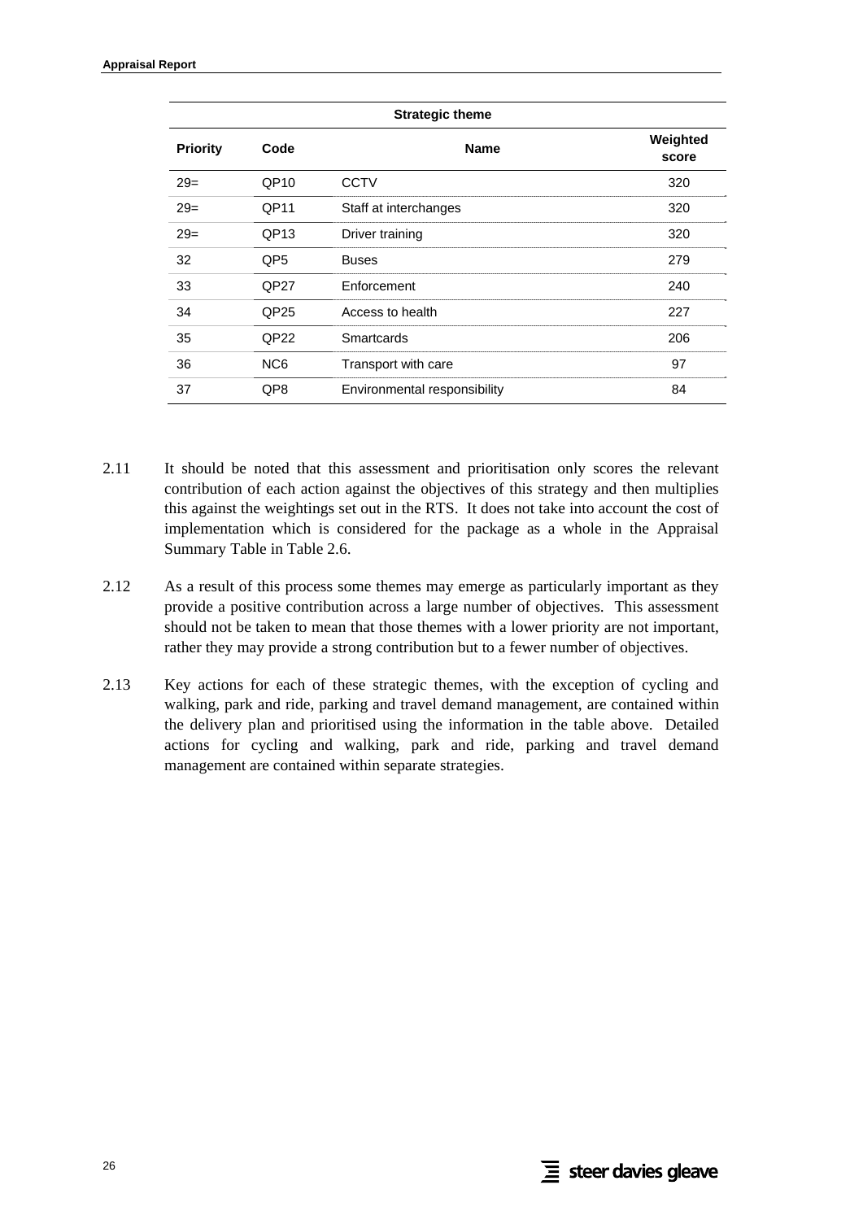| Strategic theme | | | |
|---|---|---|---|
| **Priority** | **Code** | **Name** | **Weighted score** |
| 29= | QP10 | CCTV | 320 |
| 29= | QP11 | Staff at interchanges | 320 |
| 29= | QP13 | Driver training | 320 |
| 32 | QP5 | Buses | 279 |
| 33 | QP27 | Enforcement | 240 |
| 34 | QP25 | Access to health | 227 |
| 35 | QP22 | Smartcards | 206 |
| 36 | NC6 | Transport with care | 97 |
| 37 | QP8 | Environmental responsibility | 84 |

2.11 It should be noted that this assessment and prioritisation only scores the relevant contribution of each action against the objectives of this strategy and then multiplies this against the weightings set out in the RTS. It does not take into account the cost of implementation which is considered for the package as a whole in the Appraisal Summary Table in Table 2.6.

2.12 As a result of this process some themes may emerge as particularly important as they provide a positive contribution across a large number of objectives. This assessment should not be taken to mean that those themes with a lower priority are not important, rather they may provide a strong contribution but to a fewer number of objectives.

2.13 Key actions for each of these strategic themes, with the exception of cycling and walking, park and ride, parking and travel demand management, are contained within the delivery plan and prioritised using the information in the table above. Detailed actions for cycling and walking, park and ride, parking and travel demand management are contained within separate strategies.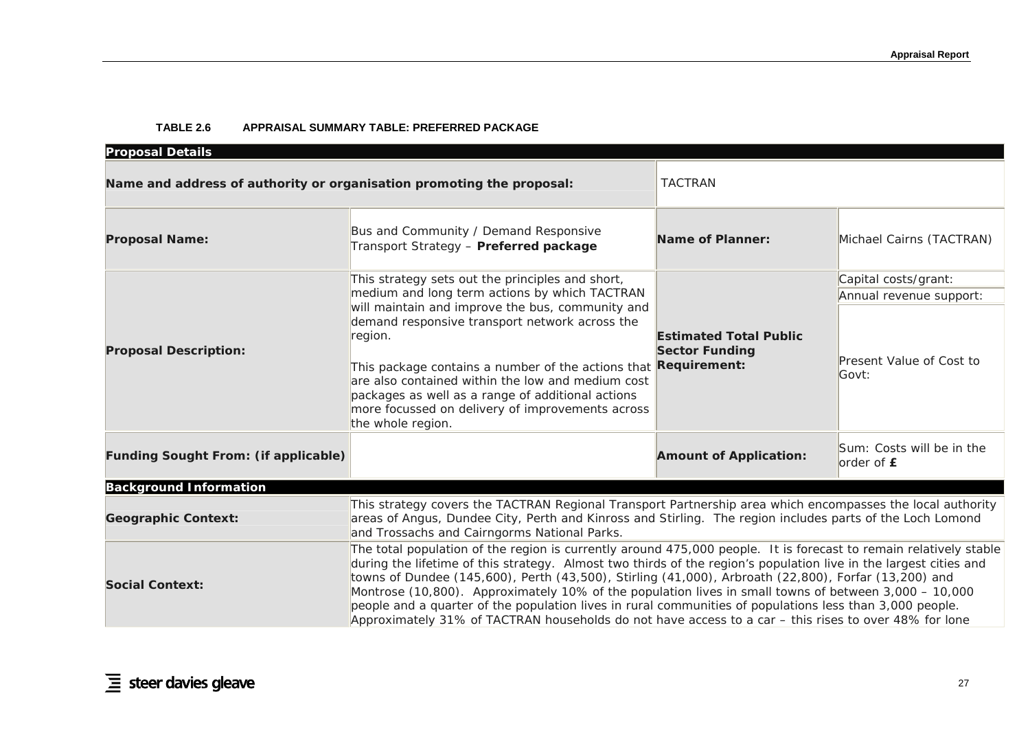**TABLE 2.6 APPRAISAL SUMMARY TABLE: PREFERRED PACKAGE**

| **Proposal Details** | | | |
|---|---|---|---|
| **Name and address of authority or organisation promoting the proposal:** | | TACTRAN | |
| **Proposal Name:** | Bus and Community / Demand Responsive Transport Strategy – **Preferred package** | **Name of Planner:** | Michael Cairns (TACTRAN) |
| **Proposal Description:** | This strategy sets out the principles and short, medium and long term actions by which TACTRAN will maintain and improve the bus, community and demand responsive transport network across the region.<br><br>This package contains a number of the actions that are also contained within the low and medium cost packages as well as a range of additional actions more focussed on delivery of improvements across the whole region. | **Estimated Total Public Sector Funding Requirement:** | Capital costs/grant:<br>Annual revenue support:<br>Present Value of Cost to Govt: |
| **Funding Sought From: (if applicable)** | | **Amount of Application:** | Sum: Costs will be in the order of **£** |
| **Background Information** | | | |
| **Geographic Context:** | This strategy covers the TACTRAN Regional Transport Partnership area which encompasses the local authority areas of Angus, Dundee City, Perth and Kinross and Stirling. The region includes parts of the Loch Lomond and Trossachs and Cairngorms National Parks. | | |
| **Social Context:** | The total population of the region is currently around 475,000 people. It is forecast to remain relatively stable during the lifetime of this strategy. Almost two thirds of the region's population live in the largest cities and towns of Dundee (145,600), Perth (43,500), Stirling (41,000), Arbroath (22,800), Forfar (13,200) and Montrose (10,800). Approximately 10% of the population lives in small towns of between 3,000 – 10,000 people and a quarter of the population lives in rural communities of populations less than 3,000 people. Approximately 31% of TACTRAN households do not have access to a car – this rises to over 48% for lone | | |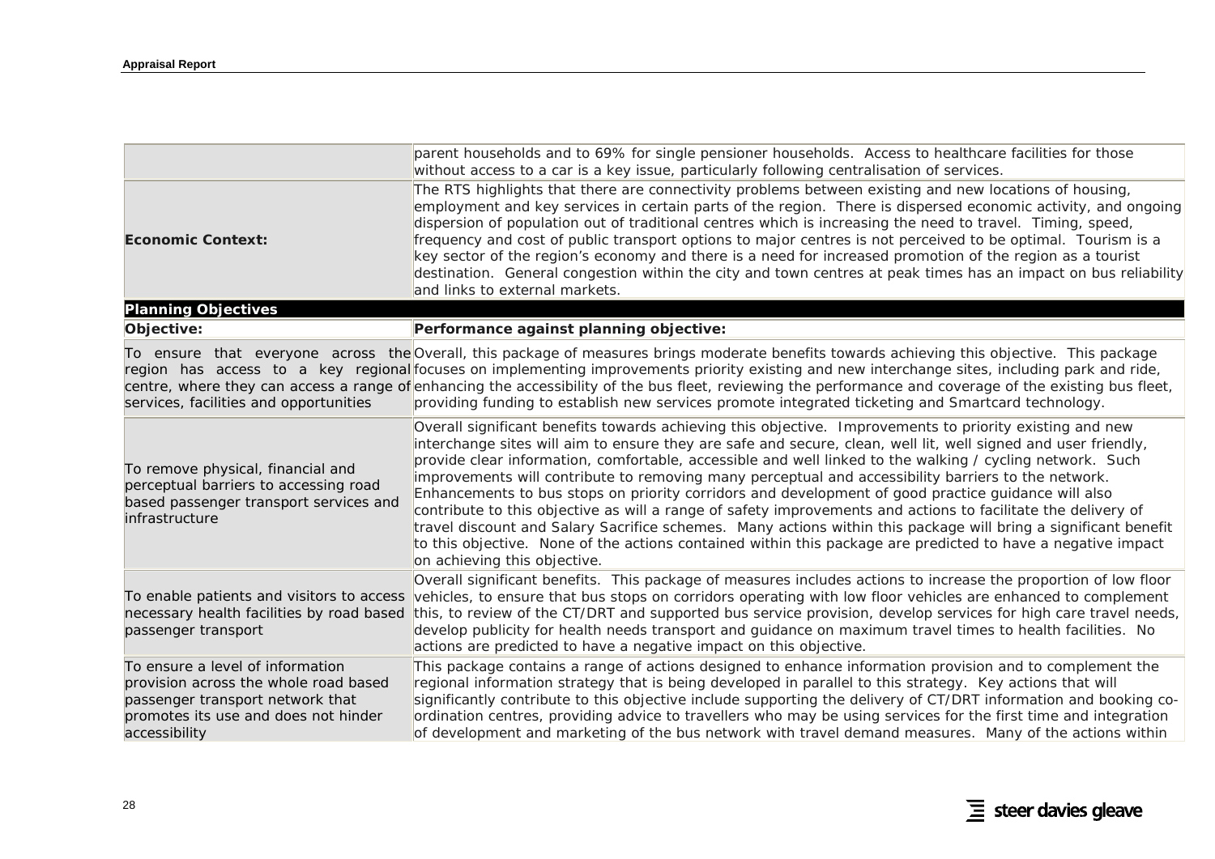| | |
|---|---|
| | parent households and to 69% for single pensioner households. Access to healthcare facilities for those without access to a car is a key issue, particularly following centralisation of services. |
| **Economic Context:** | The RTS highlights that there are connectivity problems between existing and new locations of housing, employment and key services in certain parts of the region. There is dispersed economic activity, and ongoing dispersion of population out of traditional centres which is increasing the need to travel. Timing, speed, frequency and cost of public transport options to major centres is not perceived to be optimal. Tourism is a key sector of the region's economy and there is a need for increased promotion of the region as a tourist destination. General congestion within the city and town centres at peak times has an impact on bus reliability and links to external markets. |
| **Planning Objectives** | |
| **Objective:** | **Performance against planning objective:** |
| To ensure that everyone across the region has access to a key regional centre, where they can access a range of services, facilities and opportunities | Overall, this package of measures brings moderate benefits towards achieving this objective. This package focuses on implementing improvements priority existing and new interchange sites, including park and ride, enhancing the accessibility of the bus fleet, reviewing the performance and coverage of the existing bus fleet, providing funding to establish new services promote integrated ticketing and Smartcard technology. |
| To remove physical, financial and perceptual barriers to accessing road based passenger transport services and infrastructure | Overall significant benefits towards achieving this objective. Improvements to priority existing and new interchange sites will aim to ensure they are safe and secure, clean, well lit, well signed and user friendly, provide clear information, comfortable, accessible and well linked to the walking / cycling network. Such improvements will contribute to removing many perceptual and accessibility barriers to the network. Enhancements to bus stops on priority corridors and development of good practice guidance will also contribute to this objective as will a range of safety improvements and actions to facilitate the delivery of travel discount and Salary Sacrifice schemes. Many actions within this package will bring a significant benefit to this objective. None of the actions contained within this package are predicted to have a negative impact on achieving this objective. |
| To enable patients and visitors to access necessary health facilities by road based passenger transport | Overall significant benefits. This package of measures includes actions to increase the proportion of low floor vehicles, to ensure that bus stops on corridors operating with low floor vehicles are enhanced to complement this, to review of the CT/DRT and supported bus service provision, develop services for high care travel needs, develop publicity for health needs transport and guidance on maximum travel times to health facilities. No actions are predicted to have a negative impact on this objective. |
| To ensure a level of information provision across the whole road based passenger transport network that promotes its use and does not hinder accessibility | This package contains a range of actions designed to enhance information provision and to complement the regional information strategy that is being developed in parallel to this strategy. Key actions that will significantly contribute to this objective include supporting the delivery of CT/DRT information and booking co-ordination centres, providing advice to travellers who may be using services for the first time and integration of development and marketing of the bus network with travel demand measures. Many of the actions within |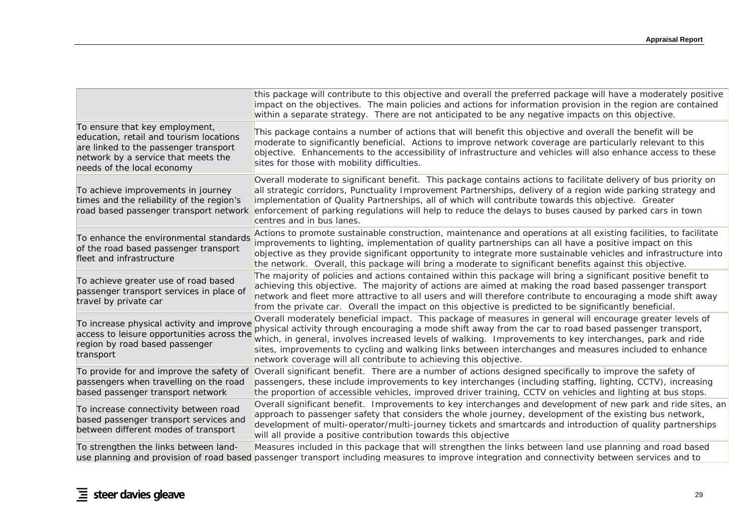| | |
|---|---|
| | this package will contribute to this objective and overall the preferred package will have a moderately positive impact on the objectives. The main policies and actions for information provision in the region are contained within a separate strategy. There are not anticipated to be any negative impacts on this objective. |
| To ensure that key employment, education, retail and tourism locations are linked to the passenger transport network by a service that meets the needs of the local economy | This package contains a number of actions that will benefit this objective and overall the benefit will be moderate to significantly beneficial. Actions to improve network coverage are particularly relevant to this objective. Enhancements to the accessibility of infrastructure and vehicles will also enhance access to these sites for those with mobility difficulties. |
| To achieve improvements in journey times and the reliability of the region's road based passenger transport network | Overall moderate to significant benefit. This package contains actions to facilitate delivery of bus priority on all strategic corridors, Punctuality Improvement Partnerships, delivery of a region wide parking strategy and implementation of Quality Partnerships, all of which will contribute towards this objective. Greater enforcement of parking regulations will help to reduce the delays to buses caused by parked cars in town centres and in bus lanes. |
| To enhance the environmental standards of the road based passenger transport fleet and infrastructure | Actions to promote sustainable construction, maintenance and operations at all existing facilities, to facilitate improvements to lighting, implementation of quality partnerships can all have a positive impact on this objective as they provide significant opportunity to integrate more sustainable vehicles and infrastructure into the network. Overall, this package will bring a moderate to significant benefits against this objective. |
| To achieve greater use of road based passenger transport services in place of travel by private car | The majority of policies and actions contained within this package will bring a significant positive benefit to achieving this objective. The majority of actions are aimed at making the road based passenger transport network and fleet more attractive to all users and will therefore contribute to encouraging a mode shift away from the private car. Overall the impact on this objective is predicted to be significantly beneficial. |
| To increase physical activity and improve access to leisure opportunities across the region by road based passenger transport | Overall moderately beneficial impact. This package of measures in general will encourage greater levels of physical activity through encouraging a mode shift away from the car to road based passenger transport, which, in general, involves increased levels of walking. Improvements to key interchanges, park and ride sites, improvements to cycling and walking links between interchanges and measures included to enhance network coverage will all contribute to achieving this objective. |
| To provide for and improve the safety of passengers when travelling on the road based passenger transport network | Overall significant benefit. There are a number of actions designed specifically to improve the safety of passengers, these include improvements to key interchanges (including staffing, lighting, CCTV), increasing the proportion of accessible vehicles, improved driver training, CCTV on vehicles and lighting at bus stops. |
| To increase connectivity between road based passenger transport services and between different modes of transport | Overall significant benefit. Improvements to key interchanges and development of new park and ride sites, an approach to passenger safety that considers the whole journey, development of the existing bus network, development of multi-operator/multi-journey tickets and smartcards and introduction of quality partnerships will all provide a positive contribution towards this objective |
| To strengthen the links between land-use planning and provision of road based | Measures included in this package that will strengthen the links between land use planning and road based passenger transport including measures to improve integration and connectivity between services and to |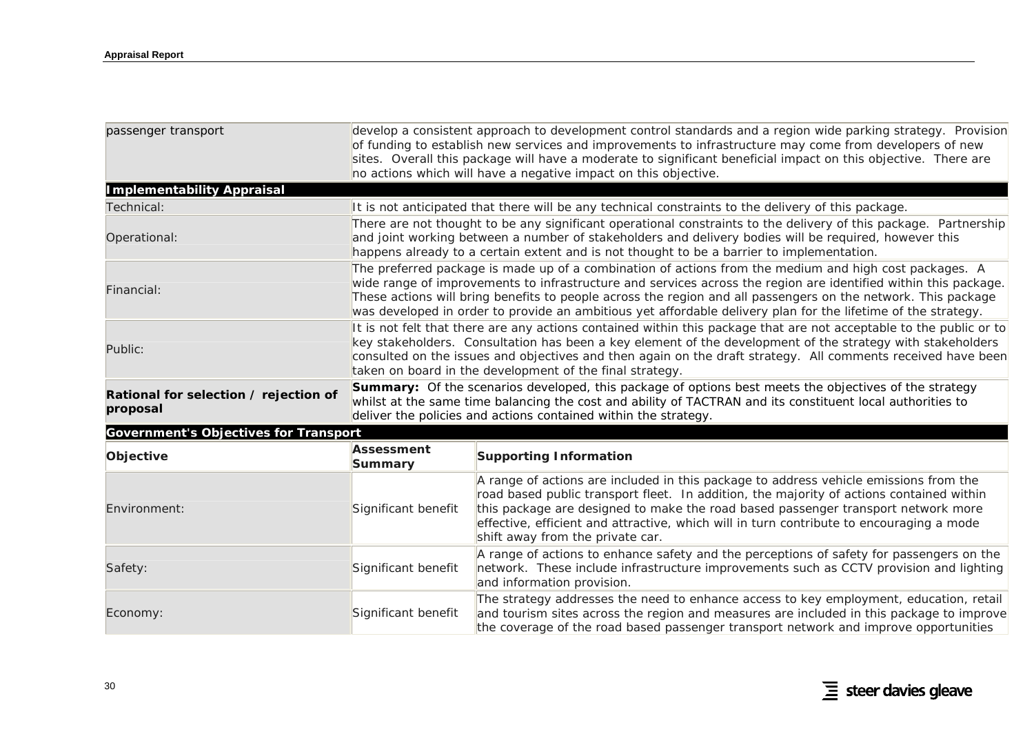| | |
|---|---|
| passenger transport | develop a consistent approach to development control standards and a region wide parking strategy. Provision of funding to establish new services and improvements to infrastructure may come from developers of new sites. Overall this package will have a moderate to significant beneficial impact on this objective. There are no actions which will have a negative impact on this objective. |
| **Implementability Appraisal** | |
| Technical: | It is not anticipated that there will be any technical constraints to the delivery of this package. |
| Operational: | There are not thought to be any significant operational constraints to the delivery of this package. Partnership and joint working between a number of stakeholders and delivery bodies will be required, however this happens already to a certain extent and is not thought to be a barrier to implementation. |
| Financial: | The preferred package is made up of a combination of actions from the medium and high cost packages. A wide range of improvements to infrastructure and services across the region are identified within this package. These actions will bring benefits to people across the region and all passengers on the network. This package was developed in order to provide an ambitious yet affordable delivery plan for the lifetime of the strategy. |
| Public: | It is not felt that there are any actions contained within this package that are not acceptable to the public or to key stakeholders. Consultation has been a key element of the development of the strategy with stakeholders consulted on the issues and objectives and then again on the draft strategy. All comments received have been taken on board in the development of the final strategy. |
| **Rational for selection / rejection of proposal** | **Summary:** Of the scenarios developed, this package of options best meets the objectives of the strategy whilst at the same time balancing the cost and ability of TACTRAN and its constituent local authorities to deliver the policies and actions contained within the strategy. |

**Government's Objectives for Transport**

| **Objective** | **Assessment Summary** | **Supporting Information** |
|---|---|---|
| Environment: | Significant benefit | A range of actions are included in this package to address vehicle emissions from the road based public transport fleet. In addition, the majority of actions contained within this package are designed to make the road based passenger transport network more effective, efficient and attractive, which will in turn contribute to encouraging a mode shift away from the private car. |
| Safety: | Significant benefit | A range of actions to enhance safety and the perceptions of safety for passengers on the network. These include infrastructure improvements such as CCTV provision and lighting and information provision. |
| Economy: | Significant benefit | The strategy addresses the need to enhance access to key employment, education, retail and tourism sites across the region and measures are included in this package to improve the coverage of the road based passenger transport network and improve opportunities |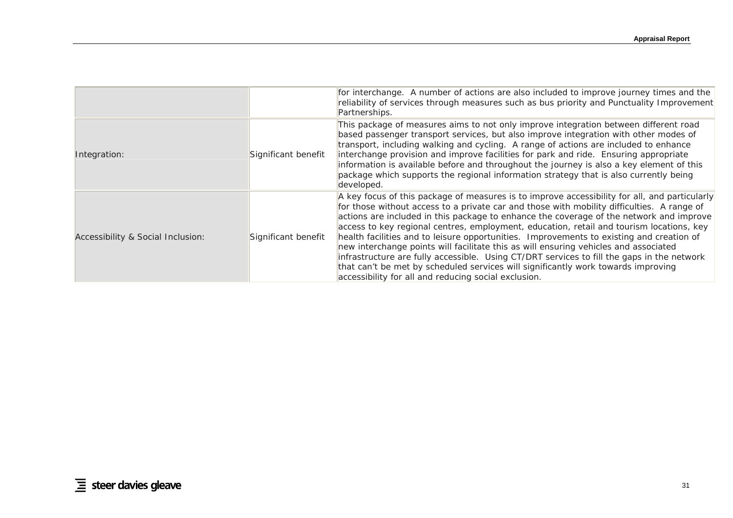| | | |
|---|---|---|
| | | for interchange. A number of actions are also included to improve journey times and the reliability of services through measures such as bus priority and Punctuality Improvement Partnerships. |
| Integration: | Significant benefit | This package of measures aims to not only improve integration between different road based passenger transport services, but also improve integration with other modes of transport, including walking and cycling. A range of actions are included to enhance interchange provision and improve facilities for park and ride. Ensuring appropriate information is available before and throughout the journey is also a key element of this package which supports the regional information strategy that is also currently being developed. |
| Accessibility & Social Inclusion: | Significant benefit | A key focus of this package of measures is to improve accessibility for all, and particularly for those without access to a private car and those with mobility difficulties. A range of actions are included in this package to enhance the coverage of the network and improve access to key regional centres, employment, education, retail and tourism locations, key health facilities and to leisure opportunities. Improvements to existing and creation of new interchange points will facilitate this as will ensuring vehicles and associated infrastructure are fully accessible. Using CT/DRT services to fill the gaps in the network that can't be met by scheduled services will significantly work towards improving accessibility for all and reducing social exclusion. |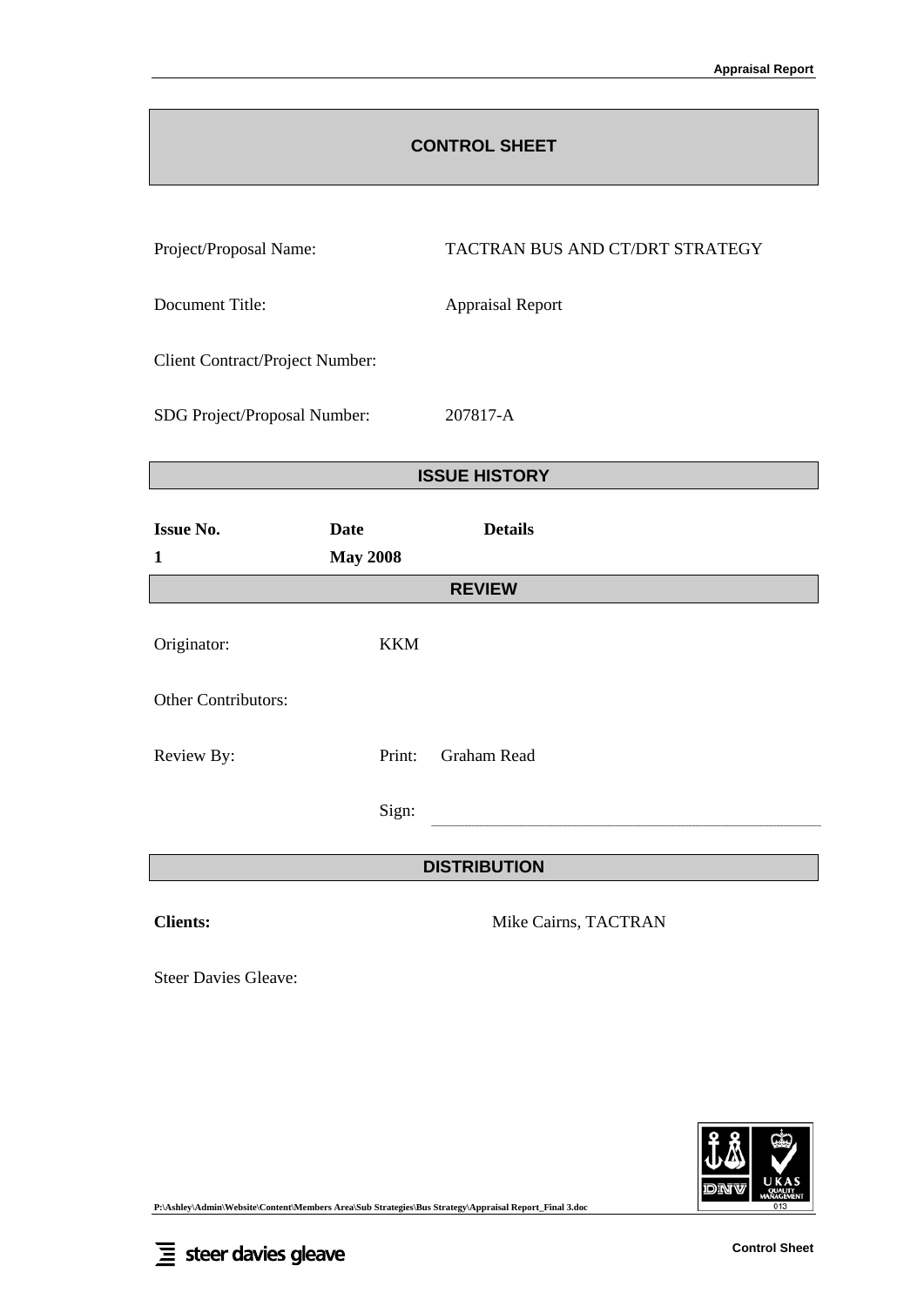## CONTROL SHEET

| | |
|---|---|
| Project/Proposal Name: | TACTRAN BUS AND CT/DRT STRATEGY |
| Document Title: | Appraisal Report |
| Client Contract/Project Number: | |
| SDG Project/Proposal Number: | 207817-A |

## ISSUE HISTORY

| **Issue No.** | **Date** | **Details** |
|---|---|---|
| **1** | **May 2008** | |

## REVIEW

| | | |
|---|---|---|
| Originator: | KKM | |
| Other Contributors: | | |
| Review By: | Print: | Graham Read |
| | Sign: | |

## DISTRIBUTION

**Clients:** Mike Cairns, TACTRAN

Steer Davies Gleave:

P:\Ashley\Admin\Website\Content\Members Area\Sub Strategies\Bus Strategy\Appraisal Report_Final 3.doc